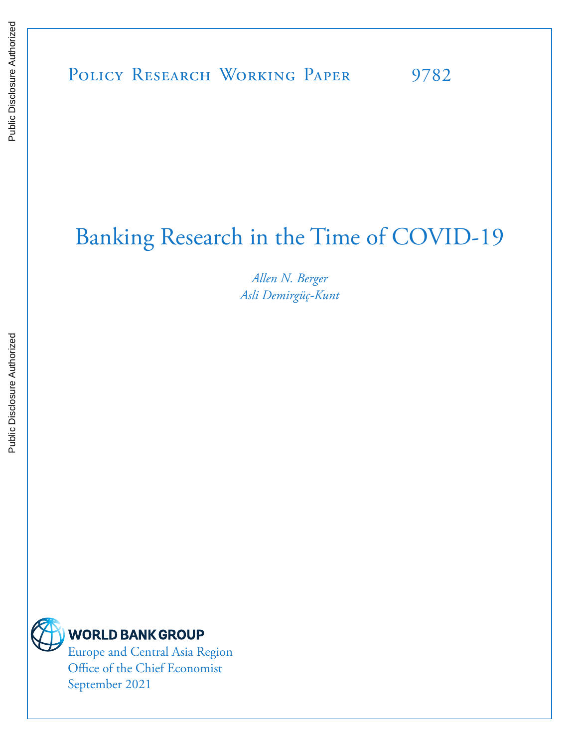Public Disclosure Authorized

Public Disclosure Authorized

Policy Research Working Paper 9782

# Banking Research in the Time of COVID-19

*Allen N. Berger*
*Asli Demirgüç-Kunt*

WORLD BANK GROUP
Europe and Central Asia Region
Office of the Chief Economist
September 2021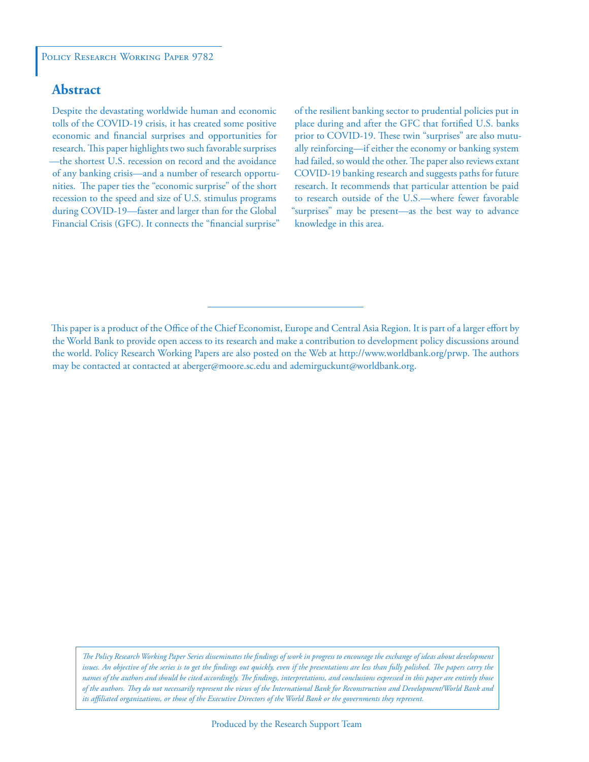Policy Research Working Paper 9782

## Abstract

Despite the devastating worldwide human and economic tolls of the COVID-19 crisis, it has created some positive economic and financial surprises and opportunities for research. This paper highlights two such favorable surprises—the shortest U.S. recession on record and the avoidance of any banking crisis—and a number of research opportunities. The paper ties the "economic surprise" of the short recession to the speed and size of U.S. stimulus programs during COVID-19—faster and larger than for the Global Financial Crisis (GFC). It connects the "financial surprise" of the resilient banking sector to prudential policies put in place during and after the GFC that fortified U.S. banks prior to COVID-19. These twin "surprises" are also mutually reinforcing—if either the economy or banking system had failed, so would the other. The paper also reviews extant COVID-19 banking research and suggests paths for future research. It recommends that particular attention be paid to research outside of the U.S.—where fewer favorable "surprises" may be present—as the best way to advance knowledge in this area.

This paper is a product of the Office of the Chief Economist, Europe and Central Asia Region. It is part of a larger effort by the World Bank to provide open access to its research and make a contribution to development policy discussions around the world. Policy Research Working Papers are also posted on the Web at http://www.worldbank.org/prwp. The authors may be contacted at contacted at aberger@moore.sc.edu and ademirguckunt@worldbank.org.

*The Policy Research Working Paper Series disseminates the findings of work in progress to encourage the exchange of ideas about development issues. An objective of the series is to get the findings out quickly, even if the presentations are less than fully polished. The papers carry the names of the authors and should be cited accordingly. The findings, interpretations, and conclusions expressed in this paper are entirely those of the authors. They do not necessarily represent the views of the International Bank for Reconstruction and Development/World Bank and its affiliated organizations, or those of the Executive Directors of the World Bank or the governments they represent.*

Produced by the Research Support Team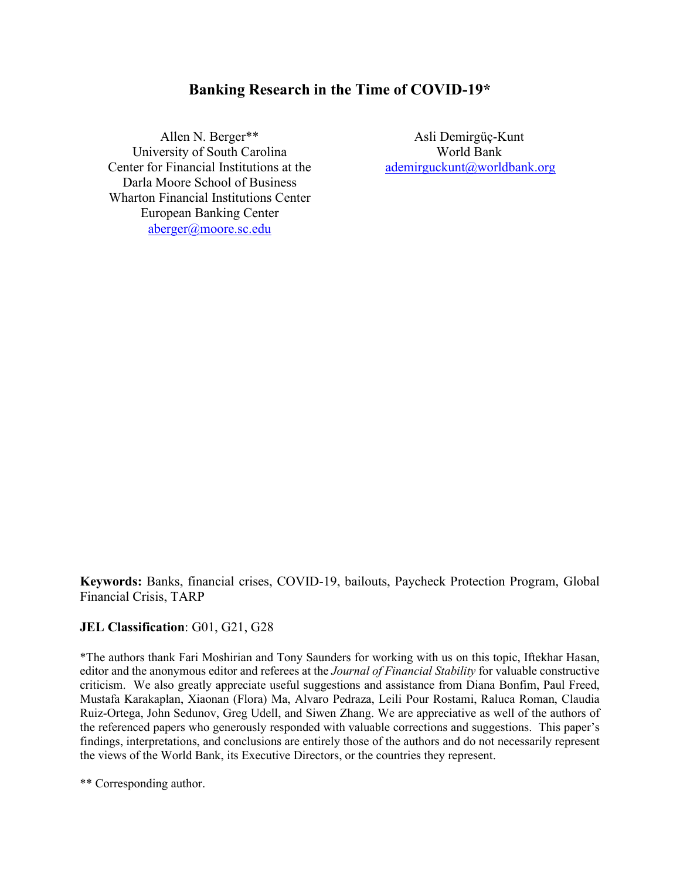# Banking Research in the Time of COVID-19*

Allen N. Berger**
University of South Carolina
Center for Financial Institutions at the Darla Moore School of Business
Wharton Financial Institutions Center
European Banking Center
aberger@moore.sc.edu

Asli Demirgüç-Kunt
World Bank
ademirguckunt@worldbank.org

**Keywords:** Banks, financial crises, COVID-19, bailouts, Paycheck Protection Program, Global Financial Crisis, TARP

**JEL Classification**: G01, G21, G28

*The authors thank Fari Moshirian and Tony Saunders for working with us on this topic, Iftekhar Hasan, editor and the anonymous editor and referees at the *Journal of Financial Stability* for valuable constructive criticism. We also greatly appreciate useful suggestions and assistance from Diana Bonfim, Paul Freed, Mustafa Karakaplan, Xiaonan (Flora) Ma, Alvaro Pedraza, Leili Pour Rostami, Raluca Roman, Claudia Ruiz-Ortega, John Sedunov, Greg Udell, and Siwen Zhang. We are appreciative as well of the authors of the referenced papers who generously responded with valuable corrections and suggestions. This paper's findings, interpretations, and conclusions are entirely those of the authors and do not necessarily represent the views of the World Bank, its Executive Directors, or the countries they represent.

** Corresponding author.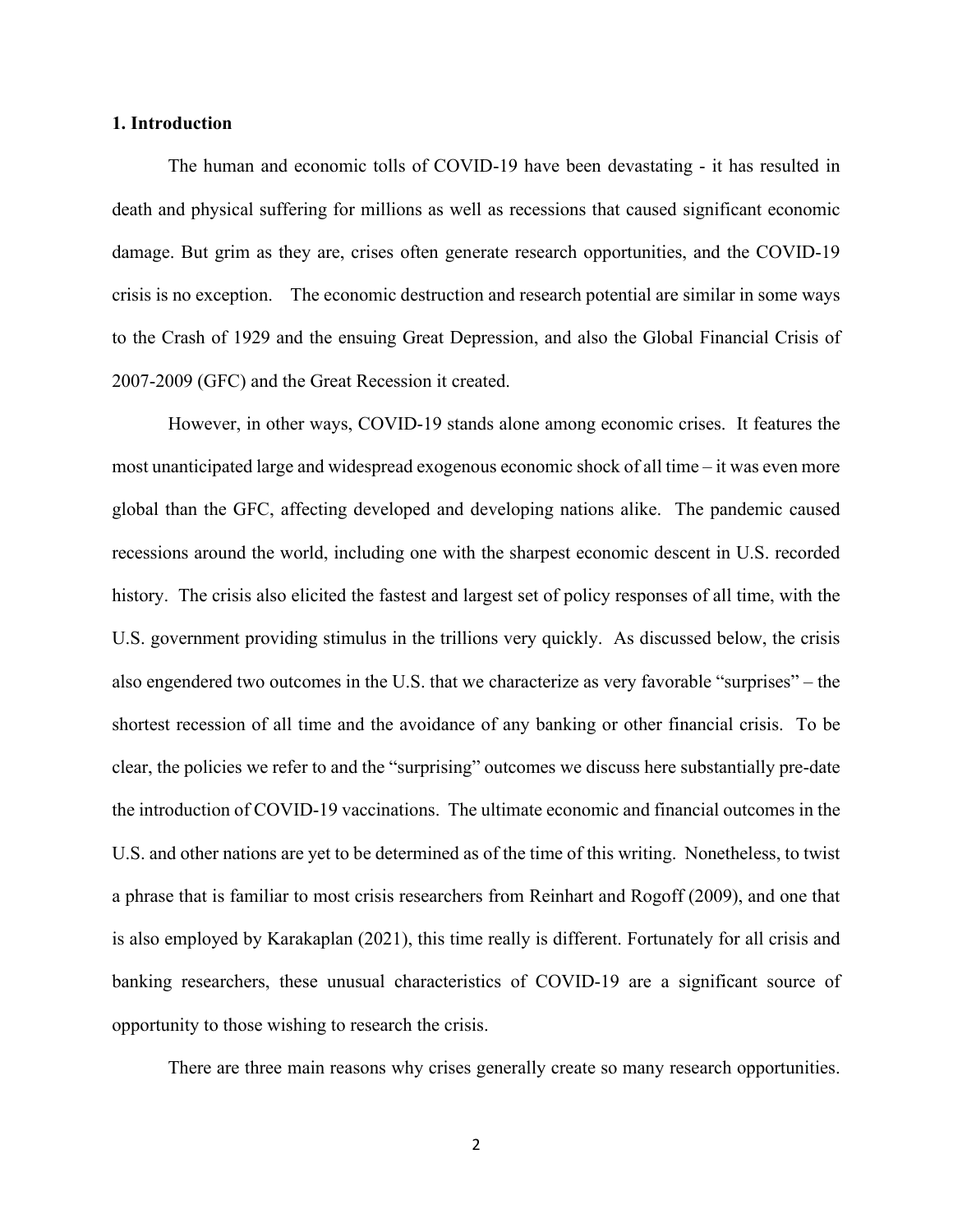## 1. Introduction

The human and economic tolls of COVID-19 have been devastating - it has resulted in death and physical suffering for millions as well as recessions that caused significant economic damage. But grim as they are, crises often generate research opportunities, and the COVID-19 crisis is no exception. The economic destruction and research potential are similar in some ways to the Crash of 1929 and the ensuing Great Depression, and also the Global Financial Crisis of 2007-2009 (GFC) and the Great Recession it created.

However, in other ways, COVID-19 stands alone among economic crises. It features the most unanticipated large and widespread exogenous economic shock of all time – it was even more global than the GFC, affecting developed and developing nations alike. The pandemic caused recessions around the world, including one with the sharpest economic descent in U.S. recorded history. The crisis also elicited the fastest and largest set of policy responses of all time, with the U.S. government providing stimulus in the trillions very quickly. As discussed below, the crisis also engendered two outcomes in the U.S. that we characterize as very favorable "surprises" – the shortest recession of all time and the avoidance of any banking or other financial crisis. To be clear, the policies we refer to and the "surprising" outcomes we discuss here substantially pre-date the introduction of COVID-19 vaccinations. The ultimate economic and financial outcomes in the U.S. and other nations are yet to be determined as of the time of this writing. Nonetheless, to twist a phrase that is familiar to most crisis researchers from Reinhart and Rogoff (2009), and one that is also employed by Karakaplan (2021), this time really is different. Fortunately for all crisis and banking researchers, these unusual characteristics of COVID-19 are a significant source of opportunity to those wishing to research the crisis.

There are three main reasons why crises generally create so many research opportunities.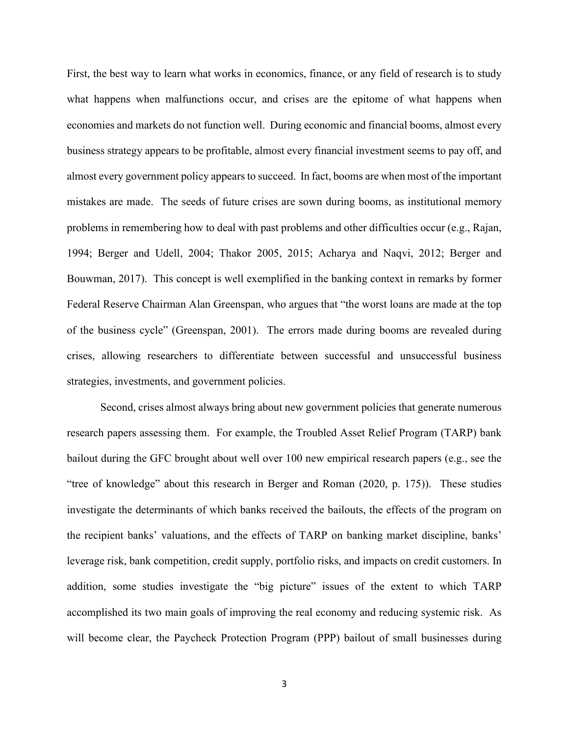First, the best way to learn what works in economics, finance, or any field of research is to study what happens when malfunctions occur, and crises are the epitome of what happens when economies and markets do not function well. During economic and financial booms, almost every business strategy appears to be profitable, almost every financial investment seems to pay off, and almost every government policy appears to succeed. In fact, booms are when most of the important mistakes are made. The seeds of future crises are sown during booms, as institutional memory problems in remembering how to deal with past problems and other difficulties occur (e.g., Rajan, 1994; Berger and Udell, 2004; Thakor 2005, 2015; Acharya and Naqvi, 2012; Berger and Bouwman, 2017). This concept is well exemplified in the banking context in remarks by former Federal Reserve Chairman Alan Greenspan, who argues that "the worst loans are made at the top of the business cycle" (Greenspan, 2001). The errors made during booms are revealed during crises, allowing researchers to differentiate between successful and unsuccessful business strategies, investments, and government policies.

Second, crises almost always bring about new government policies that generate numerous research papers assessing them. For example, the Troubled Asset Relief Program (TARP) bank bailout during the GFC brought about well over 100 new empirical research papers (e.g., see the "tree of knowledge" about this research in Berger and Roman (2020, p. 175)). These studies investigate the determinants of which banks received the bailouts, the effects of the program on the recipient banks' valuations, and the effects of TARP on banking market discipline, banks' leverage risk, bank competition, credit supply, portfolio risks, and impacts on credit customers. In addition, some studies investigate the "big picture" issues of the extent to which TARP accomplished its two main goals of improving the real economy and reducing systemic risk. As will become clear, the Paycheck Protection Program (PPP) bailout of small businesses during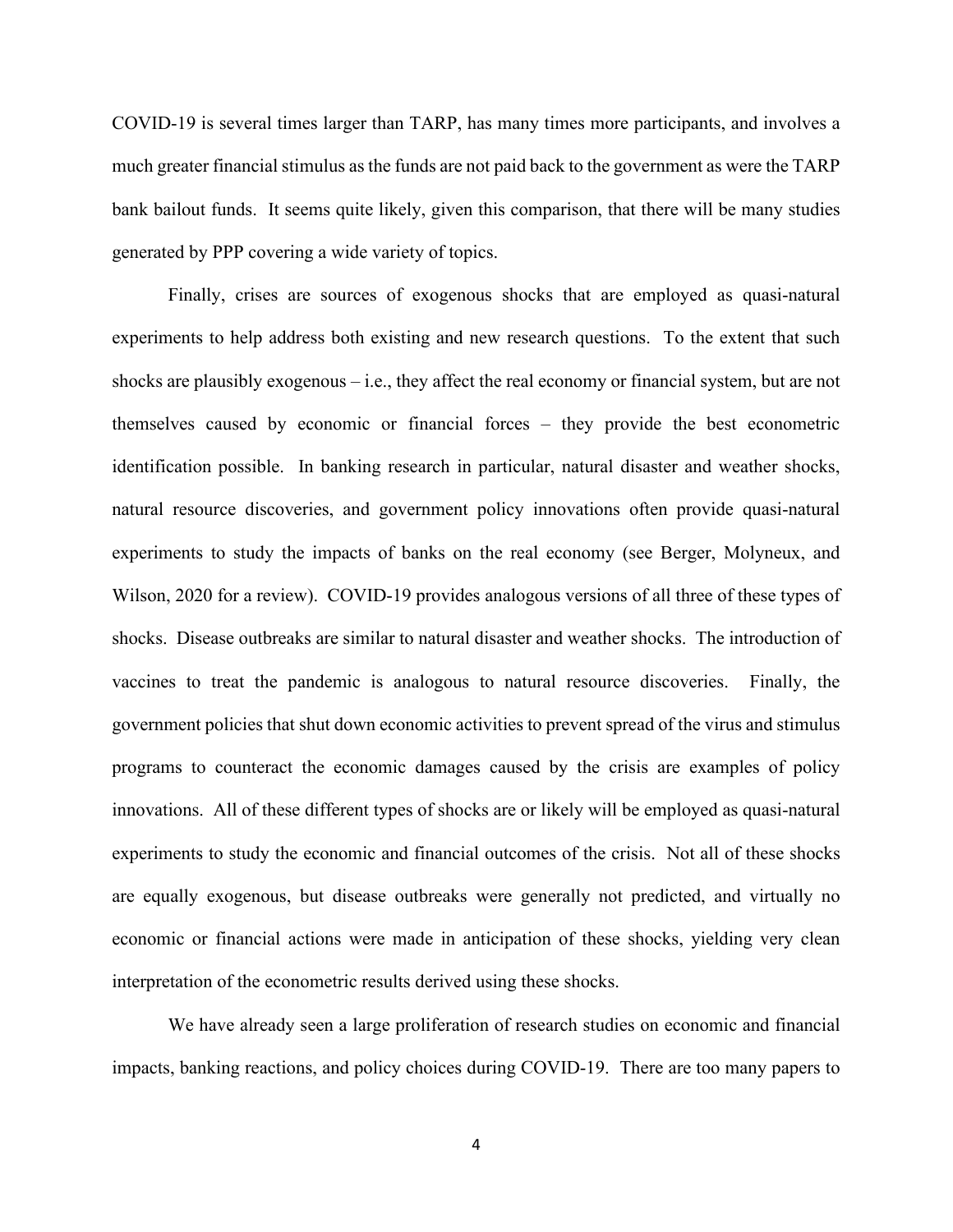COVID-19 is several times larger than TARP, has many times more participants, and involves a much greater financial stimulus as the funds are not paid back to the government as were the TARP bank bailout funds. It seems quite likely, given this comparison, that there will be many studies generated by PPP covering a wide variety of topics.

Finally, crises are sources of exogenous shocks that are employed as quasi-natural experiments to help address both existing and new research questions. To the extent that such shocks are plausibly exogenous – i.e., they affect the real economy or financial system, but are not themselves caused by economic or financial forces – they provide the best econometric identification possible. In banking research in particular, natural disaster and weather shocks, natural resource discoveries, and government policy innovations often provide quasi-natural experiments to study the impacts of banks on the real economy (see Berger, Molyneux, and Wilson, 2020 for a review). COVID-19 provides analogous versions of all three of these types of shocks. Disease outbreaks are similar to natural disaster and weather shocks. The introduction of vaccines to treat the pandemic is analogous to natural resource discoveries. Finally, the government policies that shut down economic activities to prevent spread of the virus and stimulus programs to counteract the economic damages caused by the crisis are examples of policy innovations. All of these different types of shocks are or likely will be employed as quasi-natural experiments to study the economic and financial outcomes of the crisis. Not all of these shocks are equally exogenous, but disease outbreaks were generally not predicted, and virtually no economic or financial actions were made in anticipation of these shocks, yielding very clean interpretation of the econometric results derived using these shocks.

We have already seen a large proliferation of research studies on economic and financial impacts, banking reactions, and policy choices during COVID-19. There are too many papers to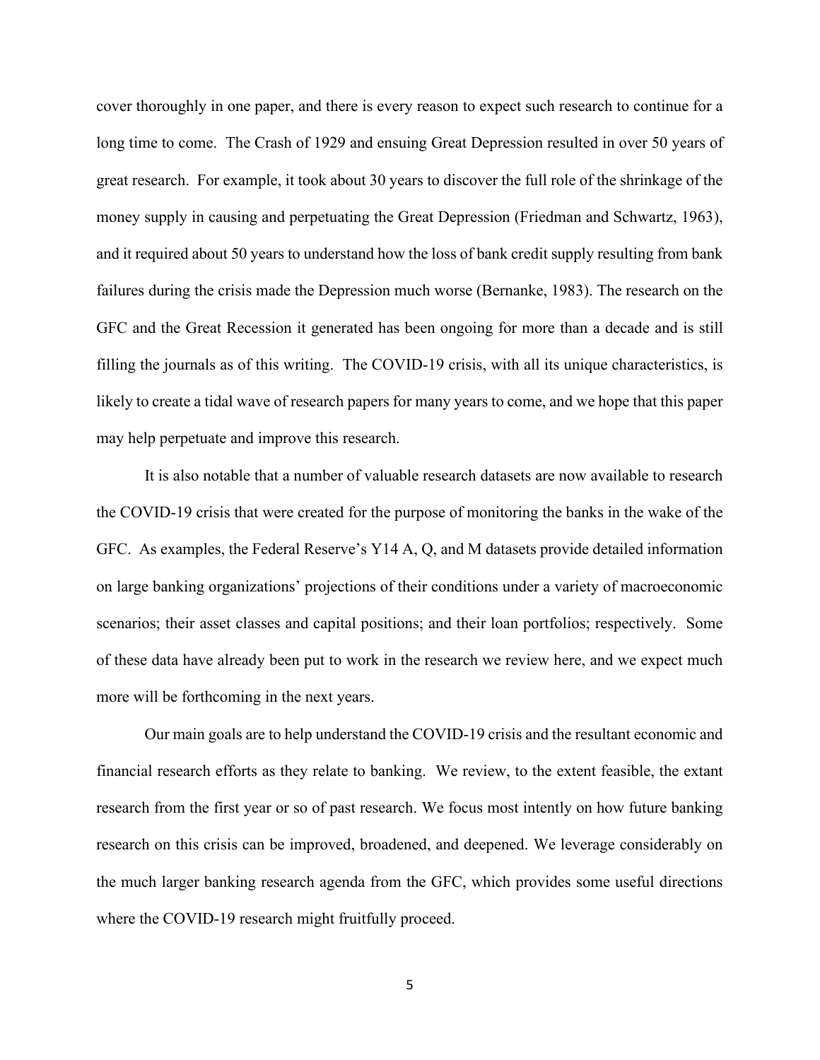cover thoroughly in one paper, and there is every reason to expect such research to continue for a long time to come. The Crash of 1929 and ensuing Great Depression resulted in over 50 years of great research. For example, it took about 30 years to discover the full role of the shrinkage of the money supply in causing and perpetuating the Great Depression (Friedman and Schwartz, 1963), and it required about 50 years to understand how the loss of bank credit supply resulting from bank failures during the crisis made the Depression much worse (Bernanke, 1983). The research on the GFC and the Great Recession it generated has been ongoing for more than a decade and is still filling the journals as of this writing. The COVID-19 crisis, with all its unique characteristics, is likely to create a tidal wave of research papers for many years to come, and we hope that this paper may help perpetuate and improve this research.

It is also notable that a number of valuable research datasets are now available to research the COVID-19 crisis that were created for the purpose of monitoring the banks in the wake of the GFC. As examples, the Federal Reserve's Y14 A, Q, and M datasets provide detailed information on large banking organizations' projections of their conditions under a variety of macroeconomic scenarios; their asset classes and capital positions; and their loan portfolios; respectively. Some of these data have already been put to work in the research we review here, and we expect much more will be forthcoming in the next years.

Our main goals are to help understand the COVID-19 crisis and the resultant economic and financial research efforts as they relate to banking. We review, to the extent feasible, the extant research from the first year or so of past research. We focus most intently on how future banking research on this crisis can be improved, broadened, and deepened. We leverage considerably on the much larger banking research agenda from the GFC, which provides some useful directions where the COVID-19 research might fruitfully proceed.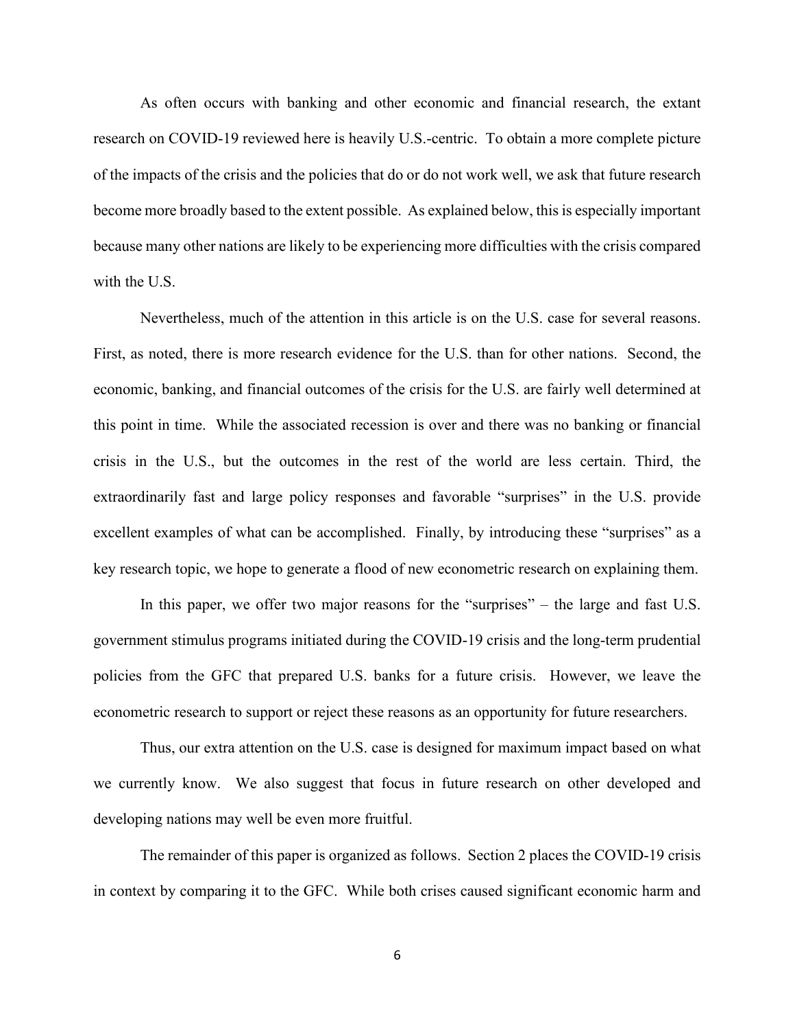As often occurs with banking and other economic and financial research, the extant research on COVID-19 reviewed here is heavily U.S.-centric. To obtain a more complete picture of the impacts of the crisis and the policies that do or do not work well, we ask that future research become more broadly based to the extent possible. As explained below, this is especially important because many other nations are likely to be experiencing more difficulties with the crisis compared with the U.S.

Nevertheless, much of the attention in this article is on the U.S. case for several reasons. First, as noted, there is more research evidence for the U.S. than for other nations. Second, the economic, banking, and financial outcomes of the crisis for the U.S. are fairly well determined at this point in time. While the associated recession is over and there was no banking or financial crisis in the U.S., but the outcomes in the rest of the world are less certain. Third, the extraordinarily fast and large policy responses and favorable "surprises" in the U.S. provide excellent examples of what can be accomplished. Finally, by introducing these "surprises" as a key research topic, we hope to generate a flood of new econometric research on explaining them.

In this paper, we offer two major reasons for the "surprises" – the large and fast U.S. government stimulus programs initiated during the COVID-19 crisis and the long-term prudential policies from the GFC that prepared U.S. banks for a future crisis. However, we leave the econometric research to support or reject these reasons as an opportunity for future researchers.

Thus, our extra attention on the U.S. case is designed for maximum impact based on what we currently know. We also suggest that focus in future research on other developed and developing nations may well be even more fruitful.

The remainder of this paper is organized as follows. Section 2 places the COVID-19 crisis in context by comparing it to the GFC. While both crises caused significant economic harm and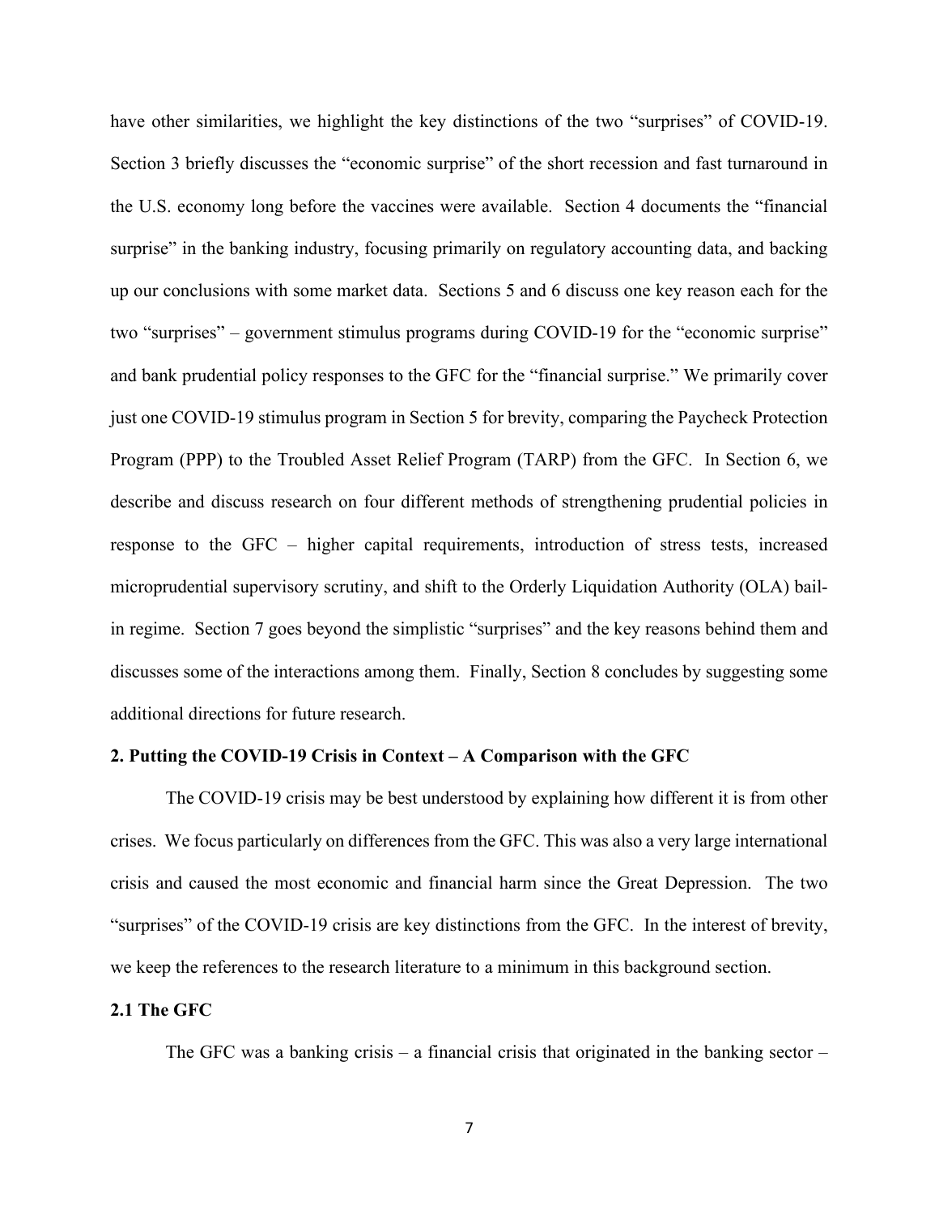have other similarities, we highlight the key distinctions of the two "surprises" of COVID-19. Section 3 briefly discusses the "economic surprise" of the short recession and fast turnaround in the U.S. economy long before the vaccines were available. Section 4 documents the "financial surprise" in the banking industry, focusing primarily on regulatory accounting data, and backing up our conclusions with some market data. Sections 5 and 6 discuss one key reason each for the two "surprises" – government stimulus programs during COVID-19 for the "economic surprise" and bank prudential policy responses to the GFC for the "financial surprise." We primarily cover just one COVID-19 stimulus program in Section 5 for brevity, comparing the Paycheck Protection Program (PPP) to the Troubled Asset Relief Program (TARP) from the GFC. In Section 6, we describe and discuss research on four different methods of strengthening prudential policies in response to the GFC – higher capital requirements, introduction of stress tests, increased microprudential supervisory scrutiny, and shift to the Orderly Liquidation Authority (OLA) bail-in regime. Section 7 goes beyond the simplistic "surprises" and the key reasons behind them and discusses some of the interactions among them. Finally, Section 8 concludes by suggesting some additional directions for future research.

## 2. Putting the COVID-19 Crisis in Context – A Comparison with the GFC

The COVID-19 crisis may be best understood by explaining how different it is from other crises. We focus particularly on differences from the GFC. This was also a very large international crisis and caused the most economic and financial harm since the Great Depression. The two "surprises" of the COVID-19 crisis are key distinctions from the GFC. In the interest of brevity, we keep the references to the research literature to a minimum in this background section.

### 2.1 The GFC

The GFC was a banking crisis – a financial crisis that originated in the banking sector –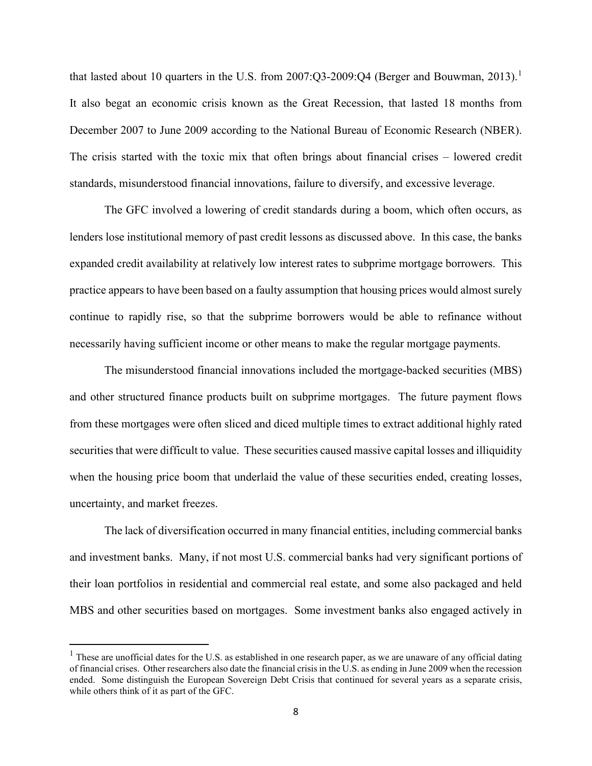that lasted about 10 quarters in the U.S. from 2007:Q3-2009:Q4 (Berger and Bouwman, 2013).[1] It also begat an economic crisis known as the Great Recession, that lasted 18 months from December 2007 to June 2009 according to the National Bureau of Economic Research (NBER). The crisis started with the toxic mix that often brings about financial crises – lowered credit standards, misunderstood financial innovations, failure to diversify, and excessive leverage.

The GFC involved a lowering of credit standards during a boom, which often occurs, as lenders lose institutional memory of past credit lessons as discussed above. In this case, the banks expanded credit availability at relatively low interest rates to subprime mortgage borrowers. This practice appears to have been based on a faulty assumption that housing prices would almost surely continue to rapidly rise, so that the subprime borrowers would be able to refinance without necessarily having sufficient income or other means to make the regular mortgage payments.

The misunderstood financial innovations included the mortgage-backed securities (MBS) and other structured finance products built on subprime mortgages. The future payment flows from these mortgages were often sliced and diced multiple times to extract additional highly rated securities that were difficult to value. These securities caused massive capital losses and illiquidity when the housing price boom that underlaid the value of these securities ended, creating losses, uncertainty, and market freezes.

The lack of diversification occurred in many financial entities, including commercial banks and investment banks. Many, if not most U.S. commercial banks had very significant portions of their loan portfolios in residential and commercial real estate, and some also packaged and held MBS and other securities based on mortgages. Some investment banks also engaged actively in

[1] These are unofficial dates for the U.S. as established in one research paper, as we are unaware of any official dating of financial crises. Other researchers also date the financial crisis in the U.S. as ending in June 2009 when the recession ended. Some distinguish the European Sovereign Debt Crisis that continued for several years as a separate crisis, while others think of it as part of the GFC.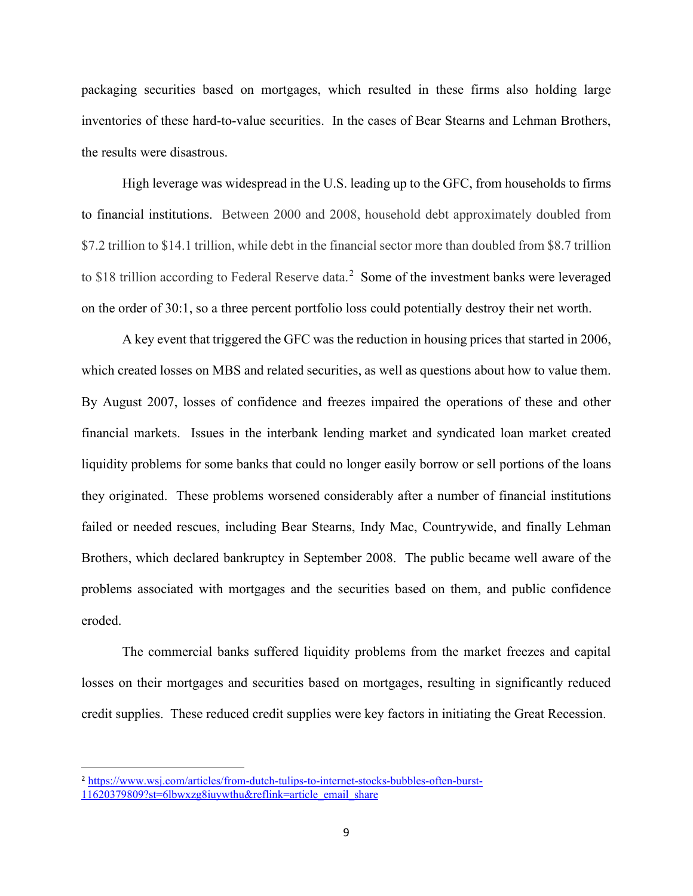packaging securities based on mortgages, which resulted in these firms also holding large inventories of these hard-to-value securities. In the cases of Bear Stearns and Lehman Brothers, the results were disastrous.

High leverage was widespread in the U.S. leading up to the GFC, from households to firms to financial institutions. Between 2000 and 2008, household debt approximately doubled from $7.2 trillion to $14.1 trillion, while debt in the financial sector more than doubled from $8.7 trillion to $18 trillion according to Federal Reserve data.[2] Some of the investment banks were leveraged on the order of 30:1, so a three percent portfolio loss could potentially destroy their net worth.

A key event that triggered the GFC was the reduction in housing prices that started in 2006, which created losses on MBS and related securities, as well as questions about how to value them. By August 2007, losses of confidence and freezes impaired the operations of these and other financial markets. Issues in the interbank lending market and syndicated loan market created liquidity problems for some banks that could no longer easily borrow or sell portions of the loans they originated. These problems worsened considerably after a number of financial institutions failed or needed rescues, including Bear Stearns, Indy Mac, Countrywide, and finally Lehman Brothers, which declared bankruptcy in September 2008. The public became well aware of the problems associated with mortgages and the securities based on them, and public confidence eroded.

The commercial banks suffered liquidity problems from the market freezes and capital losses on their mortgages and securities based on mortgages, resulting in significantly reduced credit supplies. These reduced credit supplies were key factors in initiating the Great Recession.

---

[2] https://www.wsj.com/articles/from-dutch-tulips-to-internet-stocks-bubbles-often-burst-11620379809?st=6lbwxzg8iuywthu&reflink=article_email_share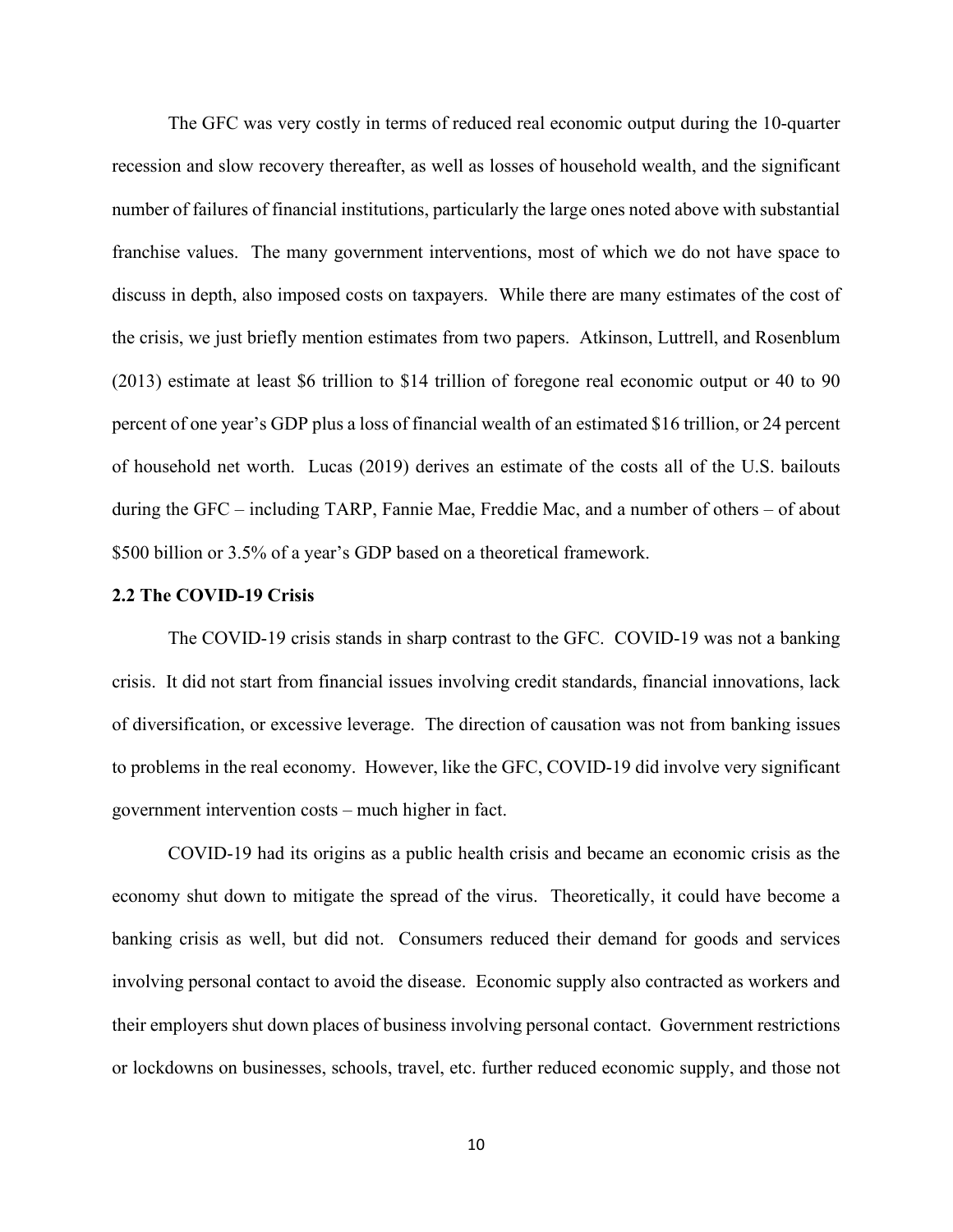The GFC was very costly in terms of reduced real economic output during the 10-quarter recession and slow recovery thereafter, as well as losses of household wealth, and the significant number of failures of financial institutions, particularly the large ones noted above with substantial franchise values. The many government interventions, most of which we do not have space to discuss in depth, also imposed costs on taxpayers. While there are many estimates of the cost of the crisis, we just briefly mention estimates from two papers. Atkinson, Luttrell, and Rosenblum (2013) estimate at least \$6 trillion to \$14 trillion of foregone real economic output or 40 to 90 percent of one year's GDP plus a loss of financial wealth of an estimated \$16 trillion, or 24 percent of household net worth. Lucas (2019) derives an estimate of the costs all of the U.S. bailouts during the GFC – including TARP, Fannie Mae, Freddie Mac, and a number of others – of about \$500 billion or 3.5% of a year's GDP based on a theoretical framework.

### 2.2 The COVID-19 Crisis

The COVID-19 crisis stands in sharp contrast to the GFC. COVID-19 was not a banking crisis. It did not start from financial issues involving credit standards, financial innovations, lack of diversification, or excessive leverage. The direction of causation was not from banking issues to problems in the real economy. However, like the GFC, COVID-19 did involve very significant government intervention costs – much higher in fact.

COVID-19 had its origins as a public health crisis and became an economic crisis as the economy shut down to mitigate the spread of the virus. Theoretically, it could have become a banking crisis as well, but did not. Consumers reduced their demand for goods and services involving personal contact to avoid the disease. Economic supply also contracted as workers and their employers shut down places of business involving personal contact. Government restrictions or lockdowns on businesses, schools, travel, etc. further reduced economic supply, and those not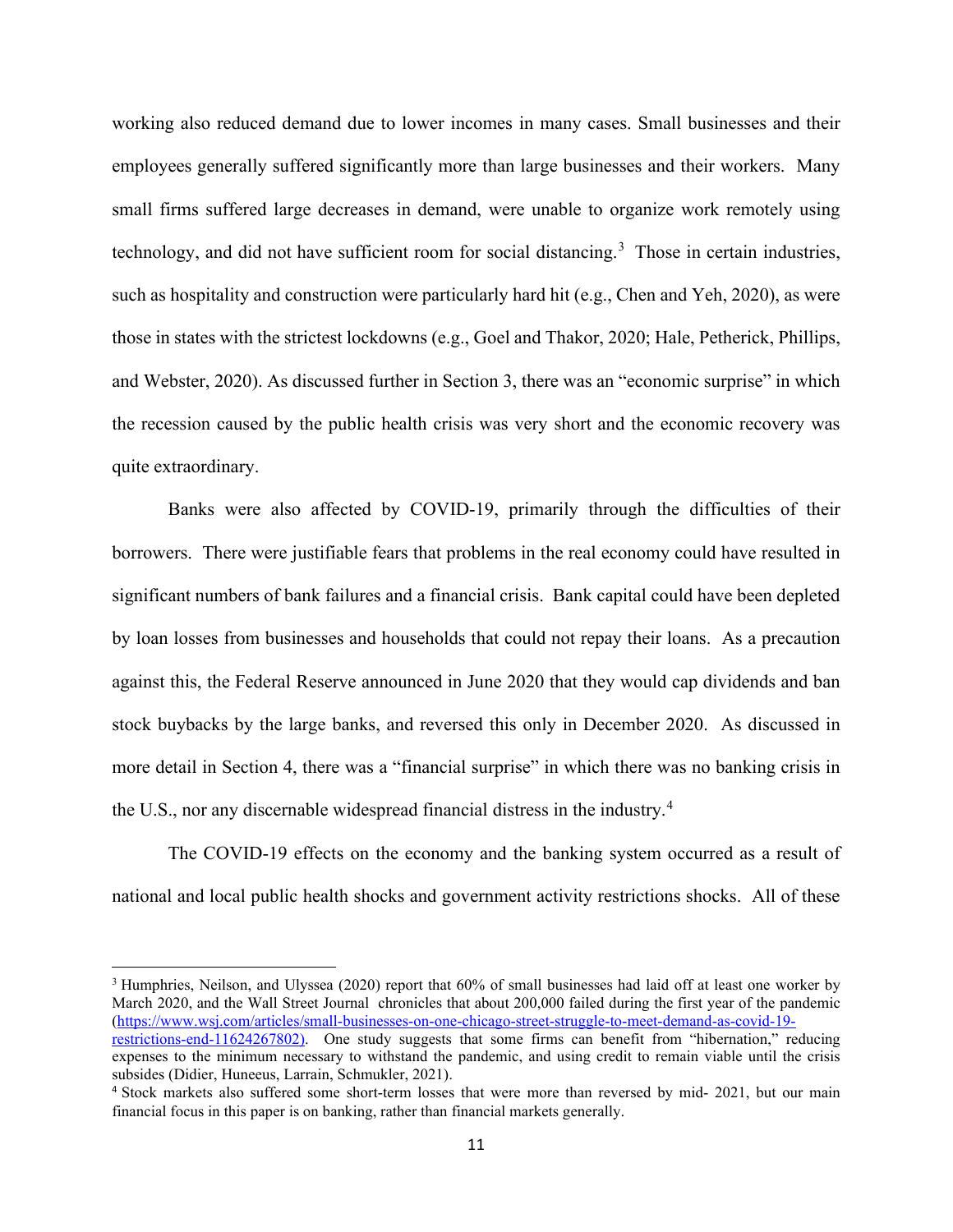working also reduced demand due to lower incomes in many cases. Small businesses and their employees generally suffered significantly more than large businesses and their workers. Many small firms suffered large decreases in demand, were unable to organize work remotely using technology, and did not have sufficient room for social distancing.[3] Those in certain industries, such as hospitality and construction were particularly hard hit (e.g., Chen and Yeh, 2020), as were those in states with the strictest lockdowns (e.g., Goel and Thakor, 2020; Hale, Petherick, Phillips, and Webster, 2020). As discussed further in Section 3, there was an "economic surprise" in which the recession caused by the public health crisis was very short and the economic recovery was quite extraordinary.

Banks were also affected by COVID-19, primarily through the difficulties of their borrowers. There were justifiable fears that problems in the real economy could have resulted in significant numbers of bank failures and a financial crisis. Bank capital could have been depleted by loan losses from businesses and households that could not repay their loans. As a precaution against this, the Federal Reserve announced in June 2020 that they would cap dividends and ban stock buybacks by the large banks, and reversed this only in December 2020. As discussed in more detail in Section 4, there was a "financial surprise" in which there was no banking crisis in the U.S., nor any discernable widespread financial distress in the industry.[4]

The COVID-19 effects on the economy and the banking system occurred as a result of national and local public health shocks and government activity restrictions shocks. All of these

---

[3] Humphries, Neilson, and Ulyssea (2020) report that 60% of small businesses had laid off at least one worker by March 2020, and the Wall Street Journal chronicles that about 200,000 failed during the first year of the pandemic (https://www.wsj.com/articles/small-businesses-on-one-chicago-street-struggle-to-meet-demand-as-covid-19-restrictions-end-11624267802). One study suggests that some firms can benefit from "hibernation," reducing expenses to the minimum necessary to withstand the pandemic, and using credit to remain viable until the crisis subsides (Didier, Huneeus, Larrain, Schmukler, 2021).

[4] Stock markets also suffered some short-term losses that were more than reversed by mid- 2021, but our main financial focus in this paper is on banking, rather than financial markets generally.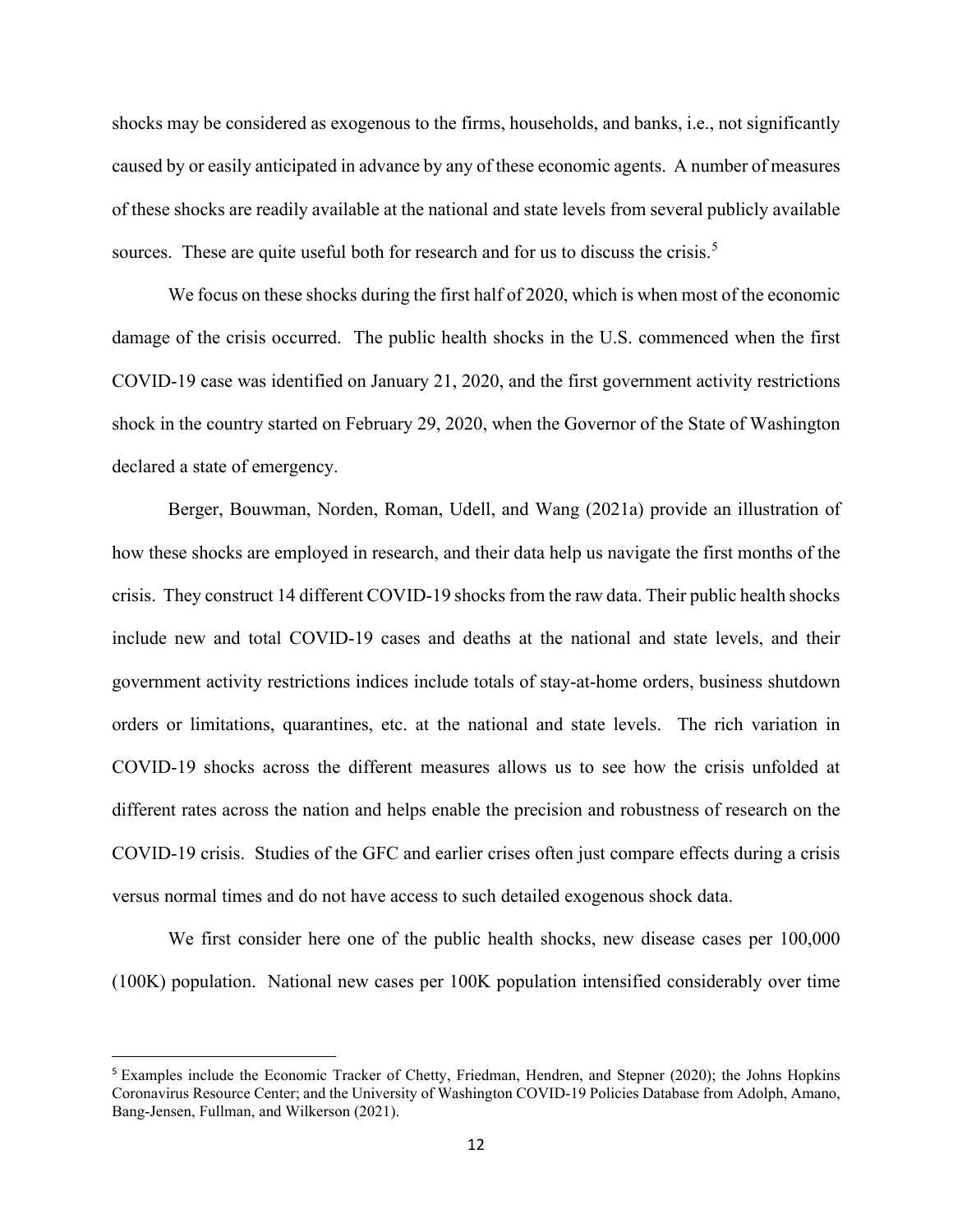shocks may be considered as exogenous to the firms, households, and banks, i.e., not significantly caused by or easily anticipated in advance by any of these economic agents. A number of measures of these shocks are readily available at the national and state levels from several publicly available sources. These are quite useful both for research and for us to discuss the crisis.[5]

We focus on these shocks during the first half of 2020, which is when most of the economic damage of the crisis occurred. The public health shocks in the U.S. commenced when the first COVID-19 case was identified on January 21, 2020, and the first government activity restrictions shock in the country started on February 29, 2020, when the Governor of the State of Washington declared a state of emergency.

Berger, Bouwman, Norden, Roman, Udell, and Wang (2021a) provide an illustration of how these shocks are employed in research, and their data help us navigate the first months of the crisis. They construct 14 different COVID-19 shocks from the raw data. Their public health shocks include new and total COVID-19 cases and deaths at the national and state levels, and their government activity restrictions indices include totals of stay-at-home orders, business shutdown orders or limitations, quarantines, etc. at the national and state levels. The rich variation in COVID-19 shocks across the different measures allows us to see how the crisis unfolded at different rates across the nation and helps enable the precision and robustness of research on the COVID-19 crisis. Studies of the GFC and earlier crises often just compare effects during a crisis versus normal times and do not have access to such detailed exogenous shock data.

We first consider here one of the public health shocks, new disease cases per 100,000 (100K) population. National new cases per 100K population intensified considerably over time

[5] Examples include the Economic Tracker of Chetty, Friedman, Hendren, and Stepner (2020); the Johns Hopkins Coronavirus Resource Center; and the University of Washington COVID-19 Policies Database from Adolph, Amano, Bang-Jensen, Fullman, and Wilkerson (2021).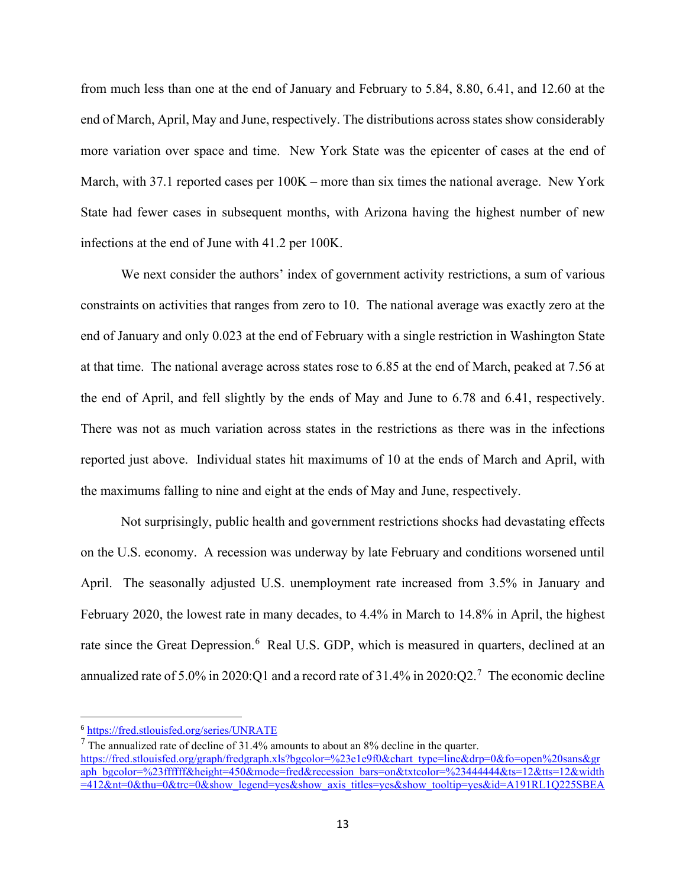from much less than one at the end of January and February to 5.84, 8.80, 6.41, and 12.60 at the end of March, April, May and June, respectively. The distributions across states show considerably more variation over space and time. New York State was the epicenter of cases at the end of March, with 37.1 reported cases per 100K – more than six times the national average. New York State had fewer cases in subsequent months, with Arizona having the highest number of new infections at the end of June with 41.2 per 100K.

We next consider the authors' index of government activity restrictions, a sum of various constraints on activities that ranges from zero to 10. The national average was exactly zero at the end of January and only 0.023 at the end of February with a single restriction in Washington State at that time. The national average across states rose to 6.85 at the end of March, peaked at 7.56 at the end of April, and fell slightly by the ends of May and June to 6.78 and 6.41, respectively. There was not as much variation across states in the restrictions as there was in the infections reported just above. Individual states hit maximums of 10 at the ends of March and April, with the maximums falling to nine and eight at the ends of May and June, respectively.

Not surprisingly, public health and government restrictions shocks had devastating effects on the U.S. economy. A recession was underway by late February and conditions worsened until April. The seasonally adjusted U.S. unemployment rate increased from 3.5% in January and February 2020, the lowest rate in many decades, to 4.4% in March to 14.8% in April, the highest rate since the Great Depression.[6] Real U.S. GDP, which is measured in quarters, declined at an annualized rate of 5.0% in 2020:Q1 and a record rate of 31.4% in 2020:Q2.[7] The economic decline

---

[6] https://fred.stlouisfed.org/series/UNRATE

[7] The annualized rate of decline of 31.4% amounts to about an 8% decline in the quarter. https://fred.stlouisfed.org/graph/fredgraph.xls?bgcolor=%23e1e9f0&chart_type=line&drp=0&fo=open%20sans&graph_bgcolor=%23ffffff&height=450&mode=fred&recession_bars=on&txtcolor=%23444444&ts=12&tts=12&width=412&nt=0&thu=0&trc=0&show_legend=yes&show_axis_titles=yes&show_tooltip=yes&id=A191RL1Q225SBEA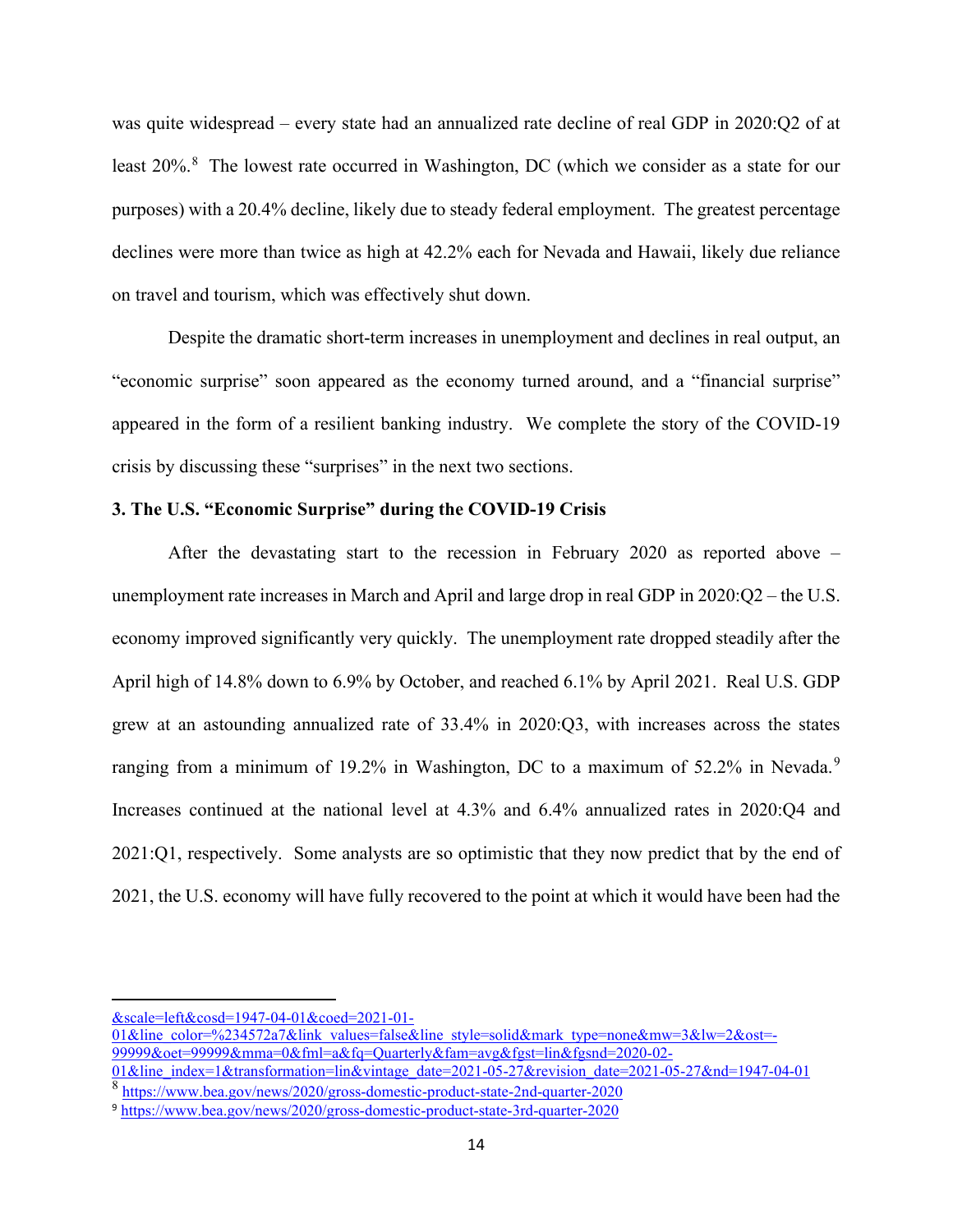was quite widespread – every state had an annualized rate decline of real GDP in 2020:Q2 of at least 20%.[8] The lowest rate occurred in Washington, DC (which we consider as a state for our purposes) with a 20.4% decline, likely due to steady federal employment. The greatest percentage declines were more than twice as high at 42.2% each for Nevada and Hawaii, likely due reliance on travel and tourism, which was effectively shut down.

Despite the dramatic short-term increases in unemployment and declines in real output, an "economic surprise" soon appeared as the economy turned around, and a "financial surprise" appeared in the form of a resilient banking industry. We complete the story of the COVID-19 crisis by discussing these "surprises" in the next two sections.

## 3. The U.S. "Economic Surprise" during the COVID-19 Crisis

After the devastating start to the recession in February 2020 as reported above – unemployment rate increases in March and April and large drop in real GDP in 2020:Q2 – the U.S. economy improved significantly very quickly. The unemployment rate dropped steadily after the April high of 14.8% down to 6.9% by October, and reached 6.1% by April 2021. Real U.S. GDP grew at an astounding annualized rate of 33.4% in 2020:Q3, with increases across the states ranging from a minimum of 19.2% in Washington, DC to a maximum of 52.2% in Nevada.[9] Increases continued at the national level at 4.3% and 6.4% annualized rates in 2020:Q4 and 2021:Q1, respectively. Some analysts are so optimistic that they now predict that by the end of 2021, the U.S. economy will have fully recovered to the point at which it would have been had the

---

&scale=left&cosd=1947-04-01&coed=2021-01-01&line_color=%234572a7&link_values=false&line_style=solid&mark_type=none&mw=3&lw=2&ost=-99999&oet=99999&mma=0&fml=a&fq=Quarterly&fam=avg&fgst=lin&fgsnd=2020-02-01&line_index=1&transformation=lin&vintage_date=2021-05-27&revision_date=2021-05-27&nd=1947-04-01

[8] https://www.bea.gov/news/2020/gross-domestic-product-state-2nd-quarter-2020

[9] https://www.bea.gov/news/2020/gross-domestic-product-state-3rd-quarter-2020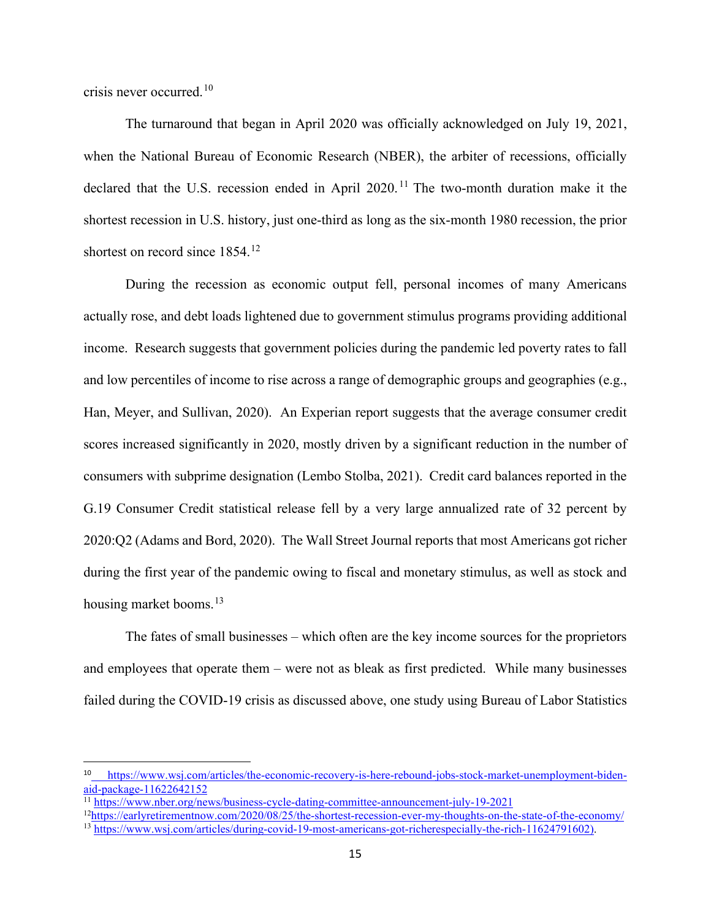crisis never occurred.[10]

The turnaround that began in April 2020 was officially acknowledged on July 19, 2021, when the National Bureau of Economic Research (NBER), the arbiter of recessions, officially declared that the U.S. recession ended in April 2020.[11] The two-month duration make it the shortest recession in U.S. history, just one-third as long as the six-month 1980 recession, the prior shortest on record since 1854.[12]

During the recession as economic output fell, personal incomes of many Americans actually rose, and debt loads lightened due to government stimulus programs providing additional income. Research suggests that government policies during the pandemic led poverty rates to fall and low percentiles of income to rise across a range of demographic groups and geographies (e.g., Han, Meyer, and Sullivan, 2020). An Experian report suggests that the average consumer credit scores increased significantly in 2020, mostly driven by a significant reduction in the number of consumers with subprime designation (Lembo Stolba, 2021). Credit card balances reported in the G.19 Consumer Credit statistical release fell by a very large annualized rate of 32 percent by 2020:Q2 (Adams and Bord, 2020). The Wall Street Journal reports that most Americans got richer during the first year of the pandemic owing to fiscal and monetary stimulus, as well as stock and housing market booms.[13]

The fates of small businesses – which often are the key income sources for the proprietors and employees that operate them – were not as bleak as first predicted. While many businesses failed during the COVID-19 crisis as discussed above, one study using Bureau of Labor Statistics

---

[10] https://www.wsj.com/articles/the-economic-recovery-is-here-rebound-jobs-stock-market-unemployment-biden-aid-package-11622642152

[11] https://www.nber.org/news/business-cycle-dating-committee-announcement-july-19-2021

[12] https://earlyretirementnow.com/2020/08/25/the-shortest-recession-ever-my-thoughts-on-the-state-of-the-economy/

[13] https://www.wsj.com/articles/during-covid-19-most-americans-got-richerespecially-the-rich-11624791602).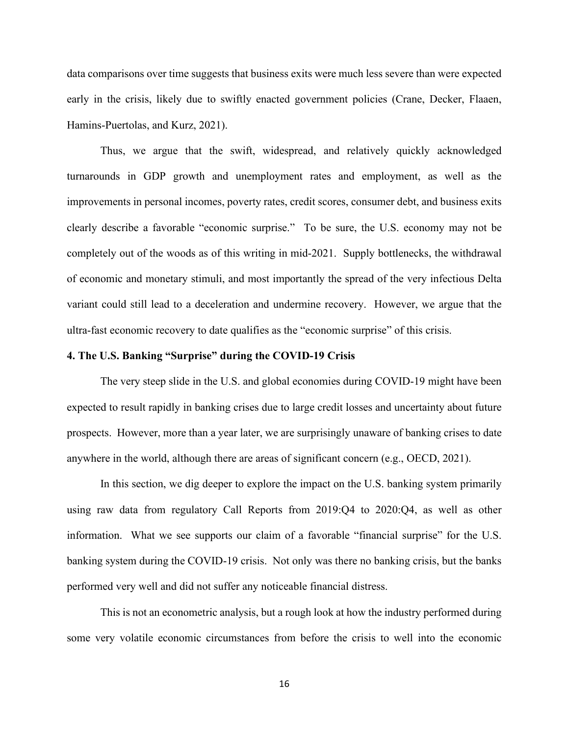data comparisons over time suggests that business exits were much less severe than were expected early in the crisis, likely due to swiftly enacted government policies (Crane, Decker, Flaaen, Hamins-Puertolas, and Kurz, 2021).

Thus, we argue that the swift, widespread, and relatively quickly acknowledged turnarounds in GDP growth and unemployment rates and employment, as well as the improvements in personal incomes, poverty rates, credit scores, consumer debt, and business exits clearly describe a favorable "economic surprise." To be sure, the U.S. economy may not be completely out of the woods as of this writing in mid-2021. Supply bottlenecks, the withdrawal of economic and monetary stimuli, and most importantly the spread of the very infectious Delta variant could still lead to a deceleration and undermine recovery. However, we argue that the ultra-fast economic recovery to date qualifies as the "economic surprise" of this crisis.

## 4. The U.S. Banking "Surprise" during the COVID-19 Crisis

The very steep slide in the U.S. and global economies during COVID-19 might have been expected to result rapidly in banking crises due to large credit losses and uncertainty about future prospects. However, more than a year later, we are surprisingly unaware of banking crises to date anywhere in the world, although there are areas of significant concern (e.g., OECD, 2021).

In this section, we dig deeper to explore the impact on the U.S. banking system primarily using raw data from regulatory Call Reports from 2019:Q4 to 2020:Q4, as well as other information. What we see supports our claim of a favorable "financial surprise" for the U.S. banking system during the COVID-19 crisis. Not only was there no banking crisis, but the banks performed very well and did not suffer any noticeable financial distress.

This is not an econometric analysis, but a rough look at how the industry performed during some very volatile economic circumstances from before the crisis to well into the economic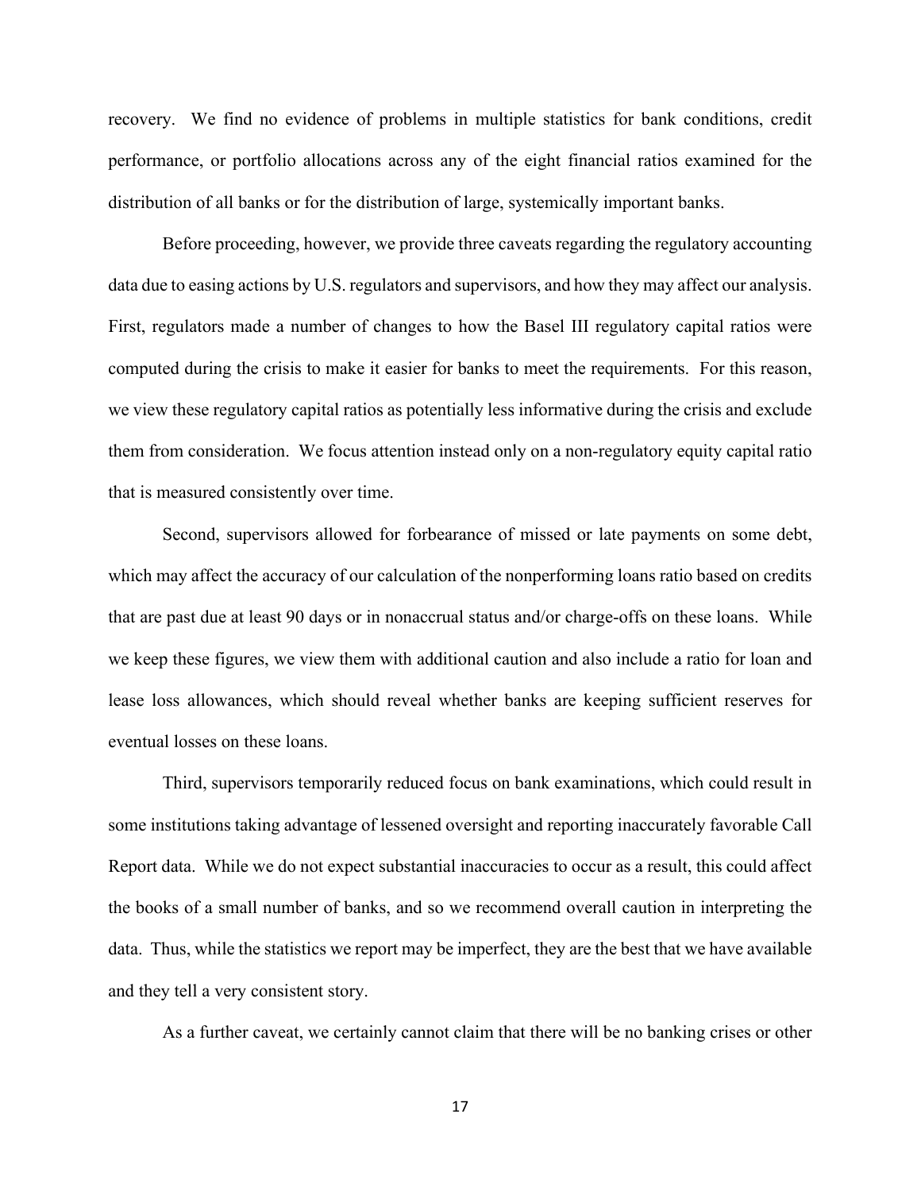recovery. We find no evidence of problems in multiple statistics for bank conditions, credit performance, or portfolio allocations across any of the eight financial ratios examined for the distribution of all banks or for the distribution of large, systemically important banks.

Before proceeding, however, we provide three caveats regarding the regulatory accounting data due to easing actions by U.S. regulators and supervisors, and how they may affect our analysis. First, regulators made a number of changes to how the Basel III regulatory capital ratios were computed during the crisis to make it easier for banks to meet the requirements. For this reason, we view these regulatory capital ratios as potentially less informative during the crisis and exclude them from consideration. We focus attention instead only on a non-regulatory equity capital ratio that is measured consistently over time.

Second, supervisors allowed for forbearance of missed or late payments on some debt, which may affect the accuracy of our calculation of the nonperforming loans ratio based on credits that are past due at least 90 days or in nonaccrual status and/or charge-offs on these loans. While we keep these figures, we view them with additional caution and also include a ratio for loan and lease loss allowances, which should reveal whether banks are keeping sufficient reserves for eventual losses on these loans.

Third, supervisors temporarily reduced focus on bank examinations, which could result in some institutions taking advantage of lessened oversight and reporting inaccurately favorable Call Report data. While we do not expect substantial inaccuracies to occur as a result, this could affect the books of a small number of banks, and so we recommend overall caution in interpreting the data. Thus, while the statistics we report may be imperfect, they are the best that we have available and they tell a very consistent story.

As a further caveat, we certainly cannot claim that there will be no banking crises or other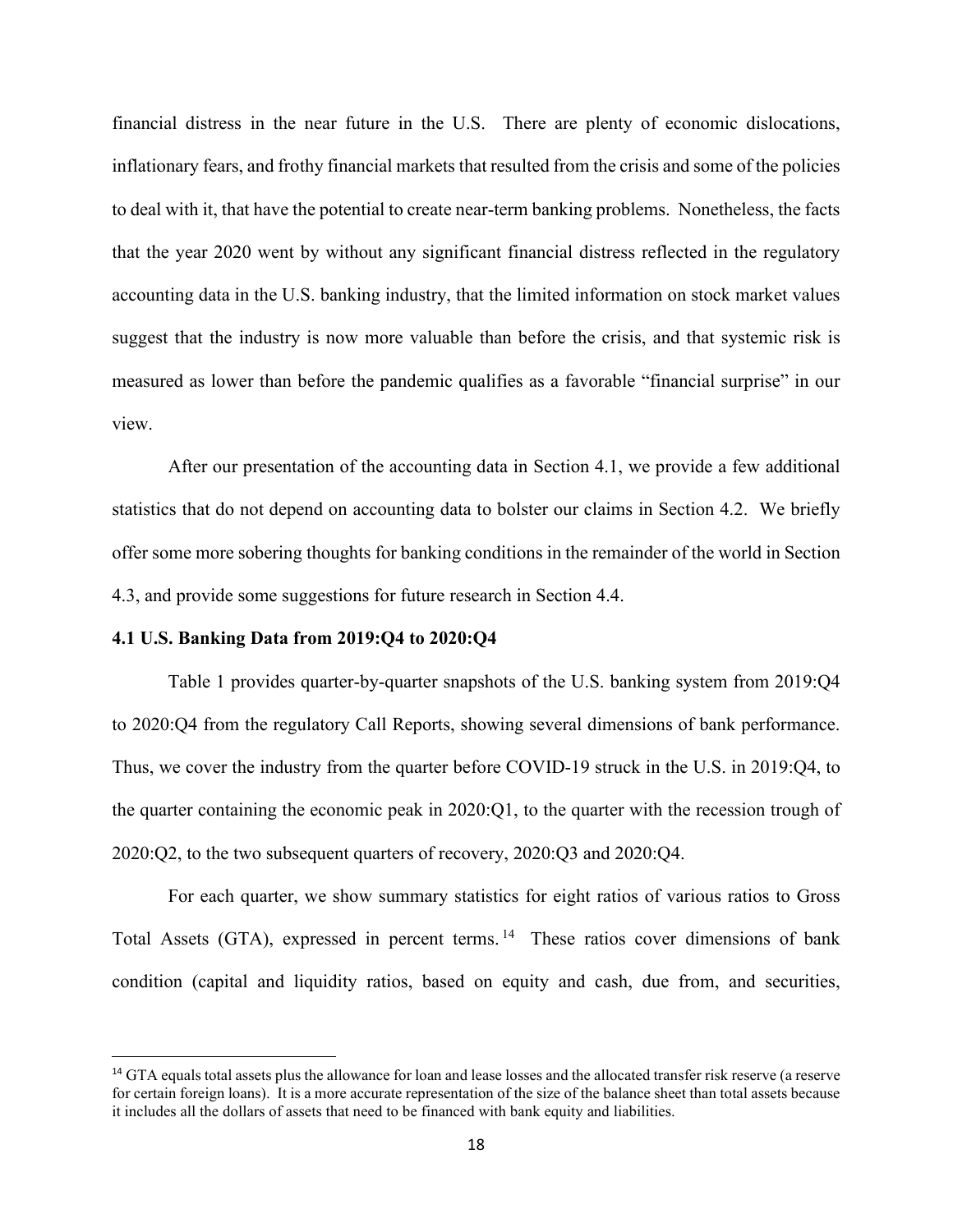financial distress in the near future in the U.S. There are plenty of economic dislocations, inflationary fears, and frothy financial markets that resulted from the crisis and some of the policies to deal with it, that have the potential to create near-term banking problems. Nonetheless, the facts that the year 2020 went by without any significant financial distress reflected in the regulatory accounting data in the U.S. banking industry, that the limited information on stock market values suggest that the industry is now more valuable than before the crisis, and that systemic risk is measured as lower than before the pandemic qualifies as a favorable "financial surprise" in our view.

After our presentation of the accounting data in Section 4.1, we provide a few additional statistics that do not depend on accounting data to bolster our claims in Section 4.2. We briefly offer some more sobering thoughts for banking conditions in the remainder of the world in Section 4.3, and provide some suggestions for future research in Section 4.4.

### 4.1 U.S. Banking Data from 2019:Q4 to 2020:Q4

Table 1 provides quarter-by-quarter snapshots of the U.S. banking system from 2019:Q4 to 2020:Q4 from the regulatory Call Reports, showing several dimensions of bank performance. Thus, we cover the industry from the quarter before COVID-19 struck in the U.S. in 2019:Q4, to the quarter containing the economic peak in 2020:Q1, to the quarter with the recession trough of 2020:Q2, to the two subsequent quarters of recovery, 2020:Q3 and 2020:Q4.

For each quarter, we show summary statistics for eight ratios of various ratios to Gross Total Assets (GTA), expressed in percent terms.[14] These ratios cover dimensions of bank condition (capital and liquidity ratios, based on equity and cash, due from, and securities,

[14] GTA equals total assets plus the allowance for loan and lease losses and the allocated transfer risk reserve (a reserve for certain foreign loans). It is a more accurate representation of the size of the balance sheet than total assets because it includes all the dollars of assets that need to be financed with bank equity and liabilities.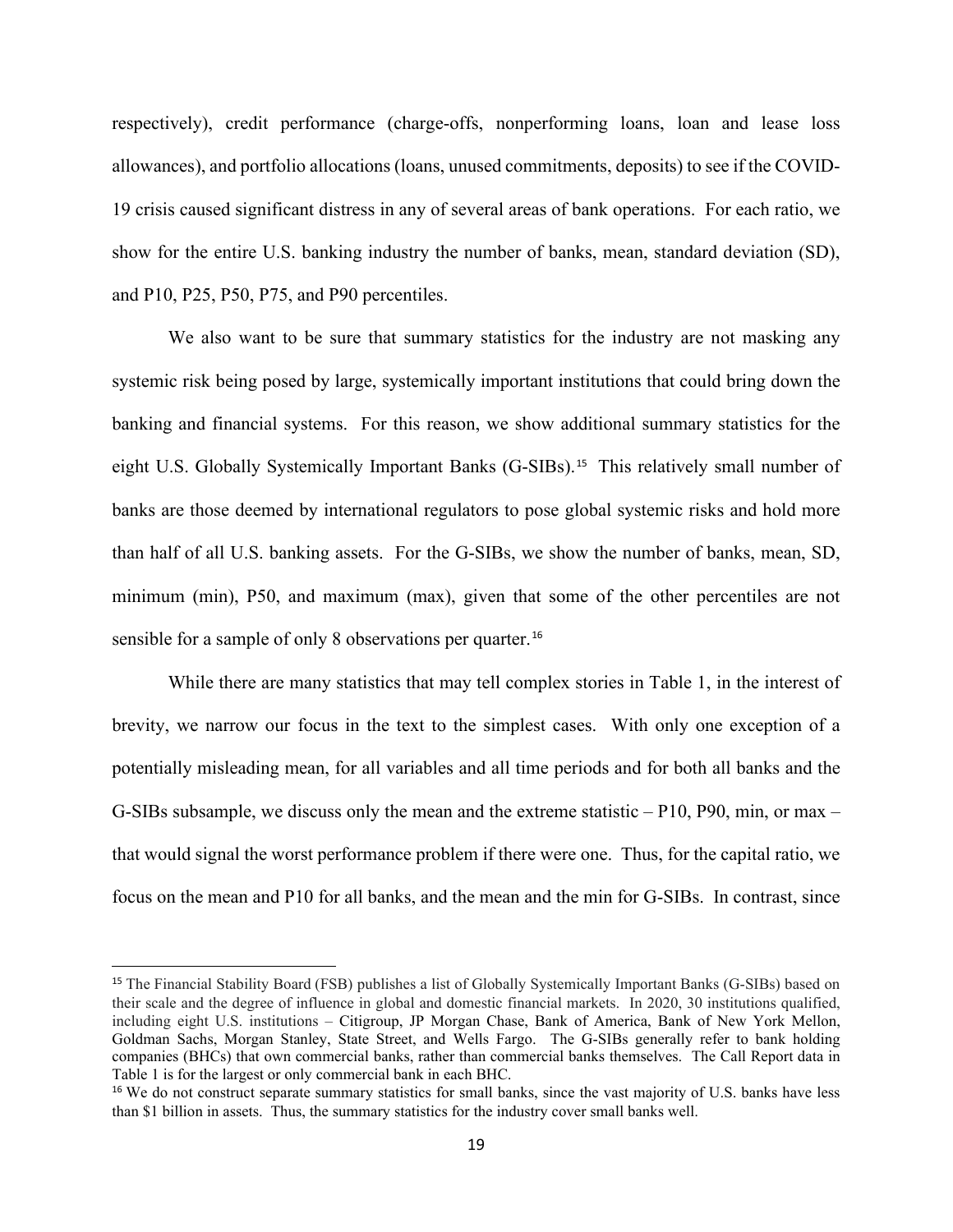respectively), credit performance (charge-offs, nonperforming loans, loan and lease loss allowances), and portfolio allocations (loans, unused commitments, deposits) to see if the COVID-19 crisis caused significant distress in any of several areas of bank operations. For each ratio, we show for the entire U.S. banking industry the number of banks, mean, standard deviation (SD), and P10, P25, P50, P75, and P90 percentiles.

We also want to be sure that summary statistics for the industry are not masking any systemic risk being posed by large, systemically important institutions that could bring down the banking and financial systems. For this reason, we show additional summary statistics for the eight U.S. Globally Systemically Important Banks (G-SIBs).[15] This relatively small number of banks are those deemed by international regulators to pose global systemic risks and hold more than half of all U.S. banking assets. For the G-SIBs, we show the number of banks, mean, SD, minimum (min), P50, and maximum (max), given that some of the other percentiles are not sensible for a sample of only 8 observations per quarter.[16]

While there are many statistics that may tell complex stories in Table 1, in the interest of brevity, we narrow our focus in the text to the simplest cases. With only one exception of a potentially misleading mean, for all variables and all time periods and for both all banks and the G-SIBs subsample, we discuss only the mean and the extreme statistic – P10, P90, min, or max – that would signal the worst performance problem if there were one. Thus, for the capital ratio, we focus on the mean and P10 for all banks, and the mean and the min for G-SIBs. In contrast, since

[15] The Financial Stability Board (FSB) publishes a list of Globally Systemically Important Banks (G-SIBs) based on their scale and the degree of influence in global and domestic financial markets. In 2020, 30 institutions qualified, including eight U.S. institutions – Citigroup, JP Morgan Chase, Bank of America, Bank of New York Mellon, Goldman Sachs, Morgan Stanley, State Street, and Wells Fargo. The G-SIBs generally refer to bank holding companies (BHCs) that own commercial banks, rather than commercial banks themselves. The Call Report data in Table 1 is for the largest or only commercial bank in each BHC.

[16] We do not construct separate summary statistics for small banks, since the vast majority of U.S. banks have less than $1 billion in assets. Thus, the summary statistics for the industry cover small banks well.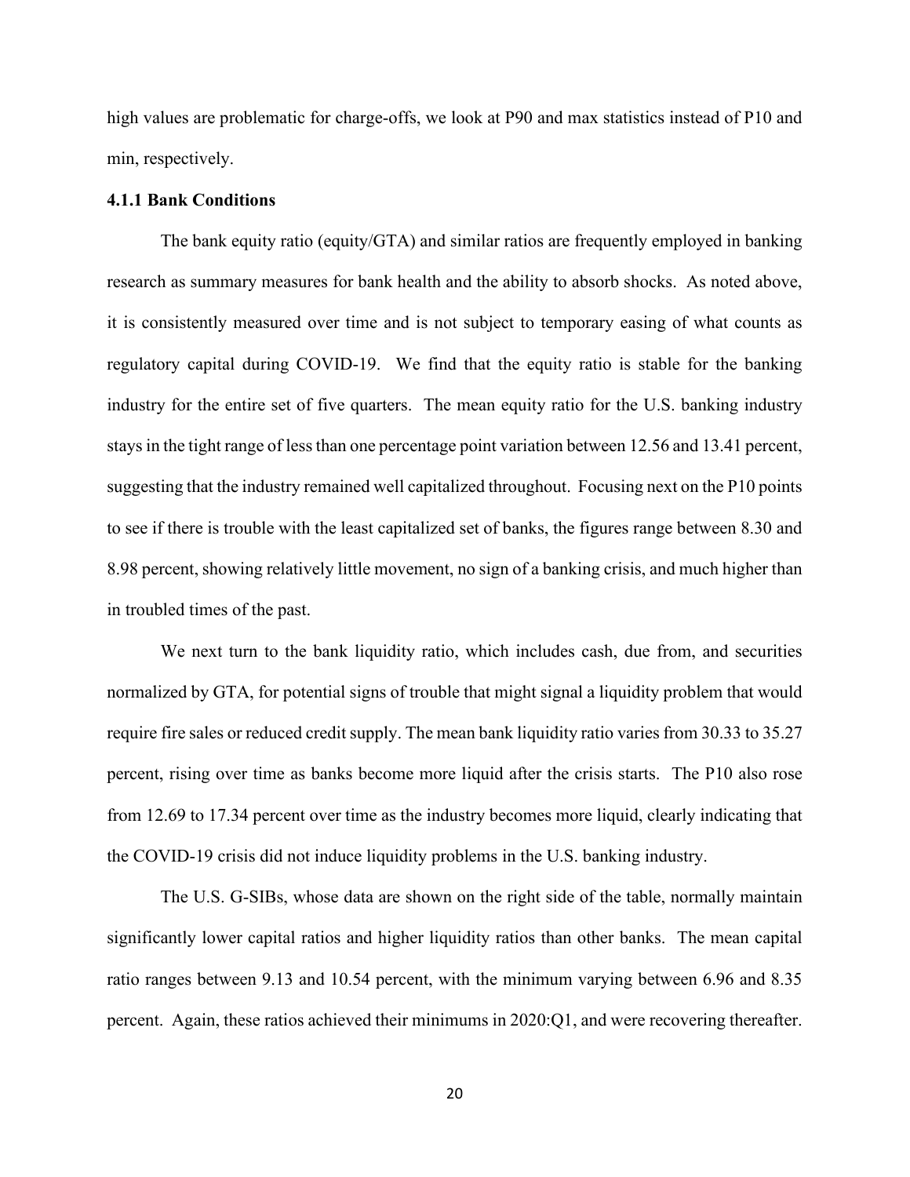high values are problematic for charge-offs, we look at P90 and max statistics instead of P10 and min, respectively.

### 4.1.1 Bank Conditions

The bank equity ratio (equity/GTA) and similar ratios are frequently employed in banking research as summary measures for bank health and the ability to absorb shocks. As noted above, it is consistently measured over time and is not subject to temporary easing of what counts as regulatory capital during COVID-19. We find that the equity ratio is stable for the banking industry for the entire set of five quarters. The mean equity ratio for the U.S. banking industry stays in the tight range of less than one percentage point variation between 12.56 and 13.41 percent, suggesting that the industry remained well capitalized throughout. Focusing next on the P10 points to see if there is trouble with the least capitalized set of banks, the figures range between 8.30 and 8.98 percent, showing relatively little movement, no sign of a banking crisis, and much higher than in troubled times of the past.

We next turn to the bank liquidity ratio, which includes cash, due from, and securities normalized by GTA, for potential signs of trouble that might signal a liquidity problem that would require fire sales or reduced credit supply. The mean bank liquidity ratio varies from 30.33 to 35.27 percent, rising over time as banks become more liquid after the crisis starts. The P10 also rose from 12.69 to 17.34 percent over time as the industry becomes more liquid, clearly indicating that the COVID-19 crisis did not induce liquidity problems in the U.S. banking industry.

The U.S. G-SIBs, whose data are shown on the right side of the table, normally maintain significantly lower capital ratios and higher liquidity ratios than other banks. The mean capital ratio ranges between 9.13 and 10.54 percent, with the minimum varying between 6.96 and 8.35 percent. Again, these ratios achieved their minimums in 2020:Q1, and were recovering thereafter.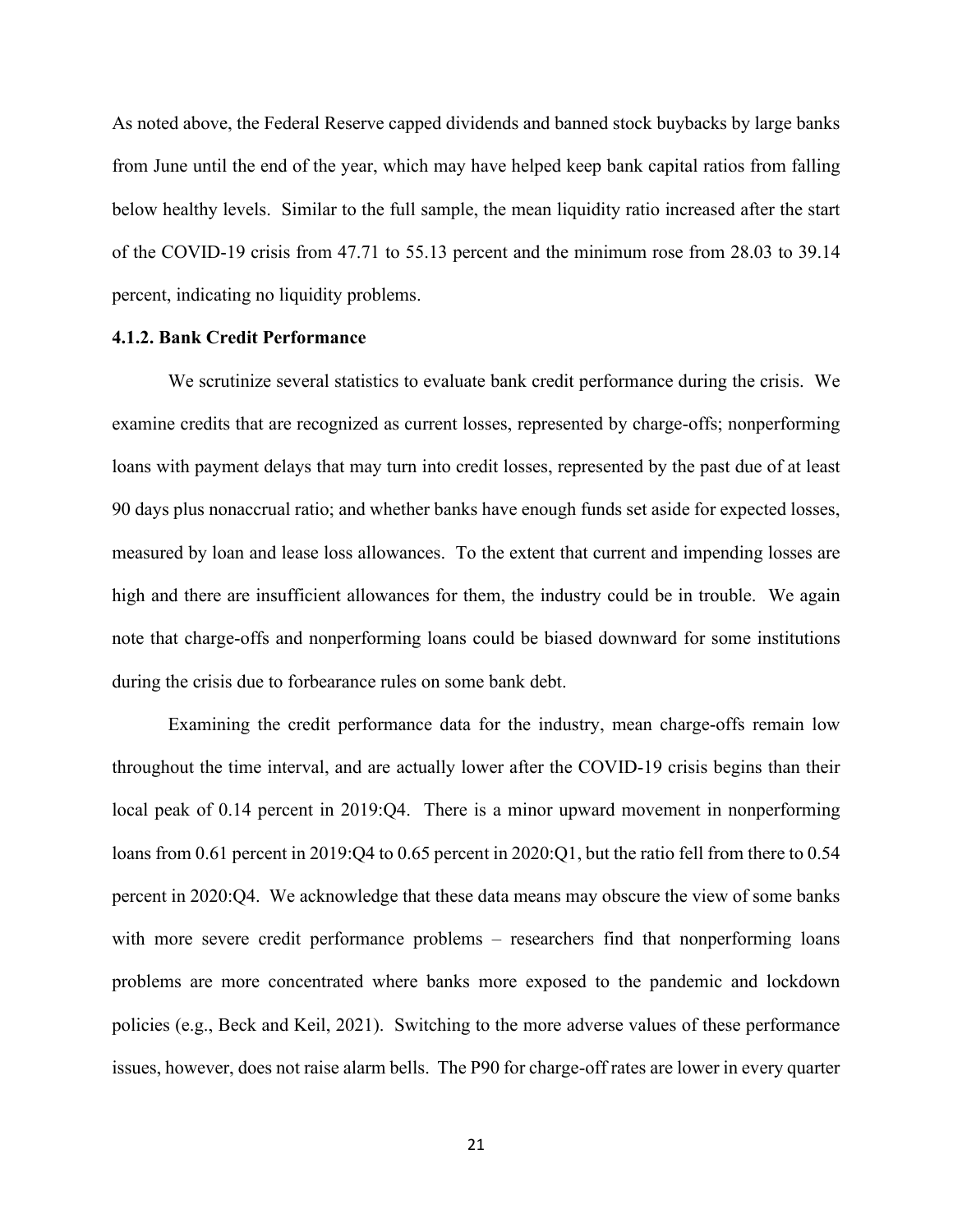As noted above, the Federal Reserve capped dividends and banned stock buybacks by large banks from June until the end of the year, which may have helped keep bank capital ratios from falling below healthy levels. Similar to the full sample, the mean liquidity ratio increased after the start of the COVID-19 crisis from 47.71 to 55.13 percent and the minimum rose from 28.03 to 39.14 percent, indicating no liquidity problems.

#### 4.1.2. Bank Credit Performance

We scrutinize several statistics to evaluate bank credit performance during the crisis. We examine credits that are recognized as current losses, represented by charge-offs; nonperforming loans with payment delays that may turn into credit losses, represented by the past due of at least 90 days plus nonaccrual ratio; and whether banks have enough funds set aside for expected losses, measured by loan and lease loss allowances. To the extent that current and impending losses are high and there are insufficient allowances for them, the industry could be in trouble. We again note that charge-offs and nonperforming loans could be biased downward for some institutions during the crisis due to forbearance rules on some bank debt.

Examining the credit performance data for the industry, mean charge-offs remain low throughout the time interval, and are actually lower after the COVID-19 crisis begins than their local peak of 0.14 percent in 2019:Q4. There is a minor upward movement in nonperforming loans from 0.61 percent in 2019:Q4 to 0.65 percent in 2020:Q1, but the ratio fell from there to 0.54 percent in 2020:Q4. We acknowledge that these data means may obscure the view of some banks with more severe credit performance problems – researchers find that nonperforming loans problems are more concentrated where banks more exposed to the pandemic and lockdown policies (e.g., Beck and Keil, 2021). Switching to the more adverse values of these performance issues, however, does not raise alarm bells. The P90 for charge-off rates are lower in every quarter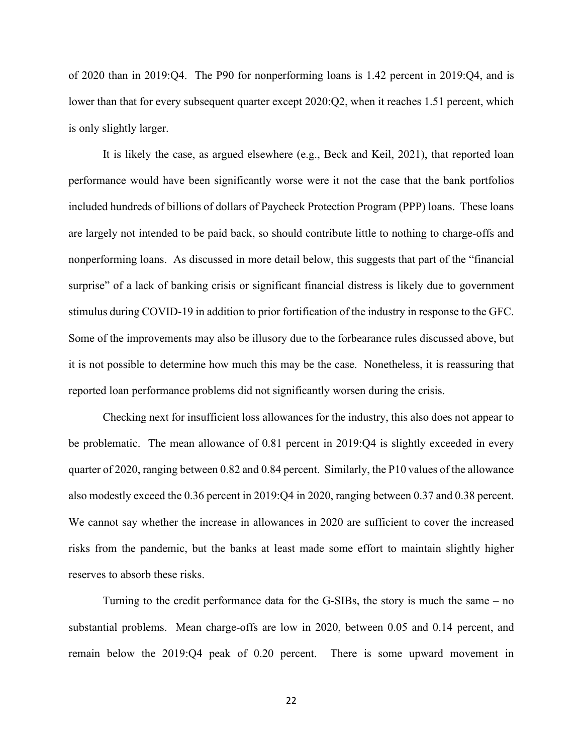of 2020 than in 2019:Q4. The P90 for nonperforming loans is 1.42 percent in 2019:Q4, and is lower than that for every subsequent quarter except 2020:Q2, when it reaches 1.51 percent, which is only slightly larger.

It is likely the case, as argued elsewhere (e.g., Beck and Keil, 2021), that reported loan performance would have been significantly worse were it not the case that the bank portfolios included hundreds of billions of dollars of Paycheck Protection Program (PPP) loans. These loans are largely not intended to be paid back, so should contribute little to nothing to charge-offs and nonperforming loans. As discussed in more detail below, this suggests that part of the "financial surprise" of a lack of banking crisis or significant financial distress is likely due to government stimulus during COVID-19 in addition to prior fortification of the industry in response to the GFC. Some of the improvements may also be illusory due to the forbearance rules discussed above, but it is not possible to determine how much this may be the case. Nonetheless, it is reassuring that reported loan performance problems did not significantly worsen during the crisis.

Checking next for insufficient loss allowances for the industry, this also does not appear to be problematic. The mean allowance of 0.81 percent in 2019:Q4 is slightly exceeded in every quarter of 2020, ranging between 0.82 and 0.84 percent. Similarly, the P10 values of the allowance also modestly exceed the 0.36 percent in 2019:Q4 in 2020, ranging between 0.37 and 0.38 percent. We cannot say whether the increase in allowances in 2020 are sufficient to cover the increased risks from the pandemic, but the banks at least made some effort to maintain slightly higher reserves to absorb these risks.

Turning to the credit performance data for the G-SIBs, the story is much the same – no substantial problems. Mean charge-offs are low in 2020, between 0.05 and 0.14 percent, and remain below the 2019:Q4 peak of 0.20 percent. There is some upward movement in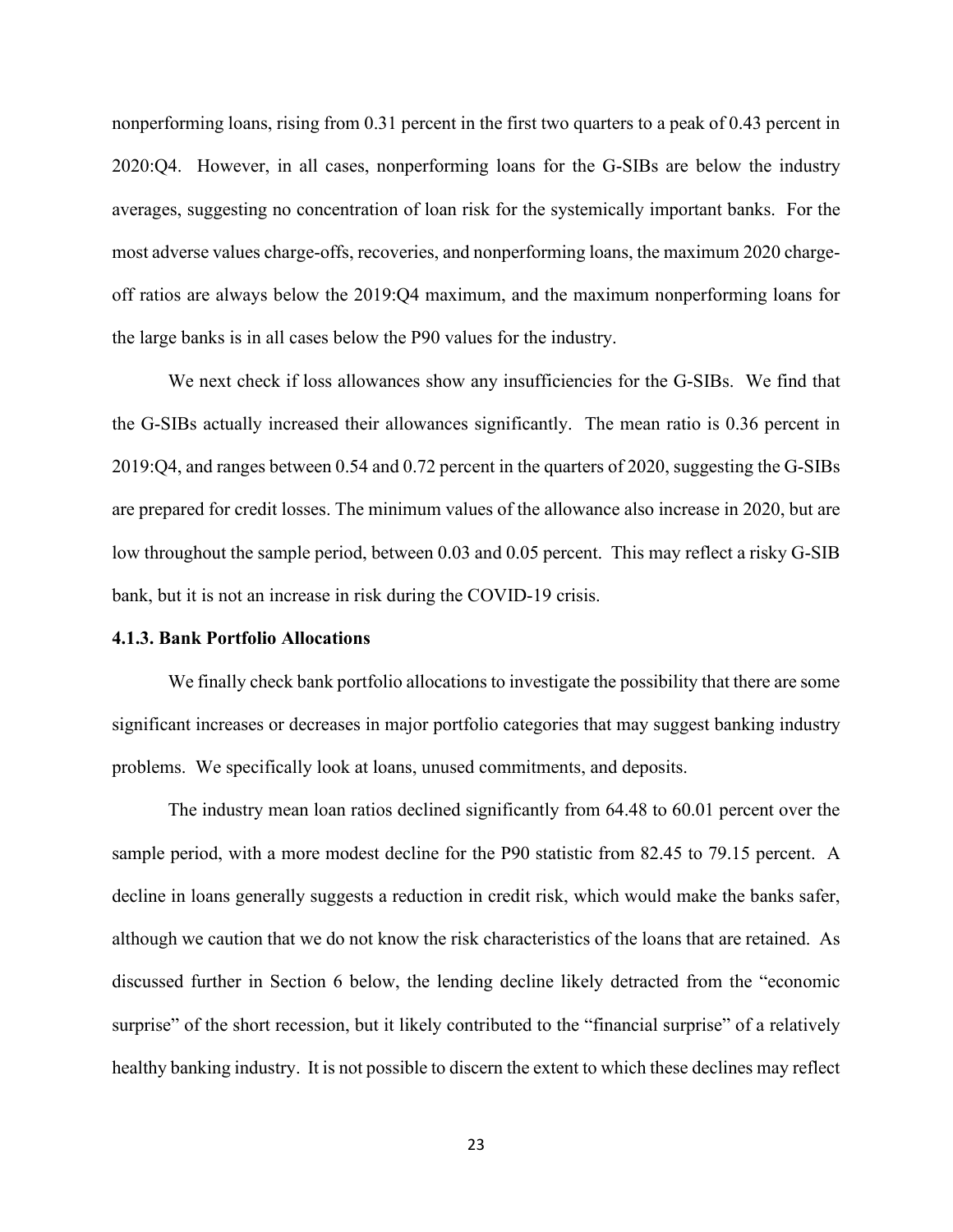nonperforming loans, rising from 0.31 percent in the first two quarters to a peak of 0.43 percent in 2020:Q4. However, in all cases, nonperforming loans for the G-SIBs are below the industry averages, suggesting no concentration of loan risk for the systemically important banks. For the most adverse values charge-offs, recoveries, and nonperforming loans, the maximum 2020 charge-off ratios are always below the 2019:Q4 maximum, and the maximum nonperforming loans for the large banks is in all cases below the P90 values for the industry.

We next check if loss allowances show any insufficiencies for the G-SIBs. We find that the G-SIBs actually increased their allowances significantly. The mean ratio is 0.36 percent in 2019:Q4, and ranges between 0.54 and 0.72 percent in the quarters of 2020, suggesting the G-SIBs are prepared for credit losses. The minimum values of the allowance also increase in 2020, but are low throughout the sample period, between 0.03 and 0.05 percent. This may reflect a risky G-SIB bank, but it is not an increase in risk during the COVID-19 crisis.

### 4.1.3. Bank Portfolio Allocations

We finally check bank portfolio allocations to investigate the possibility that there are some significant increases or decreases in major portfolio categories that may suggest banking industry problems. We specifically look at loans, unused commitments, and deposits.

The industry mean loan ratios declined significantly from 64.48 to 60.01 percent over the sample period, with a more modest decline for the P90 statistic from 82.45 to 79.15 percent. A decline in loans generally suggests a reduction in credit risk, which would make the banks safer, although we caution that we do not know the risk characteristics of the loans that are retained. As discussed further in Section 6 below, the lending decline likely detracted from the "economic surprise" of the short recession, but it likely contributed to the "financial surprise" of a relatively healthy banking industry. It is not possible to discern the extent to which these declines may reflect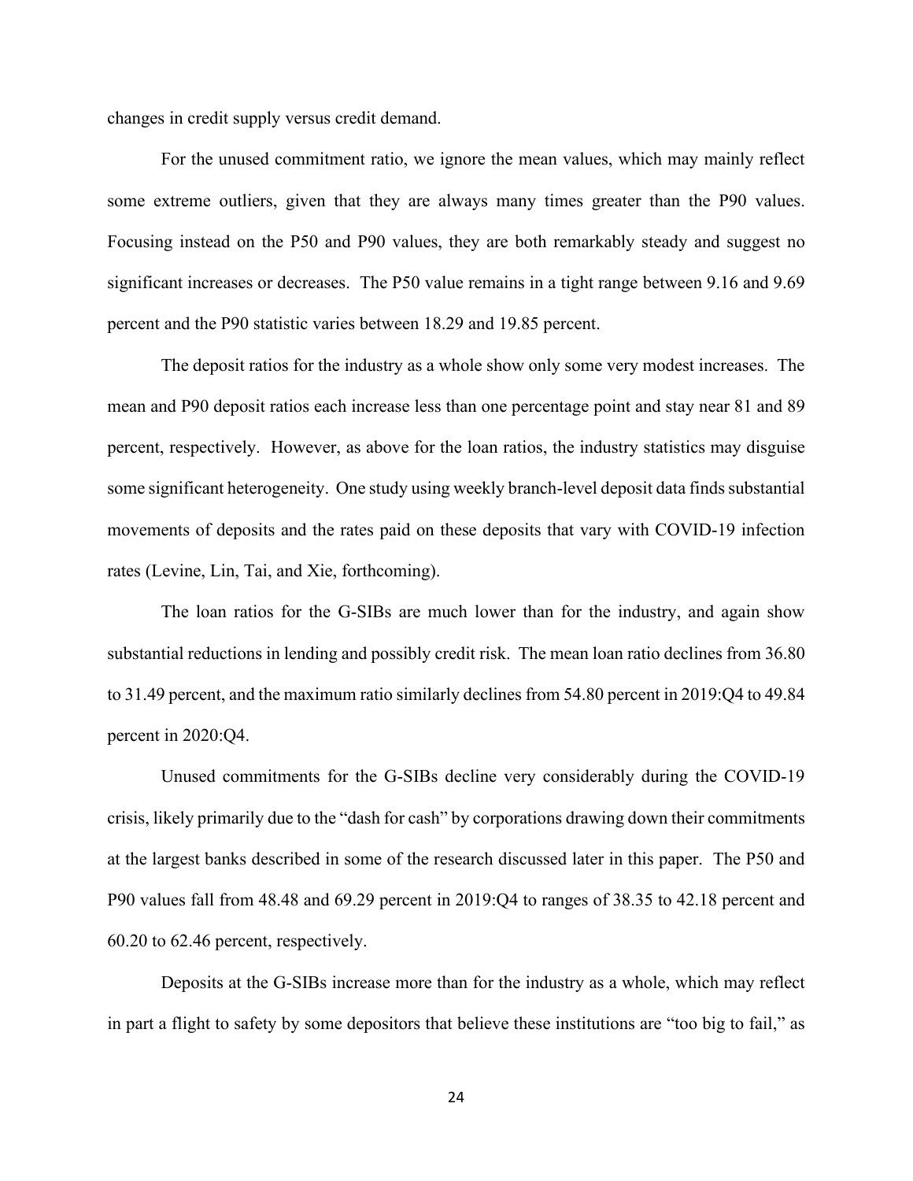changes in credit supply versus credit demand.

For the unused commitment ratio, we ignore the mean values, which may mainly reflect some extreme outliers, given that they are always many times greater than the P90 values. Focusing instead on the P50 and P90 values, they are both remarkably steady and suggest no significant increases or decreases. The P50 value remains in a tight range between 9.16 and 9.69 percent and the P90 statistic varies between 18.29 and 19.85 percent.

The deposit ratios for the industry as a whole show only some very modest increases. The mean and P90 deposit ratios each increase less than one percentage point and stay near 81 and 89 percent, respectively. However, as above for the loan ratios, the industry statistics may disguise some significant heterogeneity. One study using weekly branch-level deposit data finds substantial movements of deposits and the rates paid on these deposits that vary with COVID-19 infection rates (Levine, Lin, Tai, and Xie, forthcoming).

The loan ratios for the G-SIBs are much lower than for the industry, and again show substantial reductions in lending and possibly credit risk. The mean loan ratio declines from 36.80 to 31.49 percent, and the maximum ratio similarly declines from 54.80 percent in 2019:Q4 to 49.84 percent in 2020:Q4.

Unused commitments for the G-SIBs decline very considerably during the COVID-19 crisis, likely primarily due to the "dash for cash" by corporations drawing down their commitments at the largest banks described in some of the research discussed later in this paper. The P50 and P90 values fall from 48.48 and 69.29 percent in 2019:Q4 to ranges of 38.35 to 42.18 percent and 60.20 to 62.46 percent, respectively.

Deposits at the G-SIBs increase more than for the industry as a whole, which may reflect in part a flight to safety by some depositors that believe these institutions are "too big to fail," as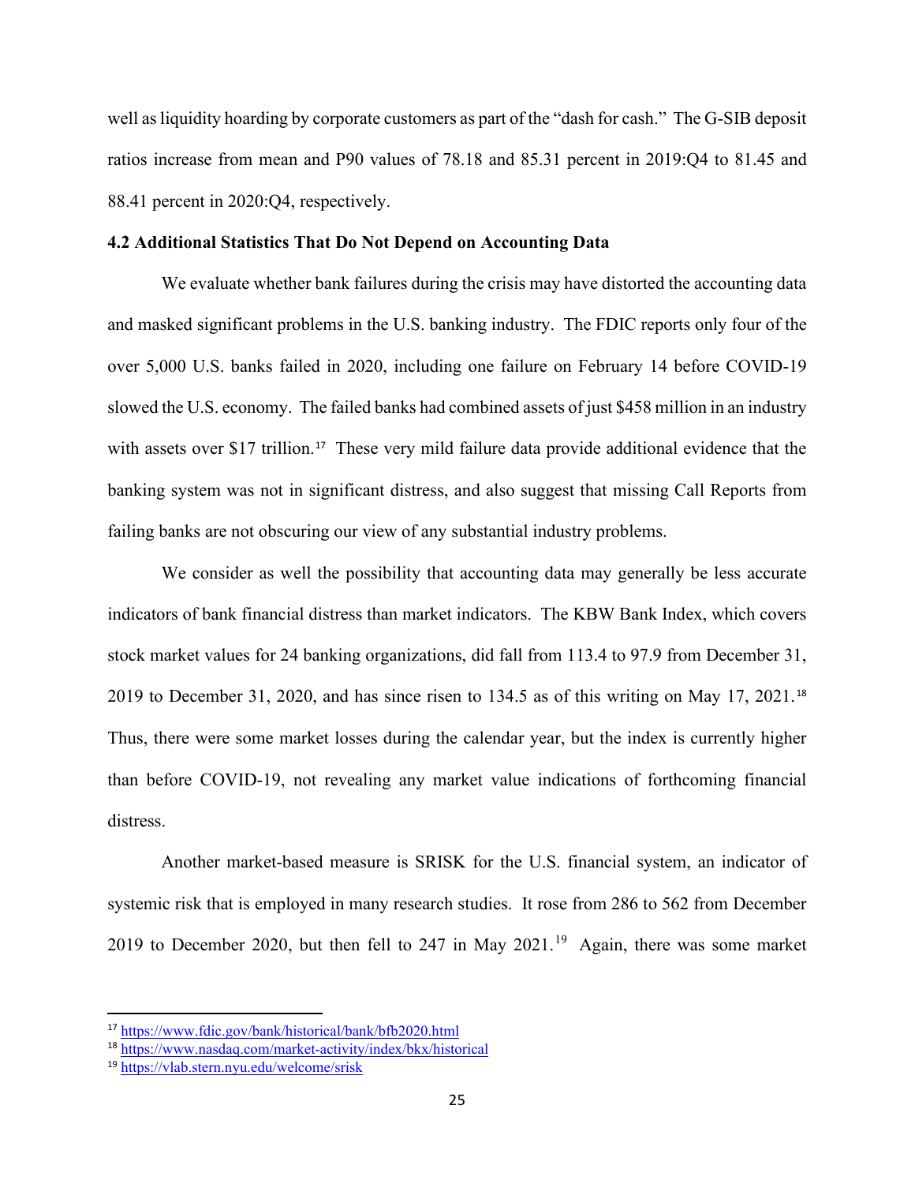well as liquidity hoarding by corporate customers as part of the "dash for cash." The G-SIB deposit ratios increase from mean and P90 values of 78.18 and 85.31 percent in 2019:Q4 to 81.45 and 88.41 percent in 2020:Q4, respectively.

### 4.2 Additional Statistics That Do Not Depend on Accounting Data

We evaluate whether bank failures during the crisis may have distorted the accounting data and masked significant problems in the U.S. banking industry. The FDIC reports only four of the over 5,000 U.S. banks failed in 2020, including one failure on February 14 before COVID-19 slowed the U.S. economy. The failed banks had combined assets of just $458 million in an industry with assets over $17 trillion.[17] These very mild failure data provide additional evidence that the banking system was not in significant distress, and also suggest that missing Call Reports from failing banks are not obscuring our view of any substantial industry problems.

We consider as well the possibility that accounting data may generally be less accurate indicators of bank financial distress than market indicators. The KBW Bank Index, which covers stock market values for 24 banking organizations, did fall from 113.4 to 97.9 from December 31, 2019 to December 31, 2020, and has since risen to 134.5 as of this writing on May 17, 2021.[18] Thus, there were some market losses during the calendar year, but the index is currently higher than before COVID-19, not revealing any market value indications of forthcoming financial distress.

Another market-based measure is SRISK for the U.S. financial system, an indicator of systemic risk that is employed in many research studies. It rose from 286 to 562 from December 2019 to December 2020, but then fell to 247 in May 2021.[19] Again, there was some market

---

[17] https://www.fdic.gov/bank/historical/bank/bfb2020.html

[18] https://www.nasdaq.com/market-activity/index/bkx/historical

[19] https://vlab.stern.nyu.edu/welcome/srisk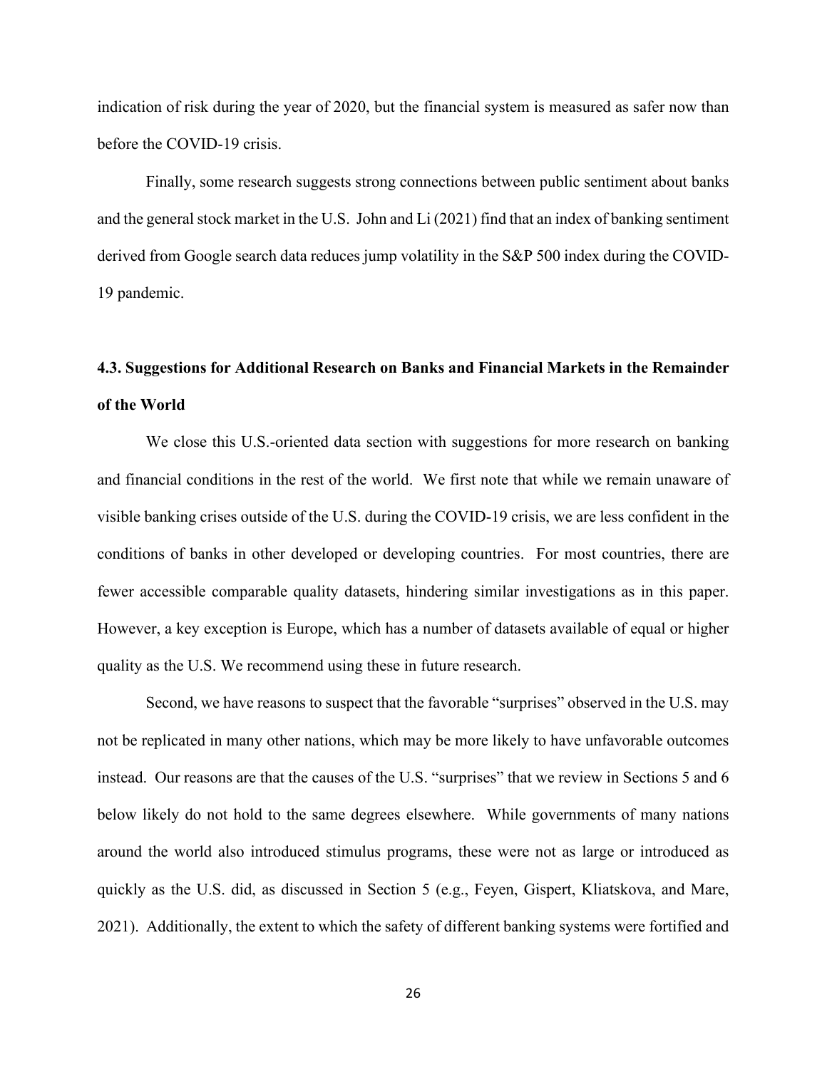indication of risk during the year of 2020, but the financial system is measured as safer now than before the COVID-19 crisis.

Finally, some research suggests strong connections between public sentiment about banks and the general stock market in the U.S. John and Li (2021) find that an index of banking sentiment derived from Google search data reduces jump volatility in the S&P 500 index during the COVID-19 pandemic.

### 4.3. Suggestions for Additional Research on Banks and Financial Markets in the Remainder of the World

We close this U.S.-oriented data section with suggestions for more research on banking and financial conditions in the rest of the world. We first note that while we remain unaware of visible banking crises outside of the U.S. during the COVID-19 crisis, we are less confident in the conditions of banks in other developed or developing countries. For most countries, there are fewer accessible comparable quality datasets, hindering similar investigations as in this paper. However, a key exception is Europe, which has a number of datasets available of equal or higher quality as the U.S. We recommend using these in future research.

Second, we have reasons to suspect that the favorable "surprises" observed in the U.S. may not be replicated in many other nations, which may be more likely to have unfavorable outcomes instead. Our reasons are that the causes of the U.S. "surprises" that we review in Sections 5 and 6 below likely do not hold to the same degrees elsewhere. While governments of many nations around the world also introduced stimulus programs, these were not as large or introduced as quickly as the U.S. did, as discussed in Section 5 (e.g., Feyen, Gispert, Kliatskova, and Mare, 2021). Additionally, the extent to which the safety of different banking systems were fortified and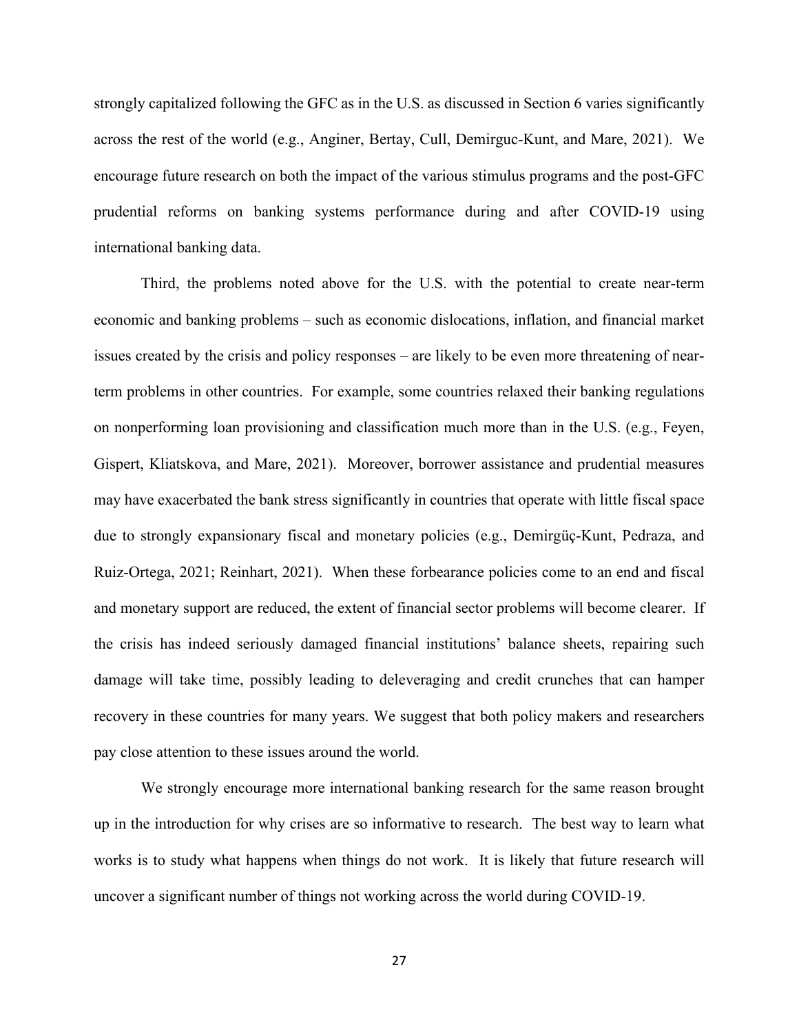strongly capitalized following the GFC as in the U.S. as discussed in Section 6 varies significantly across the rest of the world (e.g., Anginer, Bertay, Cull, Demirguc-Kunt, and Mare, 2021). We encourage future research on both the impact of the various stimulus programs and the post-GFC prudential reforms on banking systems performance during and after COVID-19 using international banking data.

Third, the problems noted above for the U.S. with the potential to create near-term economic and banking problems – such as economic dislocations, inflation, and financial market issues created by the crisis and policy responses – are likely to be even more threatening of near-term problems in other countries. For example, some countries relaxed their banking regulations on nonperforming loan provisioning and classification much more than in the U.S. (e.g., Feyen, Gispert, Kliatskova, and Mare, 2021). Moreover, borrower assistance and prudential measures may have exacerbated the bank stress significantly in countries that operate with little fiscal space due to strongly expansionary fiscal and monetary policies (e.g., Demirgüç-Kunt, Pedraza, and Ruiz-Ortega, 2021; Reinhart, 2021). When these forbearance policies come to an end and fiscal and monetary support are reduced, the extent of financial sector problems will become clearer. If the crisis has indeed seriously damaged financial institutions' balance sheets, repairing such damage will take time, possibly leading to deleveraging and credit crunches that can hamper recovery in these countries for many years. We suggest that both policy makers and researchers pay close attention to these issues around the world.

We strongly encourage more international banking research for the same reason brought up in the introduction for why crises are so informative to research. The best way to learn what works is to study what happens when things do not work. It is likely that future research will uncover a significant number of things not working across the world during COVID-19.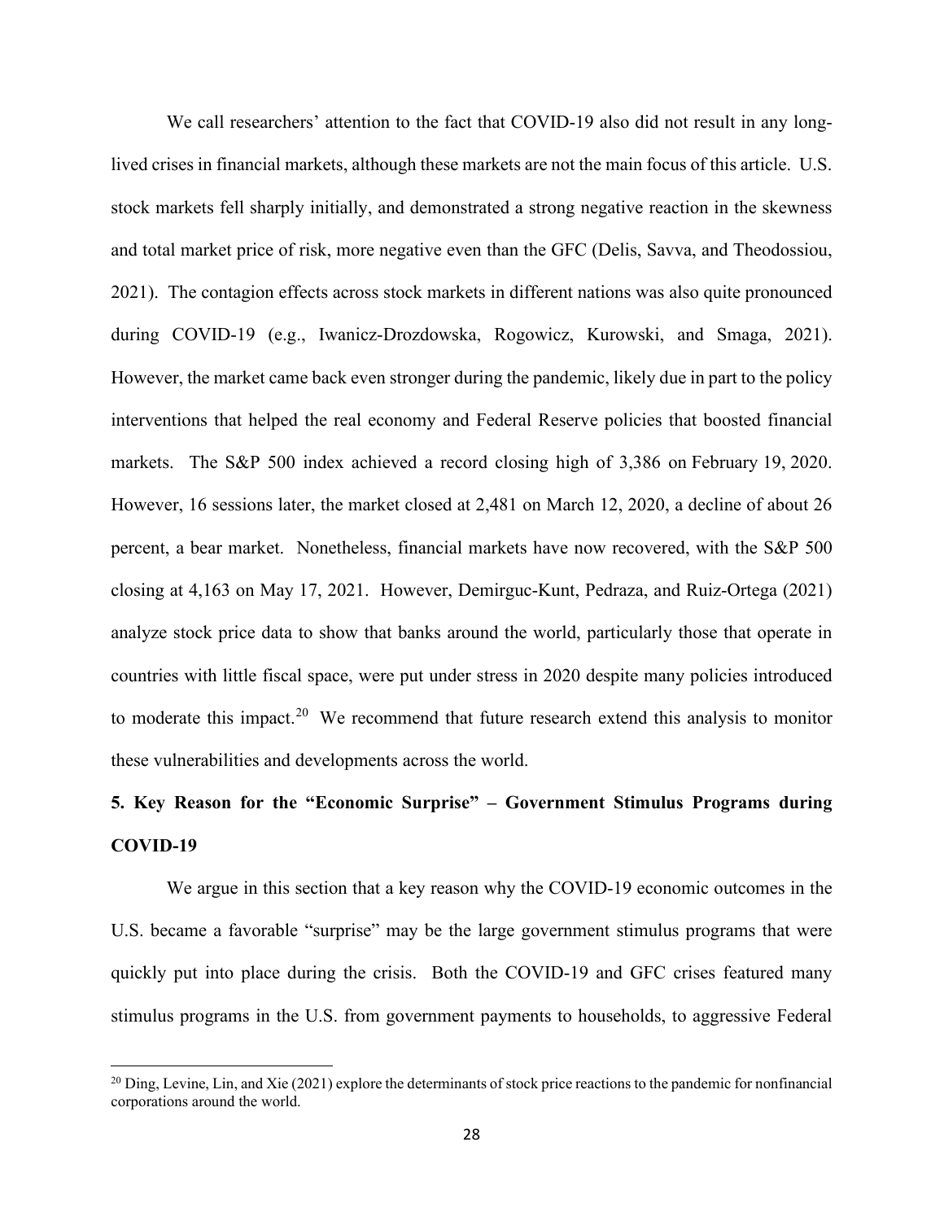We call researchers' attention to the fact that COVID-19 also did not result in any long-lived crises in financial markets, although these markets are not the main focus of this article. U.S. stock markets fell sharply initially, and demonstrated a strong negative reaction in the skewness and total market price of risk, more negative even than the GFC (Delis, Savva, and Theodossiou, 2021). The contagion effects across stock markets in different nations was also quite pronounced during COVID-19 (e.g., Iwanicz-Drozdowska, Rogowicz, Kurowski, and Smaga, 2021). However, the market came back even stronger during the pandemic, likely due in part to the policy interventions that helped the real economy and Federal Reserve policies that boosted financial markets. The S&P 500 index achieved a record closing high of 3,386 on February 19, 2020. However, 16 sessions later, the market closed at 2,481 on March 12, 2020, a decline of about 26 percent, a bear market. Nonetheless, financial markets have now recovered, with the S&P 500 closing at 4,163 on May 17, 2021. However, Demirguc-Kunt, Pedraza, and Ruiz-Ortega (2021) analyze stock price data to show that banks around the world, particularly those that operate in countries with little fiscal space, were put under stress in 2020 despite many policies introduced to moderate this impact.[20] We recommend that future research extend this analysis to monitor these vulnerabilities and developments across the world.

## 5. Key Reason for the "Economic Surprise" – Government Stimulus Programs during COVID-19

We argue in this section that a key reason why the COVID-19 economic outcomes in the U.S. became a favorable "surprise" may be the large government stimulus programs that were quickly put into place during the crisis. Both the COVID-19 and GFC crises featured many stimulus programs in the U.S. from government payments to households, to aggressive Federal

[20] Ding, Levine, Lin, and Xie (2021) explore the determinants of stock price reactions to the pandemic for nonfinancial corporations around the world.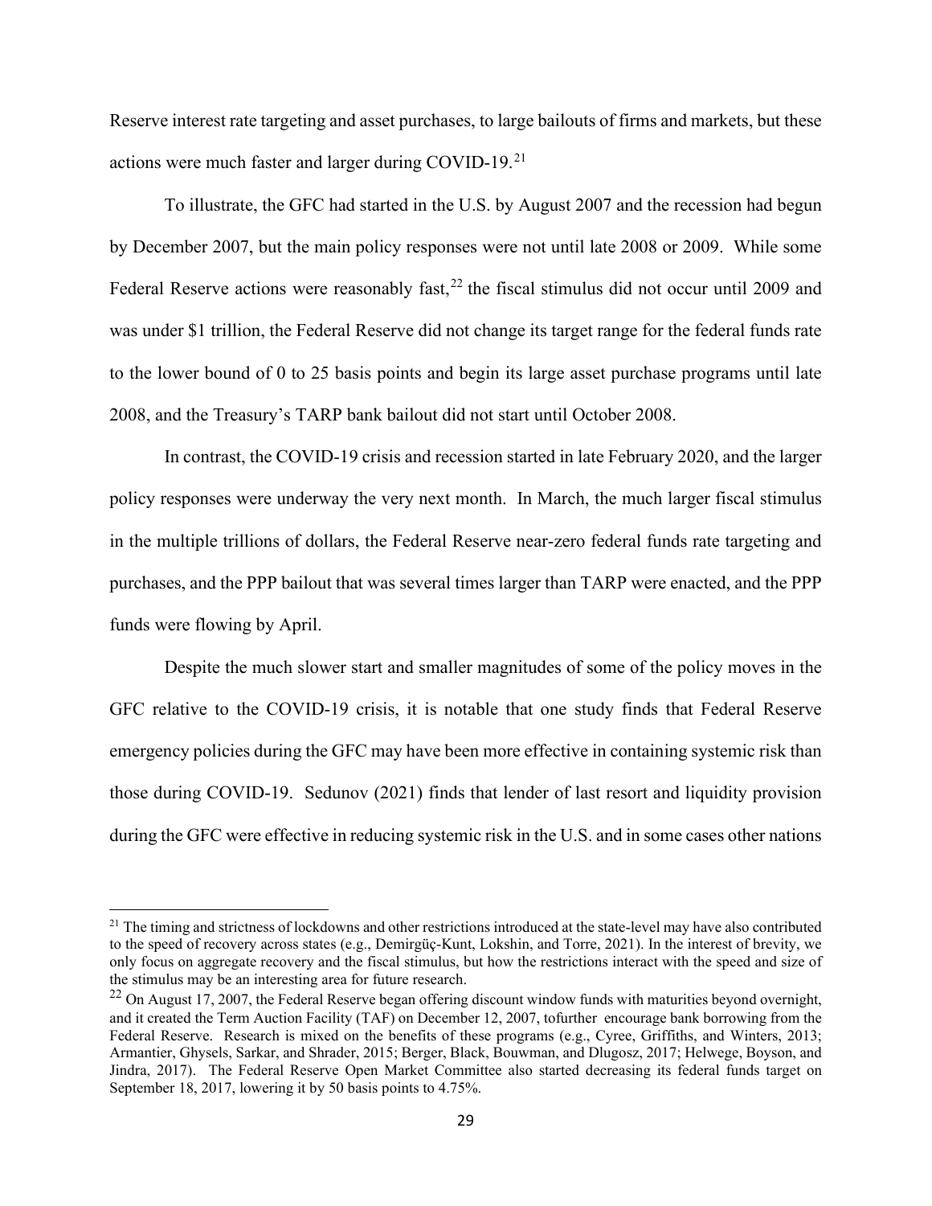Reserve interest rate targeting and asset purchases, to large bailouts of firms and markets, but these actions were much faster and larger during COVID-19.[21]

To illustrate, the GFC had started in the U.S. by August 2007 and the recession had begun by December 2007, but the main policy responses were not until late 2008 or 2009. While some Federal Reserve actions were reasonably fast,[22] the fiscal stimulus did not occur until 2009 and was under $1 trillion, the Federal Reserve did not change its target range for the federal funds rate to the lower bound of 0 to 25 basis points and begin its large asset purchase programs until late 2008, and the Treasury's TARP bank bailout did not start until October 2008.

In contrast, the COVID-19 crisis and recession started in late February 2020, and the larger policy responses were underway the very next month. In March, the much larger fiscal stimulus in the multiple trillions of dollars, the Federal Reserve near-zero federal funds rate targeting and purchases, and the PPP bailout that was several times larger than TARP were enacted, and the PPP funds were flowing by April.

Despite the much slower start and smaller magnitudes of some of the policy moves in the GFC relative to the COVID-19 crisis, it is notable that one study finds that Federal Reserve emergency policies during the GFC may have been more effective in containing systemic risk than those during COVID-19. Sedunov (2021) finds that lender of last resort and liquidity provision during the GFC were effective in reducing systemic risk in the U.S. and in some cases other nations

---

[21] The timing and strictness of lockdowns and other restrictions introduced at the state-level may have also contributed to the speed of recovery across states (e.g., Demirgüç-Kunt, Lokshin, and Torre, 2021). In the interest of brevity, we only focus on aggregate recovery and the fiscal stimulus, but how the restrictions interact with the speed and size of the stimulus may be an interesting area for future research.

[22] On August 17, 2007, the Federal Reserve began offering discount window funds with maturities beyond overnight, and it created the Term Auction Facility (TAF) on December 12, 2007, tofurther encourage bank borrowing from the Federal Reserve. Research is mixed on the benefits of these programs (e.g., Cyree, Griffiths, and Winters, 2013; Armantier, Ghysels, Sarkar, and Shrader, 2015; Berger, Black, Bouwman, and Dlugosz, 2017; Helwege, Boyson, and Jindra, 2017). The Federal Reserve Open Market Committee also started decreasing its federal funds target on September 18, 2017, lowering it by 50 basis points to 4.75%.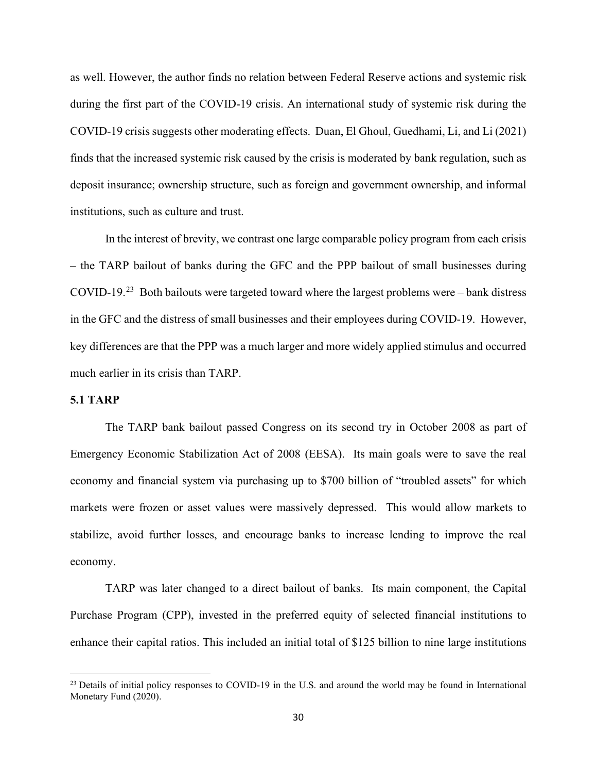as well. However, the author finds no relation between Federal Reserve actions and systemic risk during the first part of the COVID-19 crisis. An international study of systemic risk during the COVID-19 crisis suggests other moderating effects. Duan, El Ghoul, Guedhami, Li, and Li (2021) finds that the increased systemic risk caused by the crisis is moderated by bank regulation, such as deposit insurance; ownership structure, such as foreign and government ownership, and informal institutions, such as culture and trust.

In the interest of brevity, we contrast one large comparable policy program from each crisis – the TARP bailout of banks during the GFC and the PPP bailout of small businesses during COVID-19.[23] Both bailouts were targeted toward where the largest problems were – bank distress in the GFC and the distress of small businesses and their employees during COVID-19. However, key differences are that the PPP was a much larger and more widely applied stimulus and occurred much earlier in its crisis than TARP.

### 5.1 TARP

The TARP bank bailout passed Congress on its second try in October 2008 as part of Emergency Economic Stabilization Act of 2008 (EESA). Its main goals were to save the real economy and financial system via purchasing up to $700 billion of "troubled assets" for which markets were frozen or asset values were massively depressed. This would allow markets to stabilize, avoid further losses, and encourage banks to increase lending to improve the real economy.

TARP was later changed to a direct bailout of banks. Its main component, the Capital Purchase Program (CPP), invested in the preferred equity of selected financial institutions to enhance their capital ratios. This included an initial total of $125 billion to nine large institutions

[23] Details of initial policy responses to COVID-19 in the U.S. and around the world may be found in International Monetary Fund (2020).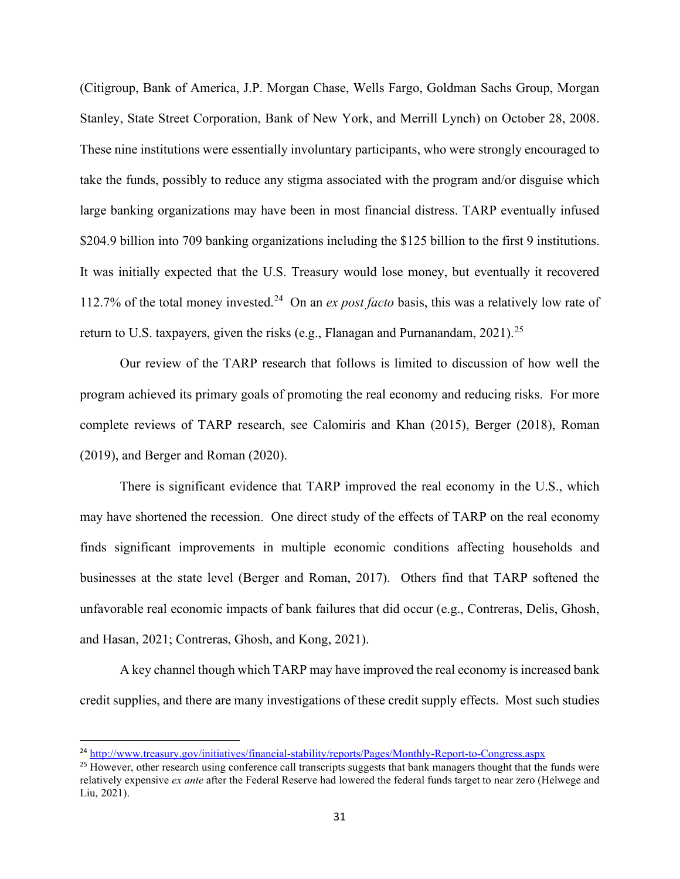(Citigroup, Bank of America, J.P. Morgan Chase, Wells Fargo, Goldman Sachs Group, Morgan Stanley, State Street Corporation, Bank of New York, and Merrill Lynch) on October 28, 2008. These nine institutions were essentially involuntary participants, who were strongly encouraged to take the funds, possibly to reduce any stigma associated with the program and/or disguise which large banking organizations may have been in most financial distress. TARP eventually infused $204.9 billion into 709 banking organizations including the $125 billion to the first 9 institutions. It was initially expected that the U.S. Treasury would lose money, but eventually it recovered 112.7% of the total money invested.[24] On an *ex post facto* basis, this was a relatively low rate of return to U.S. taxpayers, given the risks (e.g., Flanagan and Purnanandam, 2021).[25]

Our review of the TARP research that follows is limited to discussion of how well the program achieved its primary goals of promoting the real economy and reducing risks. For more complete reviews of TARP research, see Calomiris and Khan (2015), Berger (2018), Roman (2019), and Berger and Roman (2020).

There is significant evidence that TARP improved the real economy in the U.S., which may have shortened the recession. One direct study of the effects of TARP on the real economy finds significant improvements in multiple economic conditions affecting households and businesses at the state level (Berger and Roman, 2017). Others find that TARP softened the unfavorable real economic impacts of bank failures that did occur (e.g., Contreras, Delis, Ghosh, and Hasan, 2021; Contreras, Ghosh, and Kong, 2021).

A key channel though which TARP may have improved the real economy is increased bank credit supplies, and there are many investigations of these credit supply effects. Most such studies

---

[24] http://www.treasury.gov/initiatives/financial-stability/reports/Pages/Monthly-Report-to-Congress.aspx

[25] However, other research using conference call transcripts suggests that bank managers thought that the funds were relatively expensive *ex ante* after the Federal Reserve had lowered the federal funds target to near zero (Helwege and Liu, 2021).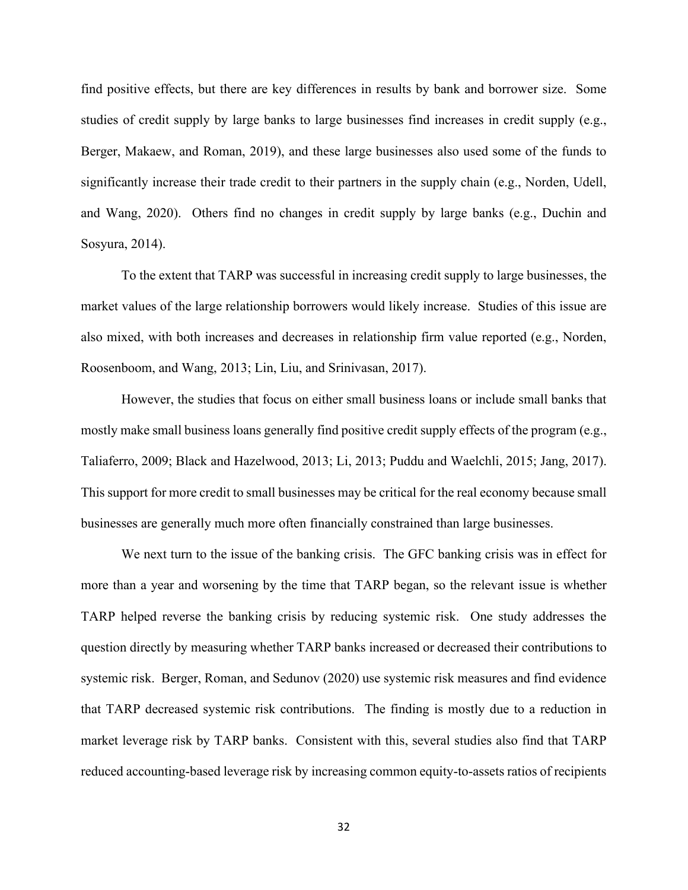find positive effects, but there are key differences in results by bank and borrower size. Some studies of credit supply by large banks to large businesses find increases in credit supply (e.g., Berger, Makaew, and Roman, 2019), and these large businesses also used some of the funds to significantly increase their trade credit to their partners in the supply chain (e.g., Norden, Udell, and Wang, 2020). Others find no changes in credit supply by large banks (e.g., Duchin and Sosyura, 2014).

To the extent that TARP was successful in increasing credit supply to large businesses, the market values of the large relationship borrowers would likely increase. Studies of this issue are also mixed, with both increases and decreases in relationship firm value reported (e.g., Norden, Roosenboom, and Wang, 2013; Lin, Liu, and Srinivasan, 2017).

However, the studies that focus on either small business loans or include small banks that mostly make small business loans generally find positive credit supply effects of the program (e.g., Taliaferro, 2009; Black and Hazelwood, 2013; Li, 2013; Puddu and Waelchli, 2015; Jang, 2017). This support for more credit to small businesses may be critical for the real economy because small businesses are generally much more often financially constrained than large businesses.

We next turn to the issue of the banking crisis. The GFC banking crisis was in effect for more than a year and worsening by the time that TARP began, so the relevant issue is whether TARP helped reverse the banking crisis by reducing systemic risk. One study addresses the question directly by measuring whether TARP banks increased or decreased their contributions to systemic risk. Berger, Roman, and Sedunov (2020) use systemic risk measures and find evidence that TARP decreased systemic risk contributions. The finding is mostly due to a reduction in market leverage risk by TARP banks. Consistent with this, several studies also find that TARP reduced accounting-based leverage risk by increasing common equity-to-assets ratios of recipients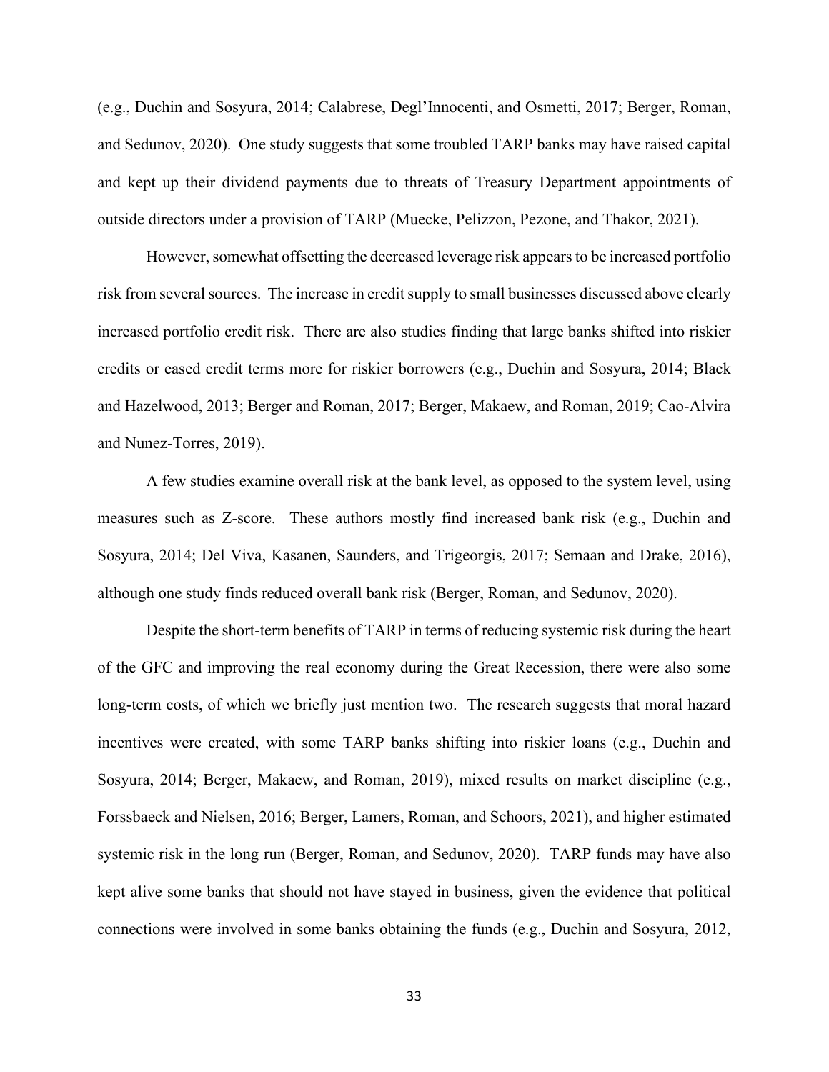(e.g., Duchin and Sosyura, 2014; Calabrese, Degl'Innocenti, and Osmetti, 2017; Berger, Roman, and Sedunov, 2020). One study suggests that some troubled TARP banks may have raised capital and kept up their dividend payments due to threats of Treasury Department appointments of outside directors under a provision of TARP (Muecke, Pelizzon, Pezone, and Thakor, 2021).

However, somewhat offsetting the decreased leverage risk appears to be increased portfolio risk from several sources. The increase in credit supply to small businesses discussed above clearly increased portfolio credit risk. There are also studies finding that large banks shifted into riskier credits or eased credit terms more for riskier borrowers (e.g., Duchin and Sosyura, 2014; Black and Hazelwood, 2013; Berger and Roman, 2017; Berger, Makaew, and Roman, 2019; Cao-Alvira and Nunez-Torres, 2019).

A few studies examine overall risk at the bank level, as opposed to the system level, using measures such as Z-score. These authors mostly find increased bank risk (e.g., Duchin and Sosyura, 2014; Del Viva, Kasanen, Saunders, and Trigeorgis, 2017; Semaan and Drake, 2016), although one study finds reduced overall bank risk (Berger, Roman, and Sedunov, 2020).

Despite the short-term benefits of TARP in terms of reducing systemic risk during the heart of the GFC and improving the real economy during the Great Recession, there were also some long-term costs, of which we briefly just mention two. The research suggests that moral hazard incentives were created, with some TARP banks shifting into riskier loans (e.g., Duchin and Sosyura, 2014; Berger, Makaew, and Roman, 2019), mixed results on market discipline (e.g., Forssbaeck and Nielsen, 2016; Berger, Lamers, Roman, and Schoors, 2021), and higher estimated systemic risk in the long run (Berger, Roman, and Sedunov, 2020). TARP funds may have also kept alive some banks that should not have stayed in business, given the evidence that political connections were involved in some banks obtaining the funds (e.g., Duchin and Sosyura, 2012,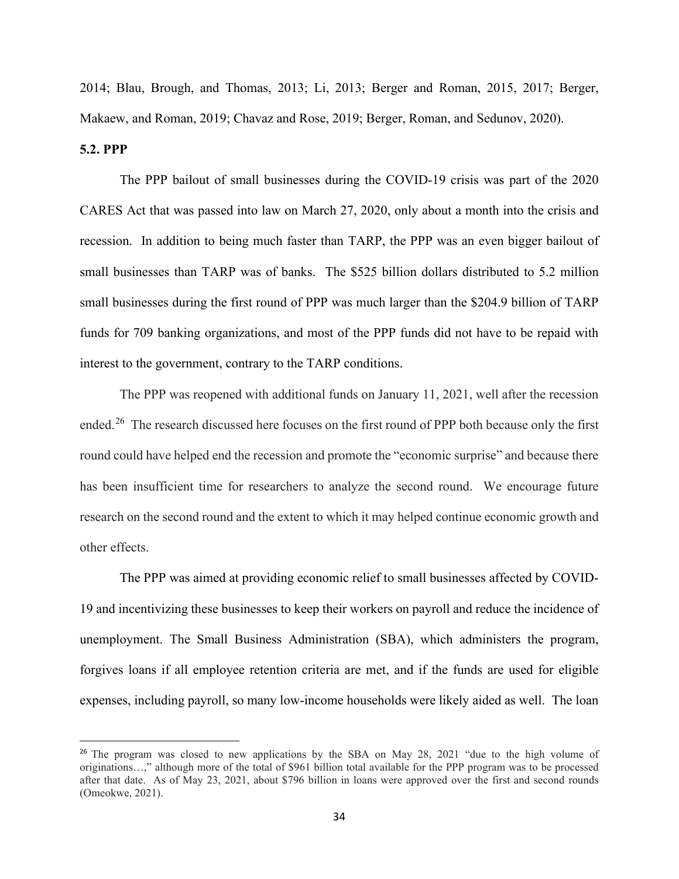2014; Blau, Brough, and Thomas, 2013; Li, 2013; Berger and Roman, 2015, 2017; Berger, Makaew, and Roman, 2019; Chavaz and Rose, 2019; Berger, Roman, and Sedunov, 2020).

### 5.2. PPP

The PPP bailout of small businesses during the COVID-19 crisis was part of the 2020 CARES Act that was passed into law on March 27, 2020, only about a month into the crisis and recession. In addition to being much faster than TARP, the PPP was an even bigger bailout of small businesses than TARP was of banks. The $525 billion dollars distributed to 5.2 million small businesses during the first round of PPP was much larger than the $204.9 billion of TARP funds for 709 banking organizations, and most of the PPP funds did not have to be repaid with interest to the government, contrary to the TARP conditions.

The PPP was reopened with additional funds on January 11, 2021, well after the recession ended.[26] The research discussed here focuses on the first round of PPP both because only the first round could have helped end the recession and promote the "economic surprise" and because there has been insufficient time for researchers to analyze the second round. We encourage future research on the second round and the extent to which it may helped continue economic growth and other effects.

The PPP was aimed at providing economic relief to small businesses affected by COVID-19 and incentivizing these businesses to keep their workers on payroll and reduce the incidence of unemployment. The Small Business Administration (SBA), which administers the program, forgives loans if all employee retention criteria are met, and if the funds are used for eligible expenses, including payroll, so many low-income households were likely aided as well. The loan

[26] The program was closed to new applications by the SBA on May 28, 2021 "due to the high volume of originations…," although more of the total of $961 billion total available for the PPP program was to be processed after that date. As of May 23, 2021, about $796 billion in loans were approved over the first and second rounds (Omeokwe, 2021).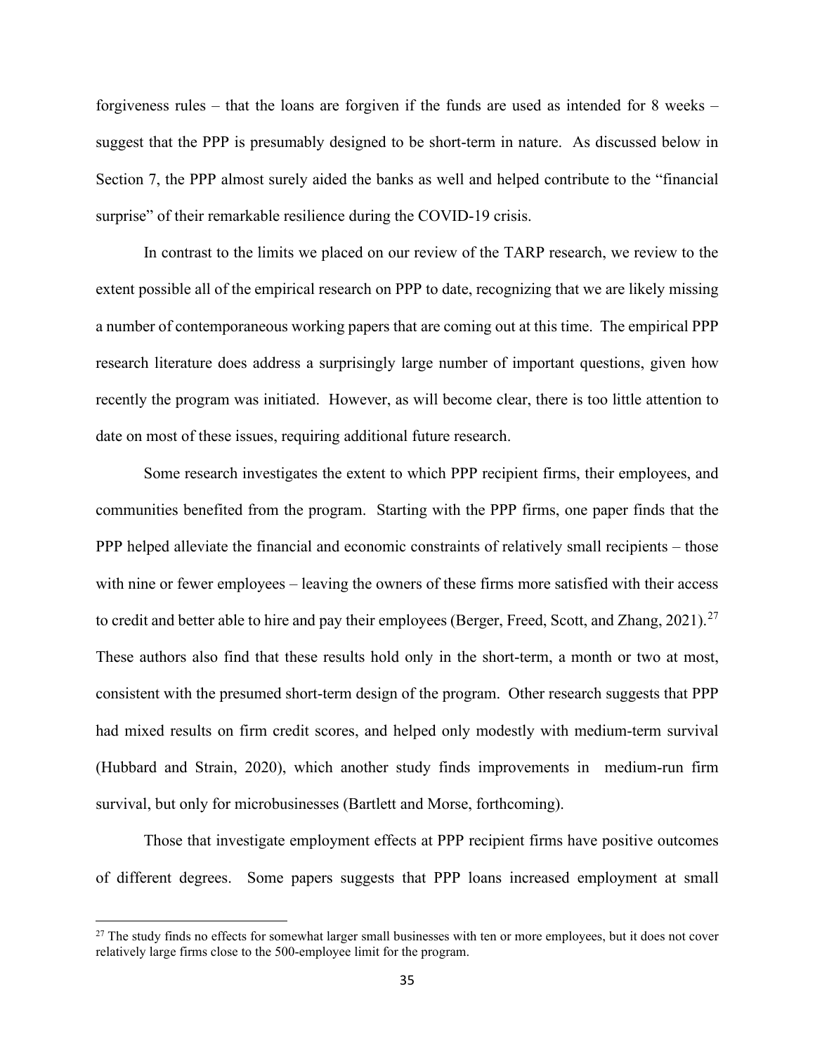forgiveness rules – that the loans are forgiven if the funds are used as intended for 8 weeks – suggest that the PPP is presumably designed to be short-term in nature. As discussed below in Section 7, the PPP almost surely aided the banks as well and helped contribute to the "financial surprise" of their remarkable resilience during the COVID-19 crisis.

In contrast to the limits we placed on our review of the TARP research, we review to the extent possible all of the empirical research on PPP to date, recognizing that we are likely missing a number of contemporaneous working papers that are coming out at this time. The empirical PPP research literature does address a surprisingly large number of important questions, given how recently the program was initiated. However, as will become clear, there is too little attention to date on most of these issues, requiring additional future research.

Some research investigates the extent to which PPP recipient firms, their employees, and communities benefited from the program. Starting with the PPP firms, one paper finds that the PPP helped alleviate the financial and economic constraints of relatively small recipients – those with nine or fewer employees – leaving the owners of these firms more satisfied with their access to credit and better able to hire and pay their employees (Berger, Freed, Scott, and Zhang, 2021).[27] These authors also find that these results hold only in the short-term, a month or two at most, consistent with the presumed short-term design of the program. Other research suggests that PPP had mixed results on firm credit scores, and helped only modestly with medium-term survival (Hubbard and Strain, 2020), which another study finds improvements in medium-run firm survival, but only for microbusinesses (Bartlett and Morse, forthcoming).

Those that investigate employment effects at PPP recipient firms have positive outcomes of different degrees. Some papers suggests that PPP loans increased employment at small

[27] The study finds no effects for somewhat larger small businesses with ten or more employees, but it does not cover relatively large firms close to the 500-employee limit for the program.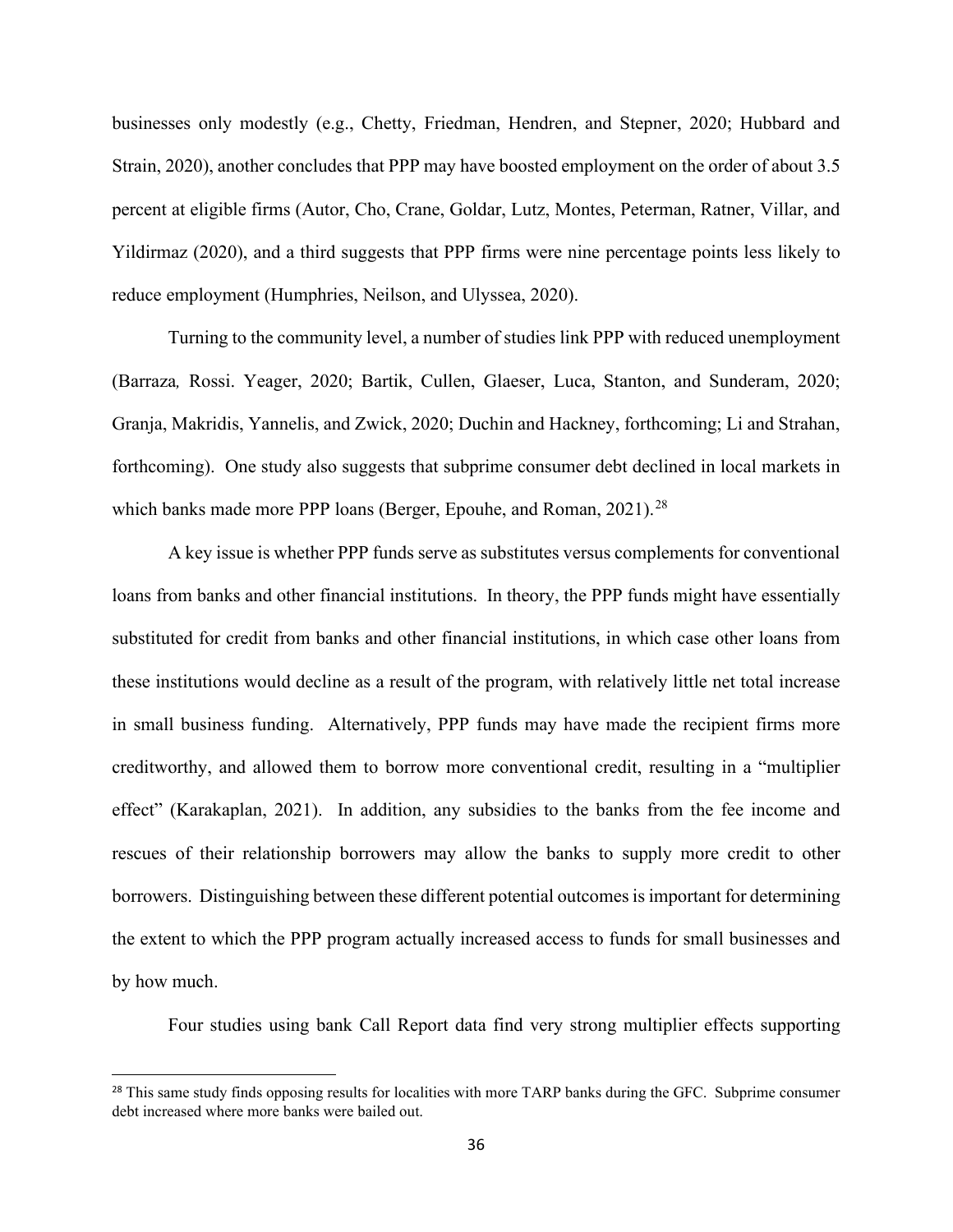businesses only modestly (e.g., Chetty, Friedman, Hendren, and Stepner, 2020; Hubbard and Strain, 2020), another concludes that PPP may have boosted employment on the order of about 3.5 percent at eligible firms (Autor, Cho, Crane, Goldar, Lutz, Montes, Peterman, Ratner, Villar, and Yildirmaz (2020), and a third suggests that PPP firms were nine percentage points less likely to reduce employment (Humphries, Neilson, and Ulyssea, 2020).

Turning to the community level, a number of studies link PPP with reduced unemployment (Barraza*,* Rossi. Yeager, 2020; Bartik, Cullen, Glaeser, Luca, Stanton, and Sunderam, 2020; Granja, Makridis, Yannelis, and Zwick, 2020; Duchin and Hackney, forthcoming; Li and Strahan, forthcoming). One study also suggests that subprime consumer debt declined in local markets in which banks made more PPP loans (Berger, Epouhe, and Roman, 2021).[28]

A key issue is whether PPP funds serve as substitutes versus complements for conventional loans from banks and other financial institutions. In theory, the PPP funds might have essentially substituted for credit from banks and other financial institutions, in which case other loans from these institutions would decline as a result of the program, with relatively little net total increase in small business funding. Alternatively, PPP funds may have made the recipient firms more creditworthy, and allowed them to borrow more conventional credit, resulting in a "multiplier effect" (Karakaplan, 2021). In addition, any subsidies to the banks from the fee income and rescues of their relationship borrowers may allow the banks to supply more credit to other borrowers. Distinguishing between these different potential outcomes is important for determining the extent to which the PPP program actually increased access to funds for small businesses and by how much.

Four studies using bank Call Report data find very strong multiplier effects supporting

[28] This same study finds opposing results for localities with more TARP banks during the GFC. Subprime consumer debt increased where more banks were bailed out.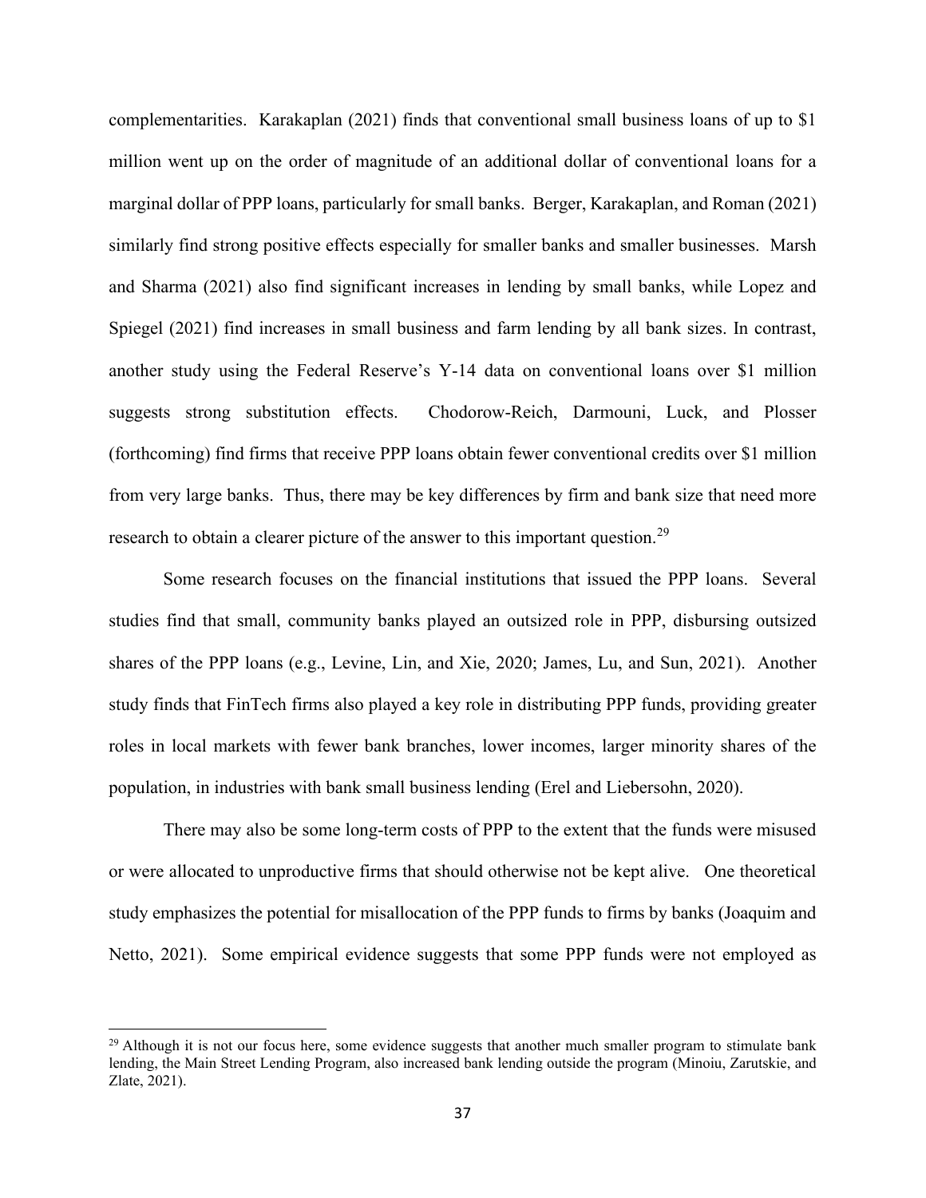complementarities. Karakaplan (2021) finds that conventional small business loans of up to $1 million went up on the order of magnitude of an additional dollar of conventional loans for a marginal dollar of PPP loans, particularly for small banks. Berger, Karakaplan, and Roman (2021) similarly find strong positive effects especially for smaller banks and smaller businesses. Marsh and Sharma (2021) also find significant increases in lending by small banks, while Lopez and Spiegel (2021) find increases in small business and farm lending by all bank sizes. In contrast, another study using the Federal Reserve's Y-14 data on conventional loans over $1 million suggests strong substitution effects. Chodorow-Reich, Darmouni, Luck, and Plosser (forthcoming) find firms that receive PPP loans obtain fewer conventional credits over $1 million from very large banks. Thus, there may be key differences by firm and bank size that need more research to obtain a clearer picture of the answer to this important question.[29]

Some research focuses on the financial institutions that issued the PPP loans. Several studies find that small, community banks played an outsized role in PPP, disbursing outsized shares of the PPP loans (e.g., Levine, Lin, and Xie, 2020; James, Lu, and Sun, 2021). Another study finds that FinTech firms also played a key role in distributing PPP funds, providing greater roles in local markets with fewer bank branches, lower incomes, larger minority shares of the population, in industries with bank small business lending (Erel and Liebersohn, 2020).

There may also be some long-term costs of PPP to the extent that the funds were misused or were allocated to unproductive firms that should otherwise not be kept alive. One theoretical study emphasizes the potential for misallocation of the PPP funds to firms by banks (Joaquim and Netto, 2021). Some empirical evidence suggests that some PPP funds were not employed as

[29] Although it is not our focus here, some evidence suggests that another much smaller program to stimulate bank lending, the Main Street Lending Program, also increased bank lending outside the program (Minoiu, Zarutskie, and Zlate, 2021).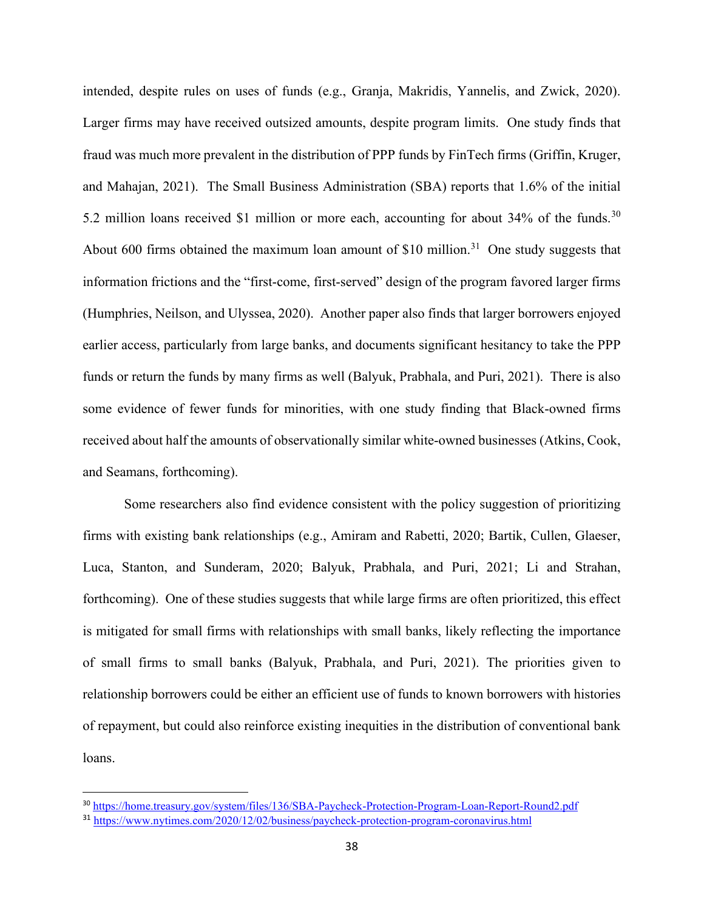intended, despite rules on uses of funds (e.g., Granja, Makridis, Yannelis, and Zwick, 2020). Larger firms may have received outsized amounts, despite program limits. One study finds that fraud was much more prevalent in the distribution of PPP funds by FinTech firms (Griffin, Kruger, and Mahajan, 2021). The Small Business Administration (SBA) reports that 1.6% of the initial 5.2 million loans received $1 million or more each, accounting for about 34% of the funds.[30] About 600 firms obtained the maximum loan amount of $10 million.[31] One study suggests that information frictions and the "first-come, first-served" design of the program favored larger firms (Humphries, Neilson, and Ulyssea, 2020). Another paper also finds that larger borrowers enjoyed earlier access, particularly from large banks, and documents significant hesitancy to take the PPP funds or return the funds by many firms as well (Balyuk, Prabhala, and Puri, 2021). There is also some evidence of fewer funds for minorities, with one study finding that Black-owned firms received about half the amounts of observationally similar white-owned businesses (Atkins, Cook, and Seamans, forthcoming).

Some researchers also find evidence consistent with the policy suggestion of prioritizing firms with existing bank relationships (e.g., Amiram and Rabetti, 2020; Bartik, Cullen, Glaeser, Luca, Stanton, and Sunderam, 2020; Balyuk, Prabhala, and Puri, 2021; Li and Strahan, forthcoming). One of these studies suggests that while large firms are often prioritized, this effect is mitigated for small firms with relationships with small banks, likely reflecting the importance of small firms to small banks (Balyuk, Prabhala, and Puri, 2021). The priorities given to relationship borrowers could be either an efficient use of funds to known borrowers with histories of repayment, but could also reinforce existing inequities in the distribution of conventional bank loans.

[30] https://home.treasury.gov/system/files/136/SBA-Paycheck-Protection-Program-Loan-Report-Round2.pdf

[31] https://www.nytimes.com/2020/12/02/business/paycheck-protection-program-coronavirus.html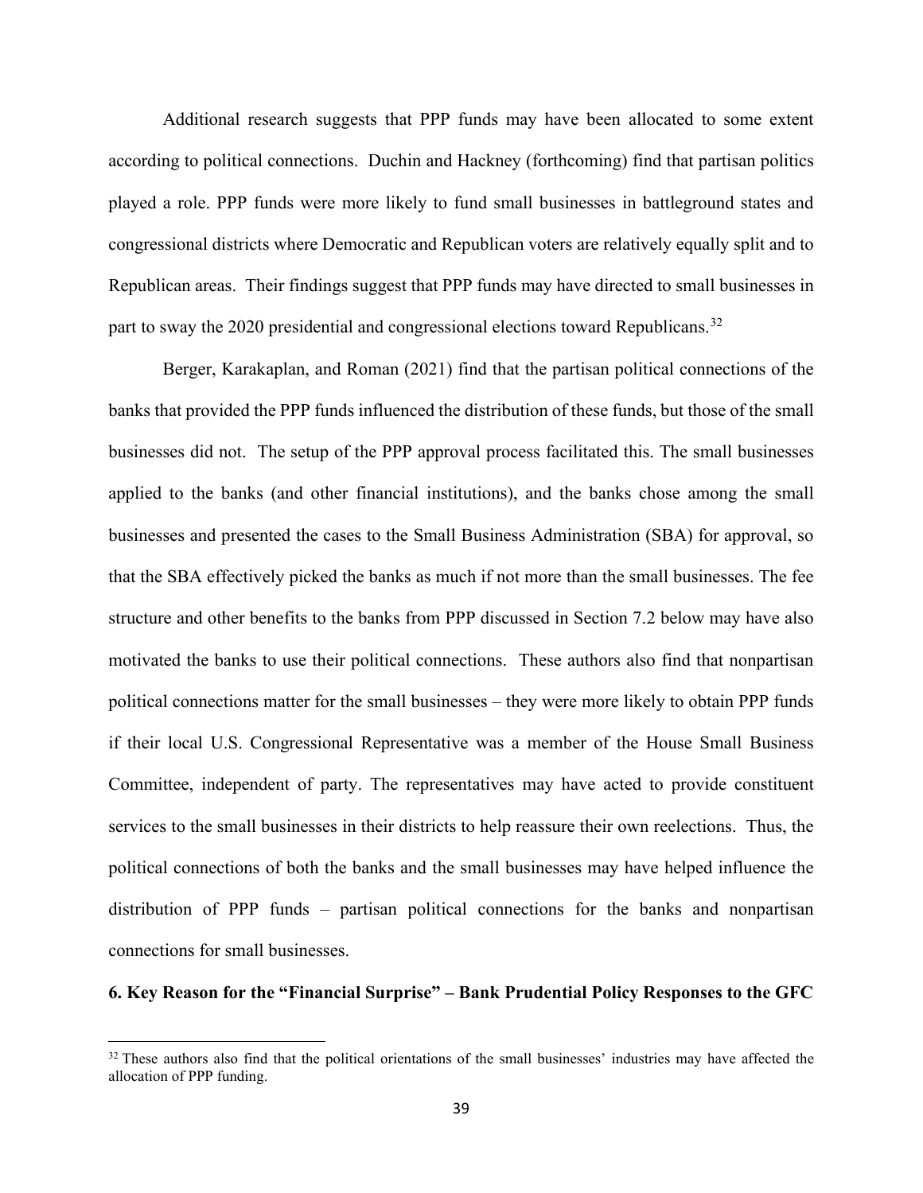Additional research suggests that PPP funds may have been allocated to some extent according to political connections. Duchin and Hackney (forthcoming) find that partisan politics played a role. PPP funds were more likely to fund small businesses in battleground states and congressional districts where Democratic and Republican voters are relatively equally split and to Republican areas. Their findings suggest that PPP funds may have directed to small businesses in part to sway the 2020 presidential and congressional elections toward Republicans.[32]

Berger, Karakaplan, and Roman (2021) find that the partisan political connections of the banks that provided the PPP funds influenced the distribution of these funds, but those of the small businesses did not. The setup of the PPP approval process facilitated this. The small businesses applied to the banks (and other financial institutions), and the banks chose among the small businesses and presented the cases to the Small Business Administration (SBA) for approval, so that the SBA effectively picked the banks as much if not more than the small businesses. The fee structure and other benefits to the banks from PPP discussed in Section 7.2 below may have also motivated the banks to use their political connections. These authors also find that nonpartisan political connections matter for the small businesses – they were more likely to obtain PPP funds if their local U.S. Congressional Representative was a member of the House Small Business Committee, independent of party. The representatives may have acted to provide constituent services to the small businesses in their districts to help reassure their own reelections. Thus, the political connections of both the banks and the small businesses may have helped influence the distribution of PPP funds – partisan political connections for the banks and nonpartisan connections for small businesses.

## 6. Key Reason for the "Financial Surprise" – Bank Prudential Policy Responses to the GFC

[32] These authors also find that the political orientations of the small businesses' industries may have affected the allocation of PPP funding.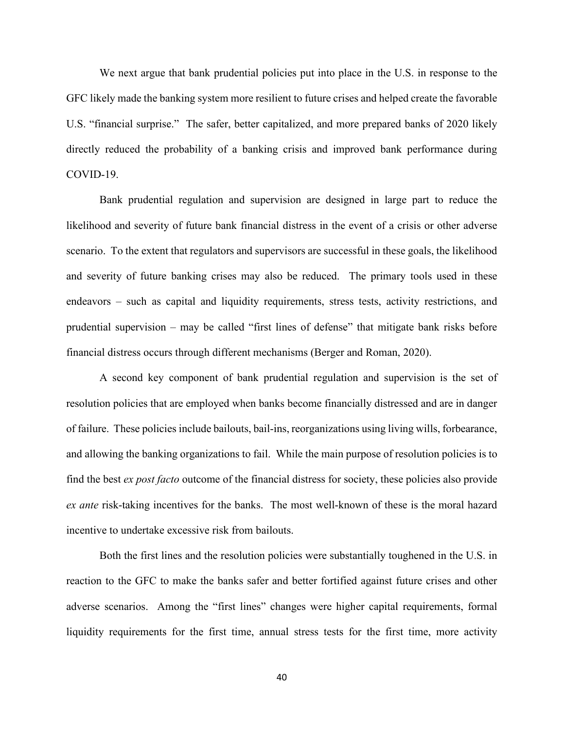We next argue that bank prudential policies put into place in the U.S. in response to the GFC likely made the banking system more resilient to future crises and helped create the favorable U.S. "financial surprise." The safer, better capitalized, and more prepared banks of 2020 likely directly reduced the probability of a banking crisis and improved bank performance during COVID-19.

Bank prudential regulation and supervision are designed in large part to reduce the likelihood and severity of future bank financial distress in the event of a crisis or other adverse scenario. To the extent that regulators and supervisors are successful in these goals, the likelihood and severity of future banking crises may also be reduced. The primary tools used in these endeavors – such as capital and liquidity requirements, stress tests, activity restrictions, and prudential supervision – may be called "first lines of defense" that mitigate bank risks before financial distress occurs through different mechanisms (Berger and Roman, 2020).

A second key component of bank prudential regulation and supervision is the set of resolution policies that are employed when banks become financially distressed and are in danger of failure. These policies include bailouts, bail-ins, reorganizations using living wills, forbearance, and allowing the banking organizations to fail. While the main purpose of resolution policies is to find the best *ex post facto* outcome of the financial distress for society, these policies also provide *ex ante* risk-taking incentives for the banks. The most well-known of these is the moral hazard incentive to undertake excessive risk from bailouts.

Both the first lines and the resolution policies were substantially toughened in the U.S. in reaction to the GFC to make the banks safer and better fortified against future crises and other adverse scenarios. Among the "first lines" changes were higher capital requirements, formal liquidity requirements for the first time, annual stress tests for the first time, more activity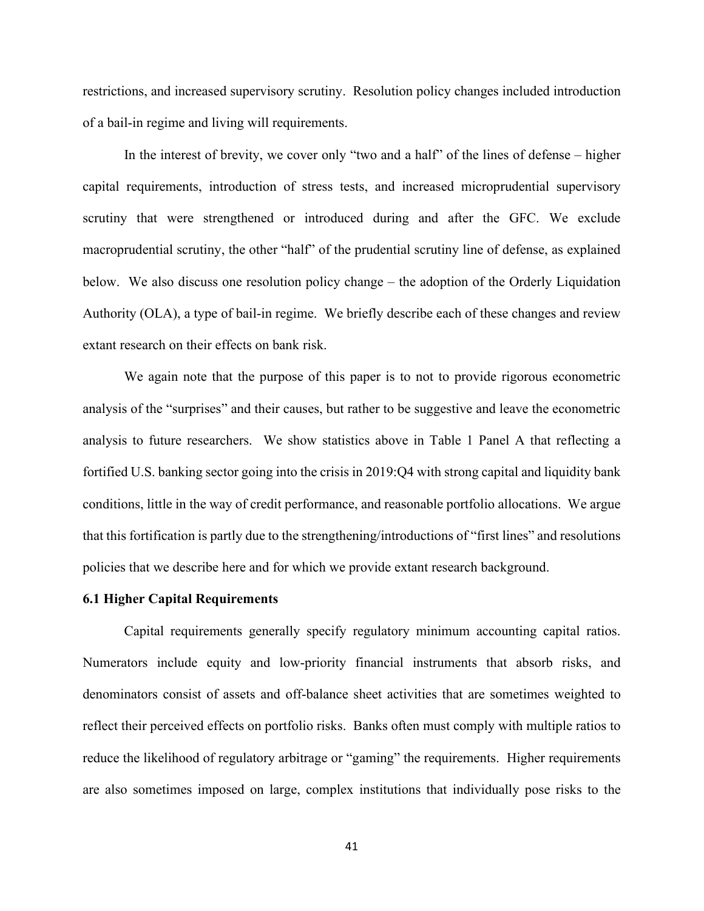restrictions, and increased supervisory scrutiny. Resolution policy changes included introduction of a bail-in regime and living will requirements.

In the interest of brevity, we cover only "two and a half" of the lines of defense – higher capital requirements, introduction of stress tests, and increased microprudential supervisory scrutiny that were strengthened or introduced during and after the GFC. We exclude macroprudential scrutiny, the other "half" of the prudential scrutiny line of defense, as explained below. We also discuss one resolution policy change – the adoption of the Orderly Liquidation Authority (OLA), a type of bail-in regime. We briefly describe each of these changes and review extant research on their effects on bank risk.

We again note that the purpose of this paper is to not to provide rigorous econometric analysis of the "surprises" and their causes, but rather to be suggestive and leave the econometric analysis to future researchers. We show statistics above in Table 1 Panel A that reflecting a fortified U.S. banking sector going into the crisis in 2019:Q4 with strong capital and liquidity bank conditions, little in the way of credit performance, and reasonable portfolio allocations. We argue that this fortification is partly due to the strengthening/introductions of "first lines" and resolutions policies that we describe here and for which we provide extant research background.

### 6.1 Higher Capital Requirements

Capital requirements generally specify regulatory minimum accounting capital ratios. Numerators include equity and low-priority financial instruments that absorb risks, and denominators consist of assets and off-balance sheet activities that are sometimes weighted to reflect their perceived effects on portfolio risks. Banks often must comply with multiple ratios to reduce the likelihood of regulatory arbitrage or "gaming" the requirements. Higher requirements are also sometimes imposed on large, complex institutions that individually pose risks to the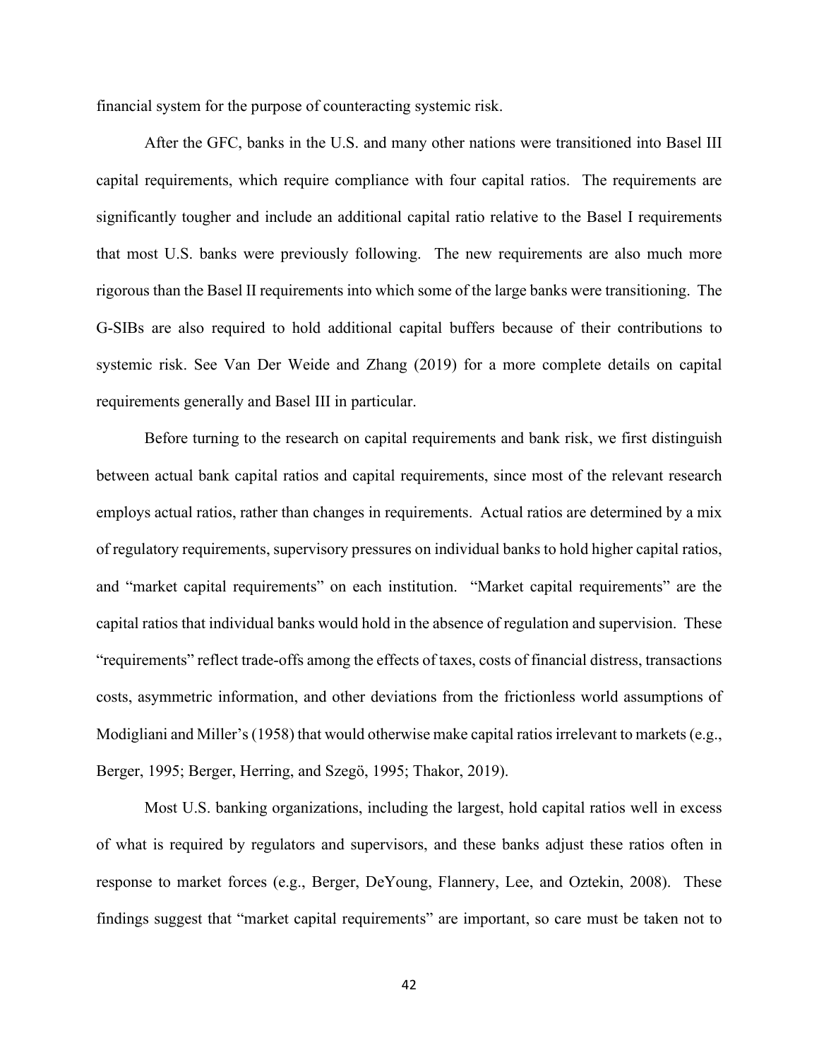financial system for the purpose of counteracting systemic risk.

After the GFC, banks in the U.S. and many other nations were transitioned into Basel III capital requirements, which require compliance with four capital ratios. The requirements are significantly tougher and include an additional capital ratio relative to the Basel I requirements that most U.S. banks were previously following. The new requirements are also much more rigorous than the Basel II requirements into which some of the large banks were transitioning. The G-SIBs are also required to hold additional capital buffers because of their contributions to systemic risk. See Van Der Weide and Zhang (2019) for a more complete details on capital requirements generally and Basel III in particular.

Before turning to the research on capital requirements and bank risk, we first distinguish between actual bank capital ratios and capital requirements, since most of the relevant research employs actual ratios, rather than changes in requirements. Actual ratios are determined by a mix of regulatory requirements, supervisory pressures on individual banks to hold higher capital ratios, and "market capital requirements" on each institution. "Market capital requirements" are the capital ratios that individual banks would hold in the absence of regulation and supervision. These "requirements" reflect trade-offs among the effects of taxes, costs of financial distress, transactions costs, asymmetric information, and other deviations from the frictionless world assumptions of Modigliani and Miller's (1958) that would otherwise make capital ratios irrelevant to markets (e.g., Berger, 1995; Berger, Herring, and Szegö, 1995; Thakor, 2019).

Most U.S. banking organizations, including the largest, hold capital ratios well in excess of what is required by regulators and supervisors, and these banks adjust these ratios often in response to market forces (e.g., Berger, DeYoung, Flannery, Lee, and Oztekin, 2008). These findings suggest that "market capital requirements" are important, so care must be taken not to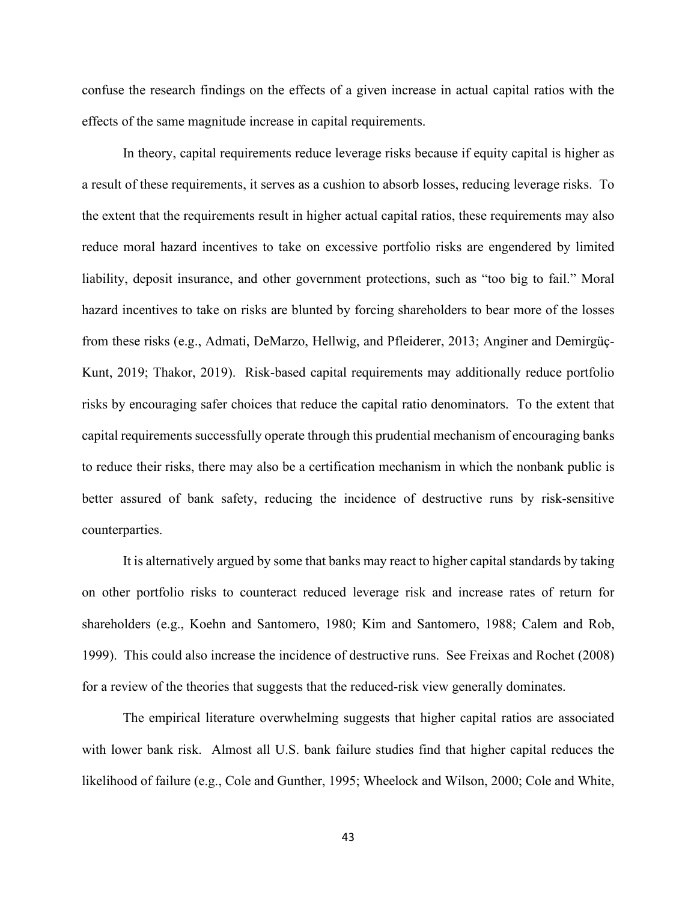confuse the research findings on the effects of a given increase in actual capital ratios with the effects of the same magnitude increase in capital requirements.

In theory, capital requirements reduce leverage risks because if equity capital is higher as a result of these requirements, it serves as a cushion to absorb losses, reducing leverage risks. To the extent that the requirements result in higher actual capital ratios, these requirements may also reduce moral hazard incentives to take on excessive portfolio risks are engendered by limited liability, deposit insurance, and other government protections, such as "too big to fail." Moral hazard incentives to take on risks are blunted by forcing shareholders to bear more of the losses from these risks (e.g., Admati, DeMarzo, Hellwig, and Pfleiderer, 2013; Anginer and Demirgüç-Kunt, 2019; Thakor, 2019). Risk-based capital requirements may additionally reduce portfolio risks by encouraging safer choices that reduce the capital ratio denominators. To the extent that capital requirements successfully operate through this prudential mechanism of encouraging banks to reduce their risks, there may also be a certification mechanism in which the nonbank public is better assured of bank safety, reducing the incidence of destructive runs by risk-sensitive counterparties.

It is alternatively argued by some that banks may react to higher capital standards by taking on other portfolio risks to counteract reduced leverage risk and increase rates of return for shareholders (e.g., Koehn and Santomero, 1980; Kim and Santomero, 1988; Calem and Rob, 1999). This could also increase the incidence of destructive runs. See Freixas and Rochet (2008) for a review of the theories that suggests that the reduced-risk view generally dominates.

The empirical literature overwhelming suggests that higher capital ratios are associated with lower bank risk. Almost all U.S. bank failure studies find that higher capital reduces the likelihood of failure (e.g., Cole and Gunther, 1995; Wheelock and Wilson, 2000; Cole and White,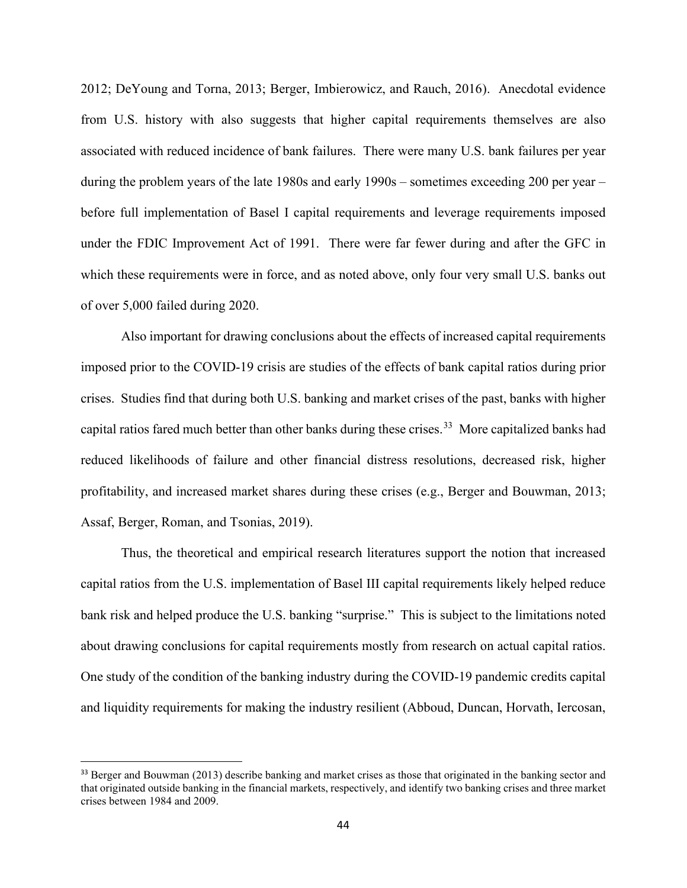2012; DeYoung and Torna, 2013; Berger, Imbierowicz, and Rauch, 2016). Anecdotal evidence from U.S. history with also suggests that higher capital requirements themselves are also associated with reduced incidence of bank failures. There were many U.S. bank failures per year during the problem years of the late 1980s and early 1990s – sometimes exceeding 200 per year – before full implementation of Basel I capital requirements and leverage requirements imposed under the FDIC Improvement Act of 1991. There were far fewer during and after the GFC in which these requirements were in force, and as noted above, only four very small U.S. banks out of over 5,000 failed during 2020.

Also important for drawing conclusions about the effects of increased capital requirements imposed prior to the COVID-19 crisis are studies of the effects of bank capital ratios during prior crises. Studies find that during both U.S. banking and market crises of the past, banks with higher capital ratios fared much better than other banks during these crises.[33] More capitalized banks had reduced likelihoods of failure and other financial distress resolutions, decreased risk, higher profitability, and increased market shares during these crises (e.g., Berger and Bouwman, 2013; Assaf, Berger, Roman, and Tsonias, 2019).

Thus, the theoretical and empirical research literatures support the notion that increased capital ratios from the U.S. implementation of Basel III capital requirements likely helped reduce bank risk and helped produce the U.S. banking "surprise." This is subject to the limitations noted about drawing conclusions for capital requirements mostly from research on actual capital ratios. One study of the condition of the banking industry during the COVID-19 pandemic credits capital and liquidity requirements for making the industry resilient (Abboud, Duncan, Horvath, Iercosan,

---

[33] Berger and Bouwman (2013) describe banking and market crises as those that originated in the banking sector and that originated outside banking in the financial markets, respectively, and identify two banking crises and three market crises between 1984 and 2009.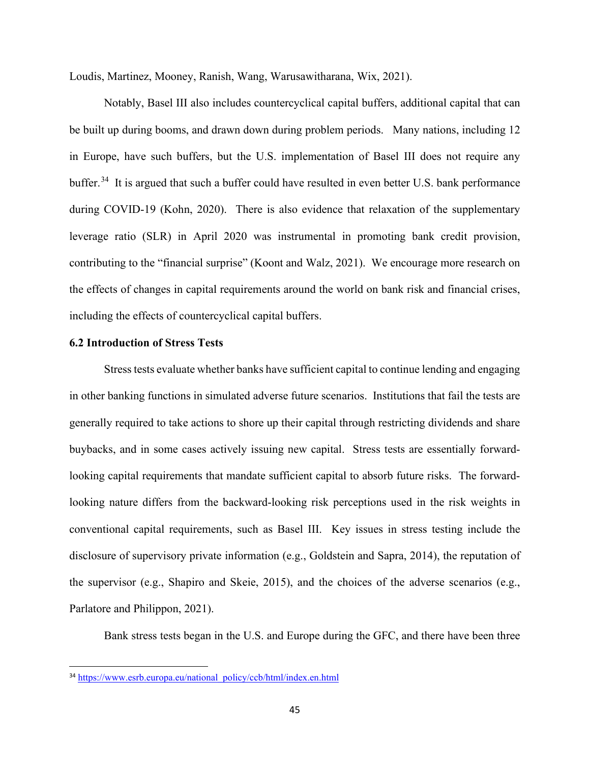Loudis, Martinez, Mooney, Ranish, Wang, Warusawitharana, Wix, 2021).

Notably, Basel III also includes countercyclical capital buffers, additional capital that can be built up during booms, and drawn down during problem periods. Many nations, including 12 in Europe, have such buffers, but the U.S. implementation of Basel III does not require any buffer.[34] It is argued that such a buffer could have resulted in even better U.S. bank performance during COVID-19 (Kohn, 2020). There is also evidence that relaxation of the supplementary leverage ratio (SLR) in April 2020 was instrumental in promoting bank credit provision, contributing to the "financial surprise" (Koont and Walz, 2021). We encourage more research on the effects of changes in capital requirements around the world on bank risk and financial crises, including the effects of countercyclical capital buffers.

### 6.2 Introduction of Stress Tests

Stress tests evaluate whether banks have sufficient capital to continue lending and engaging in other banking functions in simulated adverse future scenarios. Institutions that fail the tests are generally required to take actions to shore up their capital through restricting dividends and share buybacks, and in some cases actively issuing new capital. Stress tests are essentially forward-looking capital requirements that mandate sufficient capital to absorb future risks. The forward-looking nature differs from the backward-looking risk perceptions used in the risk weights in conventional capital requirements, such as Basel III. Key issues in stress testing include the disclosure of supervisory private information (e.g., Goldstein and Sapra, 2014), the reputation of the supervisor (e.g., Shapiro and Skeie, 2015), and the choices of the adverse scenarios (e.g., Parlatore and Philippon, 2021).

Bank stress tests began in the U.S. and Europe during the GFC, and there have been three

[34] https://www.esrb.europa.eu/national_policy/ccb/html/index.en.html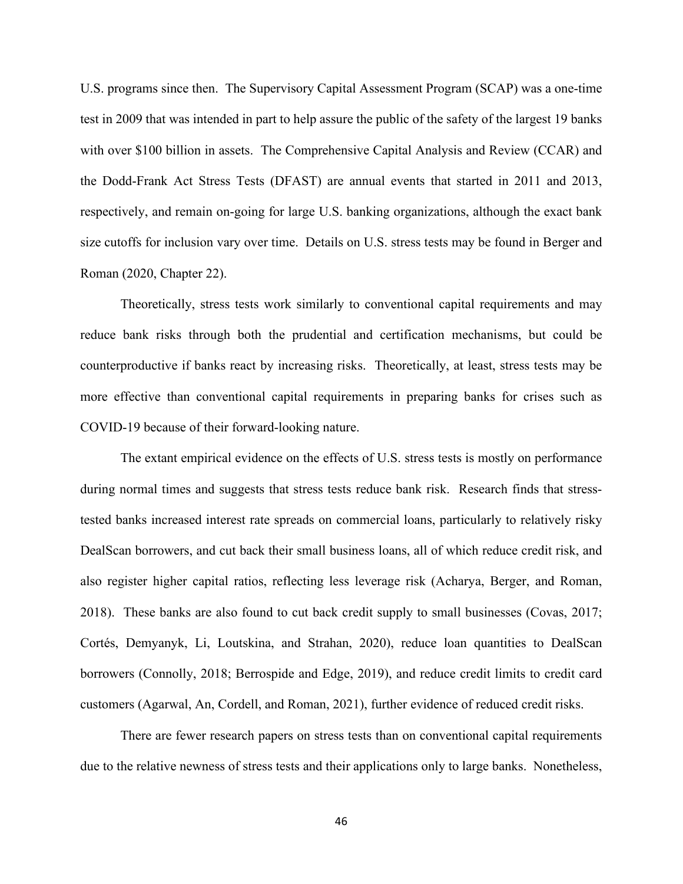U.S. programs since then. The Supervisory Capital Assessment Program (SCAP) was a one-time test in 2009 that was intended in part to help assure the public of the safety of the largest 19 banks with over $100 billion in assets. The Comprehensive Capital Analysis and Review (CCAR) and the Dodd-Frank Act Stress Tests (DFAST) are annual events that started in 2011 and 2013, respectively, and remain on-going for large U.S. banking organizations, although the exact bank size cutoffs for inclusion vary over time. Details on U.S. stress tests may be found in Berger and Roman (2020, Chapter 22).

Theoretically, stress tests work similarly to conventional capital requirements and may reduce bank risks through both the prudential and certification mechanisms, but could be counterproductive if banks react by increasing risks. Theoretically, at least, stress tests may be more effective than conventional capital requirements in preparing banks for crises such as COVID-19 because of their forward-looking nature.

The extant empirical evidence on the effects of U.S. stress tests is mostly on performance during normal times and suggests that stress tests reduce bank risk. Research finds that stress-tested banks increased interest rate spreads on commercial loans, particularly to relatively risky DealScan borrowers, and cut back their small business loans, all of which reduce credit risk, and also register higher capital ratios, reflecting less leverage risk (Acharya, Berger, and Roman, 2018). These banks are also found to cut back credit supply to small businesses (Covas, 2017; Cortés, Demyanyk, Li, Loutskina, and Strahan, 2020), reduce loan quantities to DealScan borrowers (Connolly, 2018; Berrospide and Edge, 2019), and reduce credit limits to credit card customers (Agarwal, An, Cordell, and Roman, 2021), further evidence of reduced credit risks.

There are fewer research papers on stress tests than on conventional capital requirements due to the relative newness of stress tests and their applications only to large banks. Nonetheless,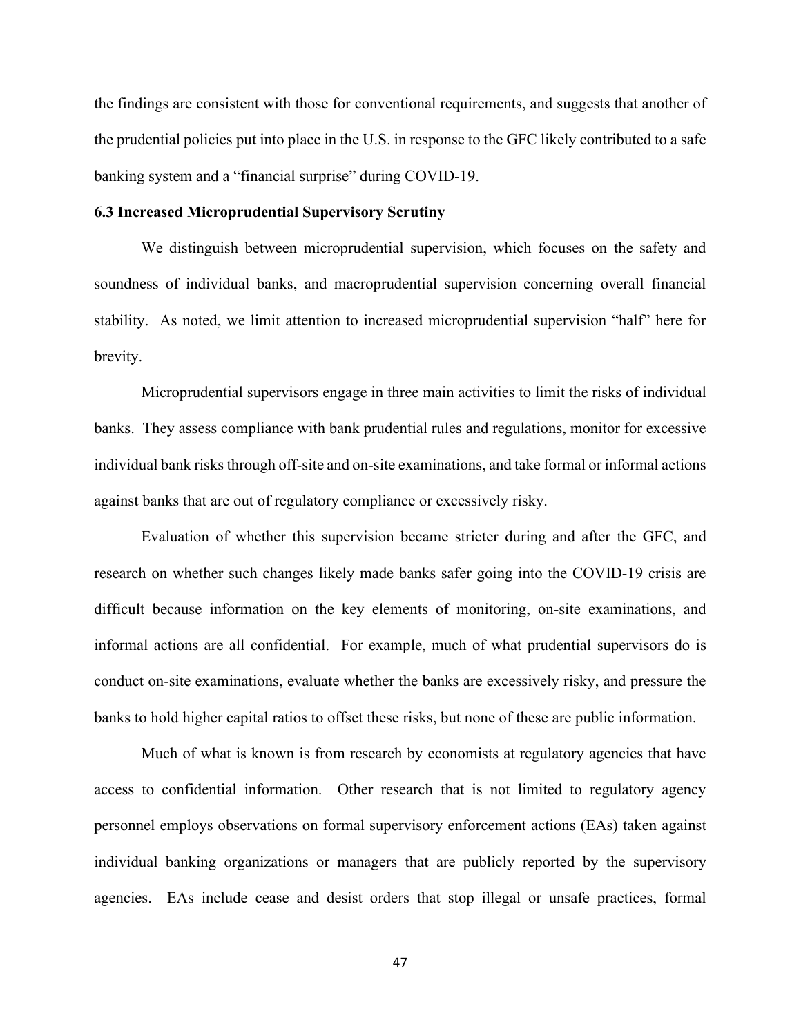the findings are consistent with those for conventional requirements, and suggests that another of the prudential policies put into place in the U.S. in response to the GFC likely contributed to a safe banking system and a "financial surprise" during COVID-19.

### 6.3 Increased Microprudential Supervisory Scrutiny

We distinguish between microprudential supervision, which focuses on the safety and soundness of individual banks, and macroprudential supervision concerning overall financial stability. As noted, we limit attention to increased microprudential supervision "half" here for brevity.

Microprudential supervisors engage in three main activities to limit the risks of individual banks. They assess compliance with bank prudential rules and regulations, monitor for excessive individual bank risks through off-site and on-site examinations, and take formal or informal actions against banks that are out of regulatory compliance or excessively risky.

Evaluation of whether this supervision became stricter during and after the GFC, and research on whether such changes likely made banks safer going into the COVID-19 crisis are difficult because information on the key elements of monitoring, on-site examinations, and informal actions are all confidential. For example, much of what prudential supervisors do is conduct on-site examinations, evaluate whether the banks are excessively risky, and pressure the banks to hold higher capital ratios to offset these risks, but none of these are public information.

Much of what is known is from research by economists at regulatory agencies that have access to confidential information. Other research that is not limited to regulatory agency personnel employs observations on formal supervisory enforcement actions (EAs) taken against individual banking organizations or managers that are publicly reported by the supervisory agencies. EAs include cease and desist orders that stop illegal or unsafe practices, formal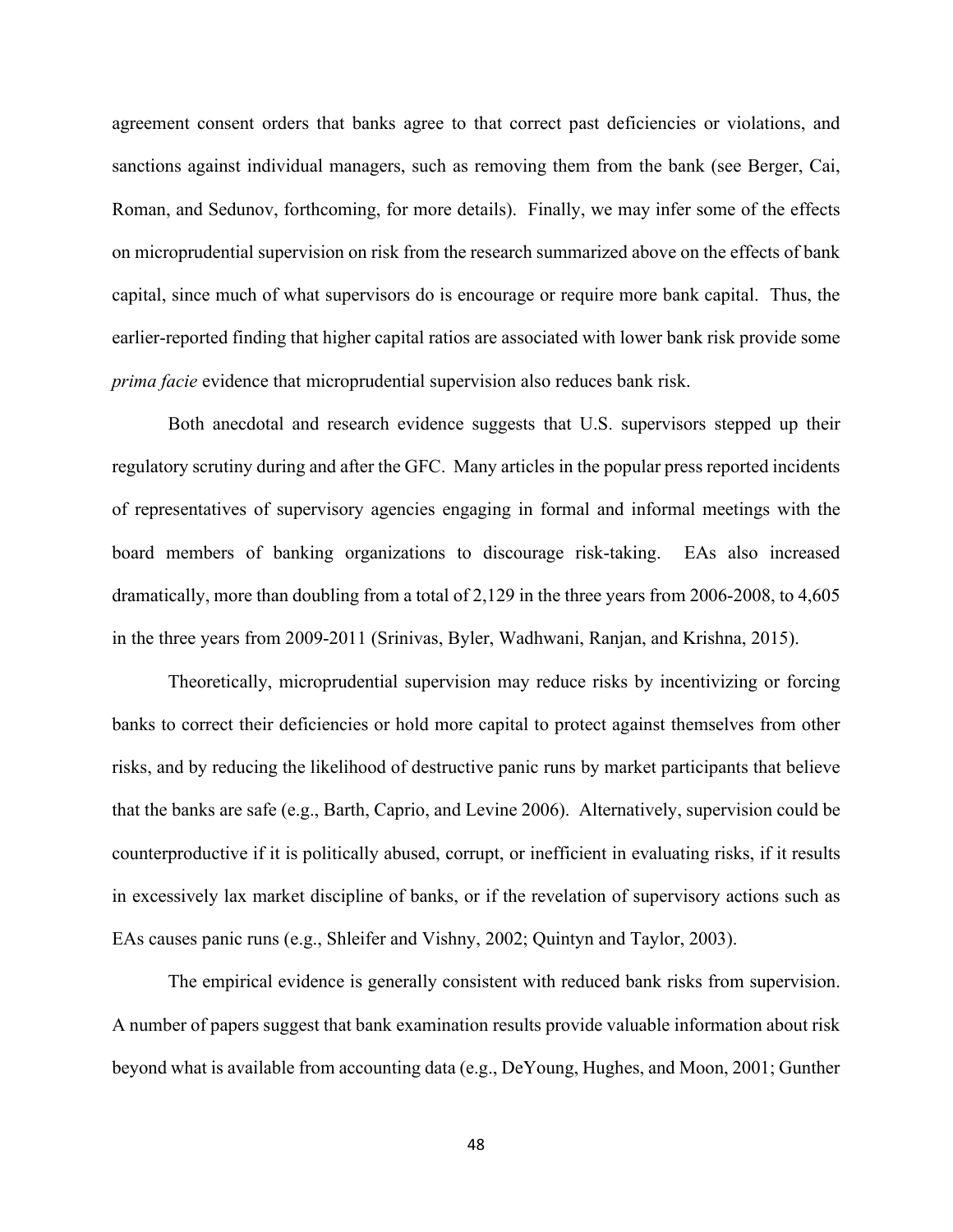agreement consent orders that banks agree to that correct past deficiencies or violations, and sanctions against individual managers, such as removing them from the bank (see Berger, Cai, Roman, and Sedunov, forthcoming, for more details). Finally, we may infer some of the effects on microprudential supervision on risk from the research summarized above on the effects of bank capital, since much of what supervisors do is encourage or require more bank capital. Thus, the earlier-reported finding that higher capital ratios are associated with lower bank risk provide some *prima facie* evidence that microprudential supervision also reduces bank risk.

Both anecdotal and research evidence suggests that U.S. supervisors stepped up their regulatory scrutiny during and after the GFC. Many articles in the popular press reported incidents of representatives of supervisory agencies engaging in formal and informal meetings with the board members of banking organizations to discourage risk-taking. EAs also increased dramatically, more than doubling from a total of 2,129 in the three years from 2006-2008, to 4,605 in the three years from 2009-2011 (Srinivas, Byler, Wadhwani, Ranjan, and Krishna, 2015).

Theoretically, microprudential supervision may reduce risks by incentivizing or forcing banks to correct their deficiencies or hold more capital to protect against themselves from other risks, and by reducing the likelihood of destructive panic runs by market participants that believe that the banks are safe (e.g., Barth, Caprio, and Levine 2006). Alternatively, supervision could be counterproductive if it is politically abused, corrupt, or inefficient in evaluating risks, if it results in excessively lax market discipline of banks, or if the revelation of supervisory actions such as EAs causes panic runs (e.g., Shleifer and Vishny, 2002; Quintyn and Taylor, 2003).

The empirical evidence is generally consistent with reduced bank risks from supervision. A number of papers suggest that bank examination results provide valuable information about risk beyond what is available from accounting data (e.g., DeYoung, Hughes, and Moon, 2001; Gunther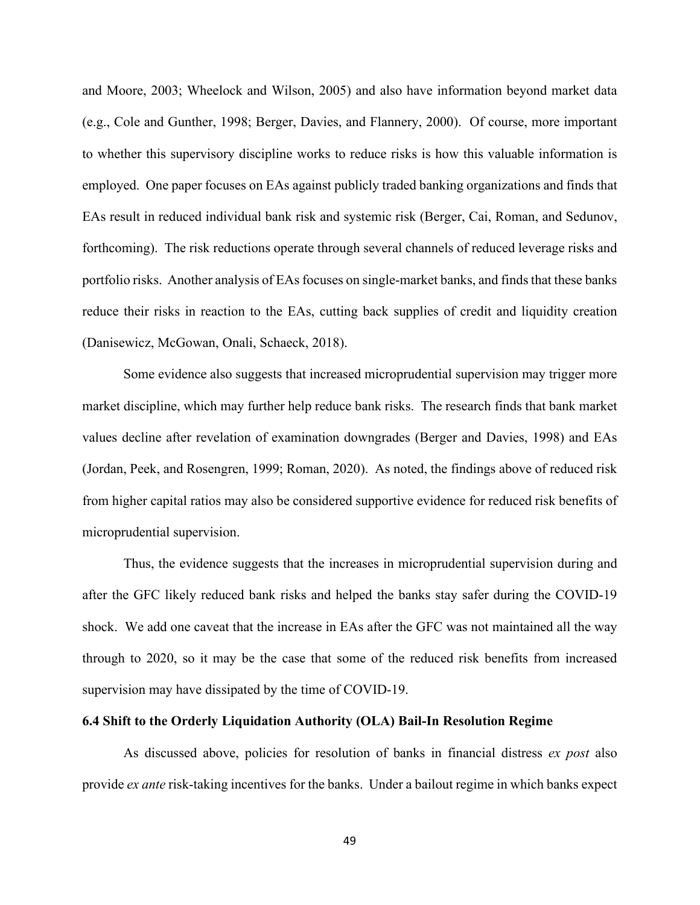and Moore, 2003; Wheelock and Wilson, 2005) and also have information beyond market data (e.g., Cole and Gunther, 1998; Berger, Davies, and Flannery, 2000). Of course, more important to whether this supervisory discipline works to reduce risks is how this valuable information is employed. One paper focuses on EAs against publicly traded banking organizations and finds that EAs result in reduced individual bank risk and systemic risk (Berger, Cai, Roman, and Sedunov, forthcoming). The risk reductions operate through several channels of reduced leverage risks and portfolio risks. Another analysis of EAs focuses on single-market banks, and finds that these banks reduce their risks in reaction to the EAs, cutting back supplies of credit and liquidity creation (Danisewicz, McGowan, Onali, Schaeck, 2018).

Some evidence also suggests that increased microprudential supervision may trigger more market discipline, which may further help reduce bank risks. The research finds that bank market values decline after revelation of examination downgrades (Berger and Davies, 1998) and EAs (Jordan, Peek, and Rosengren, 1999; Roman, 2020). As noted, the findings above of reduced risk from higher capital ratios may also be considered supportive evidence for reduced risk benefits of microprudential supervision.

Thus, the evidence suggests that the increases in microprudential supervision during and after the GFC likely reduced bank risks and helped the banks stay safer during the COVID-19 shock. We add one caveat that the increase in EAs after the GFC was not maintained all the way through to 2020, so it may be the case that some of the reduced risk benefits from increased supervision may have dissipated by the time of COVID-19.

### 6.4 Shift to the Orderly Liquidation Authority (OLA) Bail-In Resolution Regime

As discussed above, policies for resolution of banks in financial distress *ex post* also provide *ex ante* risk-taking incentives for the banks. Under a bailout regime in which banks expect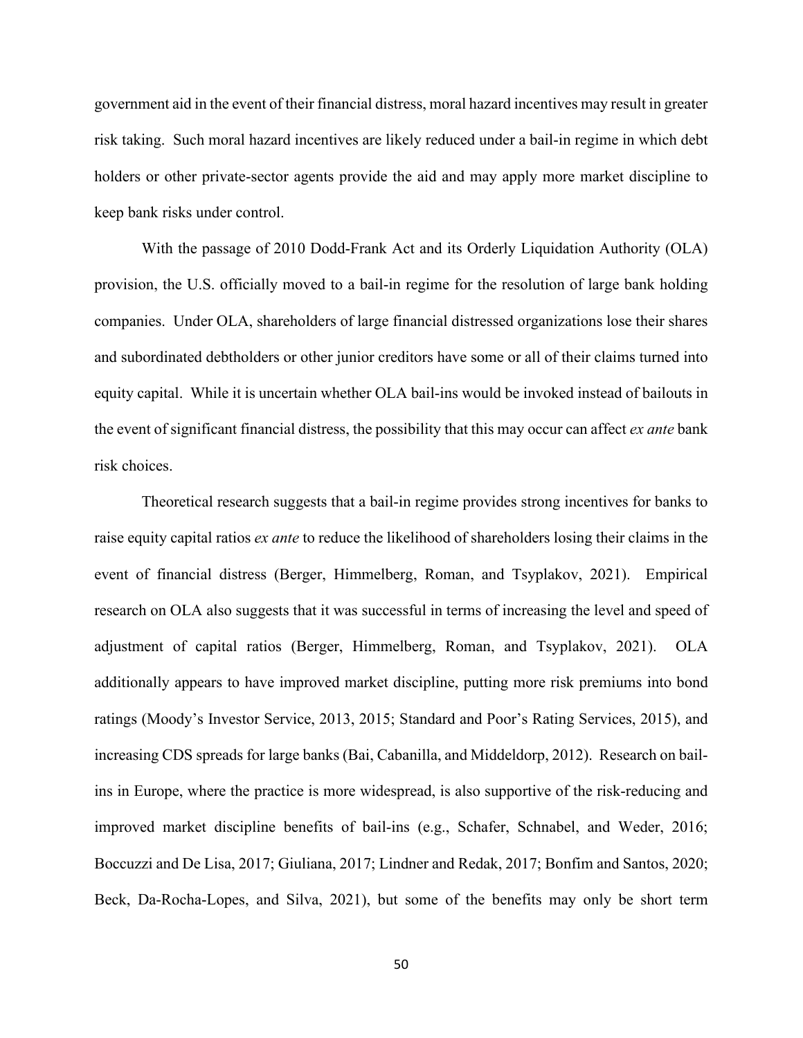government aid in the event of their financial distress, moral hazard incentives may result in greater risk taking. Such moral hazard incentives are likely reduced under a bail-in regime in which debt holders or other private-sector agents provide the aid and may apply more market discipline to keep bank risks under control.

With the passage of 2010 Dodd-Frank Act and its Orderly Liquidation Authority (OLA) provision, the U.S. officially moved to a bail-in regime for the resolution of large bank holding companies. Under OLA, shareholders of large financial distressed organizations lose their shares and subordinated debtholders or other junior creditors have some or all of their claims turned into equity capital. While it is uncertain whether OLA bail-ins would be invoked instead of bailouts in the event of significant financial distress, the possibility that this may occur can affect *ex ante* bank risk choices.

Theoretical research suggests that a bail-in regime provides strong incentives for banks to raise equity capital ratios *ex ante* to reduce the likelihood of shareholders losing their claims in the event of financial distress (Berger, Himmelberg, Roman, and Tsyplakov, 2021). Empirical research on OLA also suggests that it was successful in terms of increasing the level and speed of adjustment of capital ratios (Berger, Himmelberg, Roman, and Tsyplakov, 2021). OLA additionally appears to have improved market discipline, putting more risk premiums into bond ratings (Moody's Investor Service, 2013, 2015; Standard and Poor's Rating Services, 2015), and increasing CDS spreads for large banks (Bai, Cabanilla, and Middeldorp, 2012). Research on bail-ins in Europe, where the practice is more widespread, is also supportive of the risk-reducing and improved market discipline benefits of bail-ins (e.g., Schafer, Schnabel, and Weder, 2016; Boccuzzi and De Lisa, 2017; Giuliana, 2017; Lindner and Redak, 2017; Bonfim and Santos, 2020; Beck, Da-Rocha-Lopes, and Silva, 2021), but some of the benefits may only be short term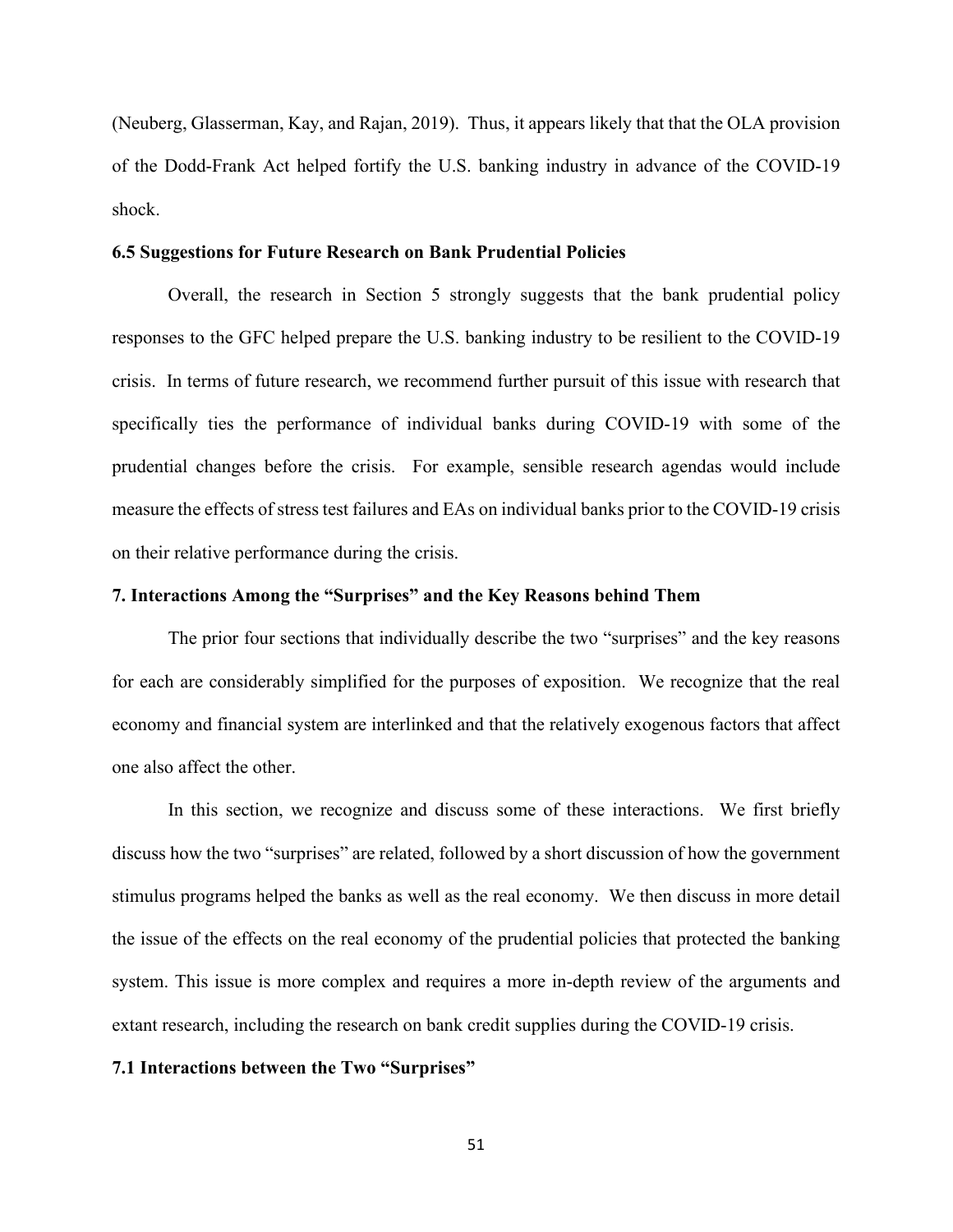(Neuberg, Glasserman, Kay, and Rajan, 2019). Thus, it appears likely that that the OLA provision of the Dodd-Frank Act helped fortify the U.S. banking industry in advance of the COVID-19 shock.

### 6.5 Suggestions for Future Research on Bank Prudential Policies

Overall, the research in Section 5 strongly suggests that the bank prudential policy responses to the GFC helped prepare the U.S. banking industry to be resilient to the COVID-19 crisis. In terms of future research, we recommend further pursuit of this issue with research that specifically ties the performance of individual banks during COVID-19 with some of the prudential changes before the crisis. For example, sensible research agendas would include measure the effects of stress test failures and EAs on individual banks prior to the COVID-19 crisis on their relative performance during the crisis.

## 7. Interactions Among the "Surprises" and the Key Reasons behind Them

The prior four sections that individually describe the two "surprises" and the key reasons for each are considerably simplified for the purposes of exposition. We recognize that the real economy and financial system are interlinked and that the relatively exogenous factors that affect one also affect the other.

In this section, we recognize and discuss some of these interactions. We first briefly discuss how the two "surprises" are related, followed by a short discussion of how the government stimulus programs helped the banks as well as the real economy. We then discuss in more detail the issue of the effects on the real economy of the prudential policies that protected the banking system. This issue is more complex and requires a more in-depth review of the arguments and extant research, including the research on bank credit supplies during the COVID-19 crisis.

### 7.1 Interactions between the Two "Surprises"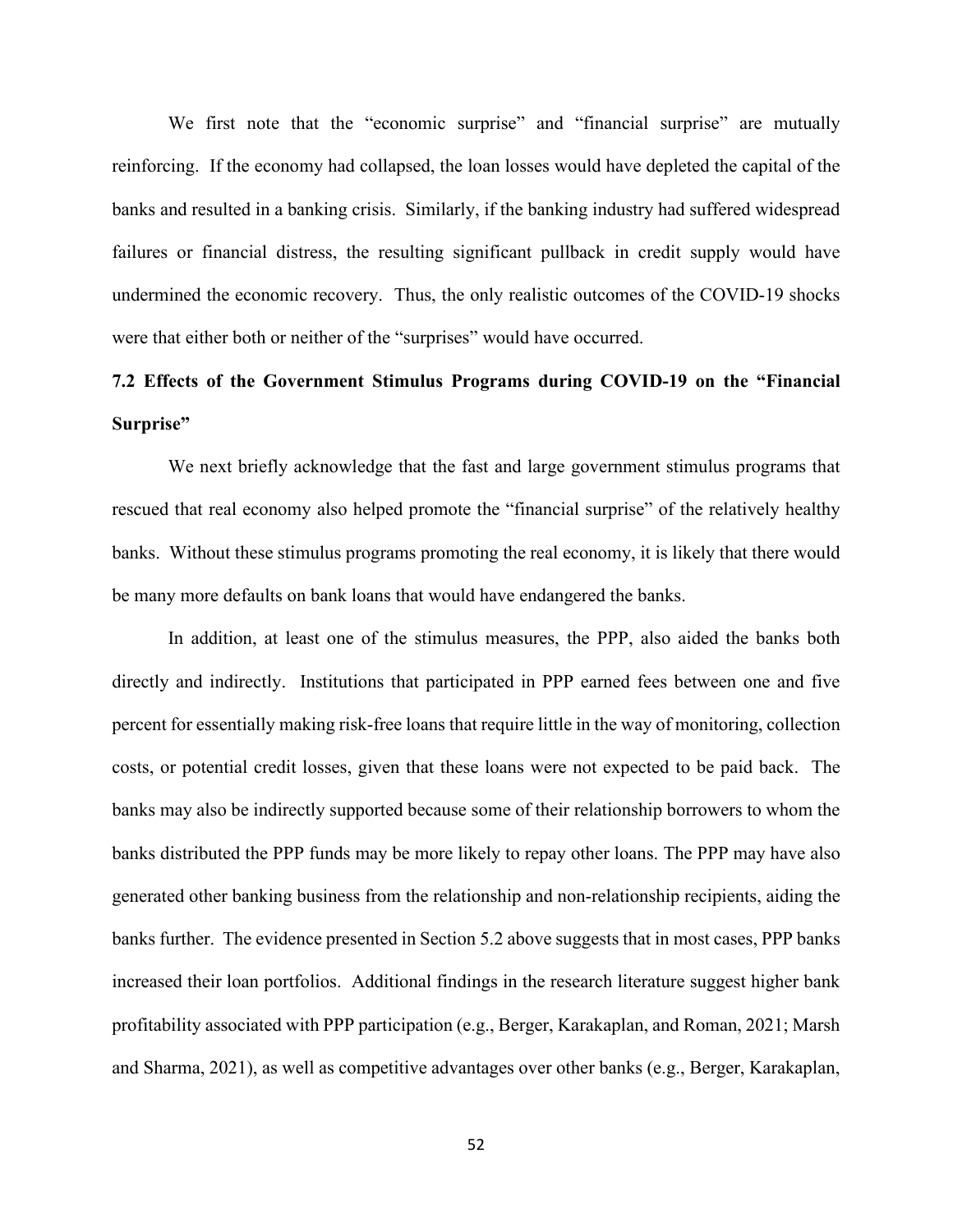We first note that the "economic surprise" and "financial surprise" are mutually reinforcing. If the economy had collapsed, the loan losses would have depleted the capital of the banks and resulted in a banking crisis. Similarly, if the banking industry had suffered widespread failures or financial distress, the resulting significant pullback in credit supply would have undermined the economic recovery. Thus, the only realistic outcomes of the COVID-19 shocks were that either both or neither of the "surprises" would have occurred.

### 7.2 Effects of the Government Stimulus Programs during COVID-19 on the "Financial Surprise"

We next briefly acknowledge that the fast and large government stimulus programs that rescued that real economy also helped promote the "financial surprise" of the relatively healthy banks. Without these stimulus programs promoting the real economy, it is likely that there would be many more defaults on bank loans that would have endangered the banks.

In addition, at least one of the stimulus measures, the PPP, also aided the banks both directly and indirectly. Institutions that participated in PPP earned fees between one and five percent for essentially making risk-free loans that require little in the way of monitoring, collection costs, or potential credit losses, given that these loans were not expected to be paid back. The banks may also be indirectly supported because some of their relationship borrowers to whom the banks distributed the PPP funds may be more likely to repay other loans. The PPP may have also generated other banking business from the relationship and non-relationship recipients, aiding the banks further. The evidence presented in Section 5.2 above suggests that in most cases, PPP banks increased their loan portfolios. Additional findings in the research literature suggest higher bank profitability associated with PPP participation (e.g., Berger, Karakaplan, and Roman, 2021; Marsh and Sharma, 2021), as well as competitive advantages over other banks (e.g., Berger, Karakaplan,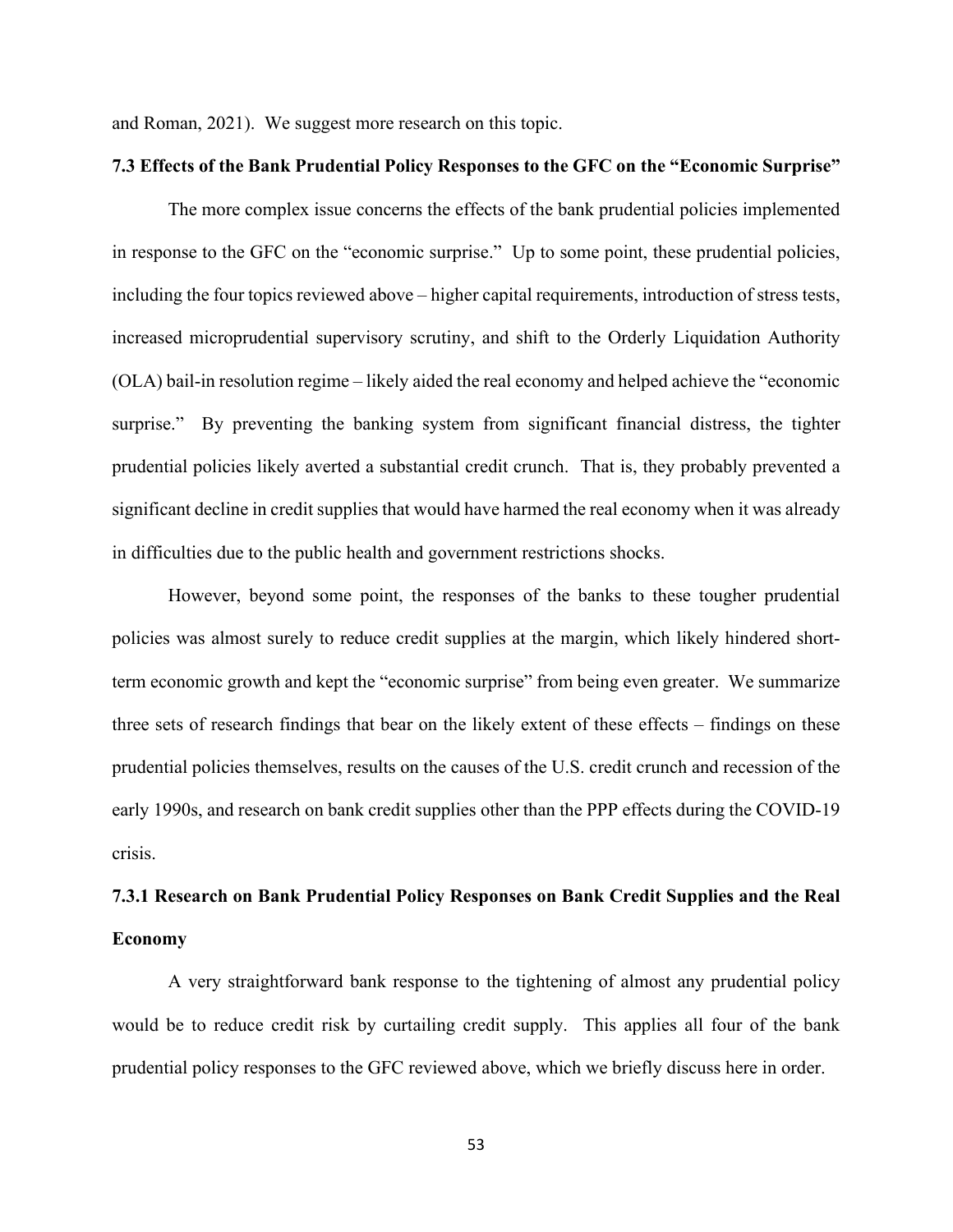and Roman, 2021). We suggest more research on this topic.

### 7.3 Effects of the Bank Prudential Policy Responses to the GFC on the "Economic Surprise"

The more complex issue concerns the effects of the bank prudential policies implemented in response to the GFC on the "economic surprise." Up to some point, these prudential policies, including the four topics reviewed above – higher capital requirements, introduction of stress tests, increased microprudential supervisory scrutiny, and shift to the Orderly Liquidation Authority (OLA) bail-in resolution regime – likely aided the real economy and helped achieve the "economic surprise." By preventing the banking system from significant financial distress, the tighter prudential policies likely averted a substantial credit crunch. That is, they probably prevented a significant decline in credit supplies that would have harmed the real economy when it was already in difficulties due to the public health and government restrictions shocks.

However, beyond some point, the responses of the banks to these tougher prudential policies was almost surely to reduce credit supplies at the margin, which likely hindered short-term economic growth and kept the "economic surprise" from being even greater. We summarize three sets of research findings that bear on the likely extent of these effects – findings on these prudential policies themselves, results on the causes of the U.S. credit crunch and recession of the early 1990s, and research on bank credit supplies other than the PPP effects during the COVID-19 crisis.

#### 7.3.1 Research on Bank Prudential Policy Responses on Bank Credit Supplies and the Real Economy

A very straightforward bank response to the tightening of almost any prudential policy would be to reduce credit risk by curtailing credit supply. This applies all four of the bank prudential policy responses to the GFC reviewed above, which we briefly discuss here in order.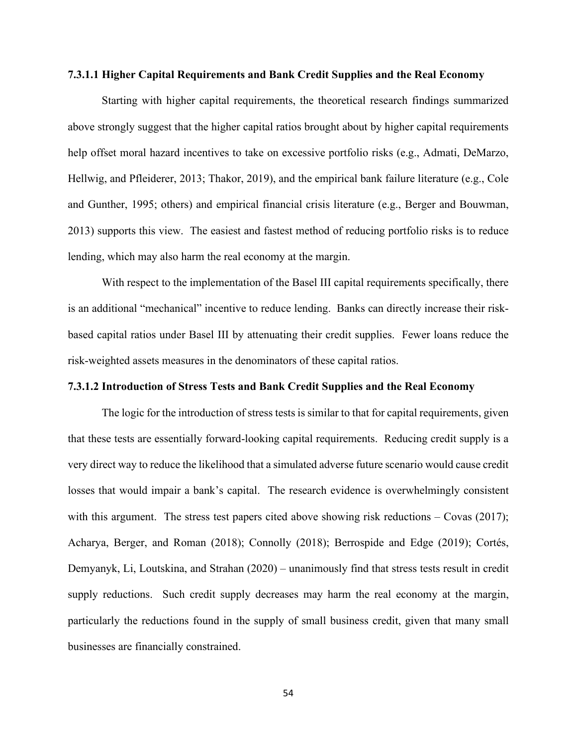#### 7.3.1.1 Higher Capital Requirements and Bank Credit Supplies and the Real Economy

Starting with higher capital requirements, the theoretical research findings summarized above strongly suggest that the higher capital ratios brought about by higher capital requirements help offset moral hazard incentives to take on excessive portfolio risks (e.g., Admati, DeMarzo, Hellwig, and Pfleiderer, 2013; Thakor, 2019), and the empirical bank failure literature (e.g., Cole and Gunther, 1995; others) and empirical financial crisis literature (e.g., Berger and Bouwman, 2013) supports this view. The easiest and fastest method of reducing portfolio risks is to reduce lending, which may also harm the real economy at the margin.

With respect to the implementation of the Basel III capital requirements specifically, there is an additional "mechanical" incentive to reduce lending. Banks can directly increase their risk-based capital ratios under Basel III by attenuating their credit supplies. Fewer loans reduce the risk-weighted assets measures in the denominators of these capital ratios.

#### 7.3.1.2 Introduction of Stress Tests and Bank Credit Supplies and the Real Economy

The logic for the introduction of stress tests is similar to that for capital requirements, given that these tests are essentially forward-looking capital requirements. Reducing credit supply is a very direct way to reduce the likelihood that a simulated adverse future scenario would cause credit losses that would impair a bank's capital. The research evidence is overwhelmingly consistent with this argument. The stress test papers cited above showing risk reductions – Covas (2017); Acharya, Berger, and Roman (2018); Connolly (2018); Berrospide and Edge (2019); Cortés, Demyanyk, Li, Loutskina, and Strahan (2020) – unanimously find that stress tests result in credit supply reductions. Such credit supply decreases may harm the real economy at the margin, particularly the reductions found in the supply of small business credit, given that many small businesses are financially constrained.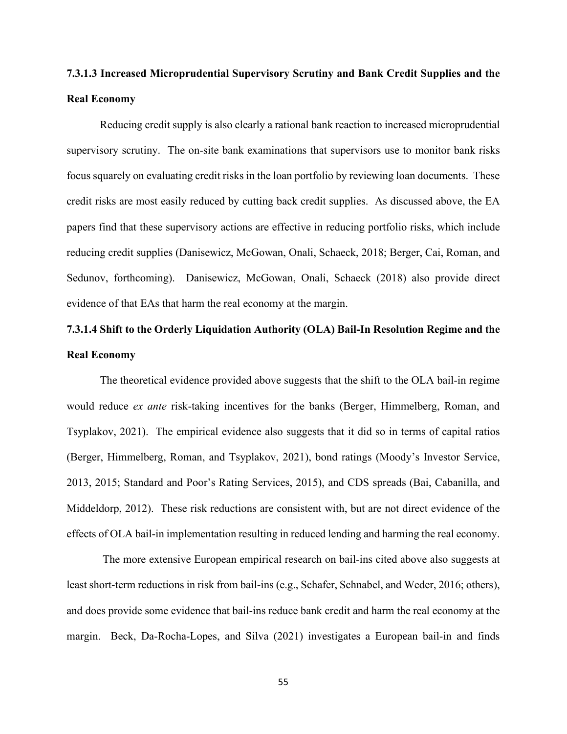#### 7.3.1.3 Increased Microprudential Supervisory Scrutiny and Bank Credit Supplies and the Real Economy

Reducing credit supply is also clearly a rational bank reaction to increased microprudential supervisory scrutiny. The on-site bank examinations that supervisors use to monitor bank risks focus squarely on evaluating credit risks in the loan portfolio by reviewing loan documents. These credit risks are most easily reduced by cutting back credit supplies. As discussed above, the EA papers find that these supervisory actions are effective in reducing portfolio risks, which include reducing credit supplies (Danisewicz, McGowan, Onali, Schaeck, 2018; Berger, Cai, Roman, and Sedunov, forthcoming). Danisewicz, McGowan, Onali, Schaeck (2018) also provide direct evidence of that EAs that harm the real economy at the margin.

#### 7.3.1.4 Shift to the Orderly Liquidation Authority (OLA) Bail-In Resolution Regime and the Real Economy

The theoretical evidence provided above suggests that the shift to the OLA bail-in regime would reduce *ex ante* risk-taking incentives for the banks (Berger, Himmelberg, Roman, and Tsyplakov, 2021). The empirical evidence also suggests that it did so in terms of capital ratios (Berger, Himmelberg, Roman, and Tsyplakov, 2021), bond ratings (Moody's Investor Service, 2013, 2015; Standard and Poor's Rating Services, 2015), and CDS spreads (Bai, Cabanilla, and Middeldorp, 2012). These risk reductions are consistent with, but are not direct evidence of the effects of OLA bail-in implementation resulting in reduced lending and harming the real economy.

The more extensive European empirical research on bail-ins cited above also suggests at least short-term reductions in risk from bail-ins (e.g., Schafer, Schnabel, and Weder, 2016; others), and does provide some evidence that bail-ins reduce bank credit and harm the real economy at the margin. Beck, Da-Rocha-Lopes, and Silva (2021) investigates a European bail-in and finds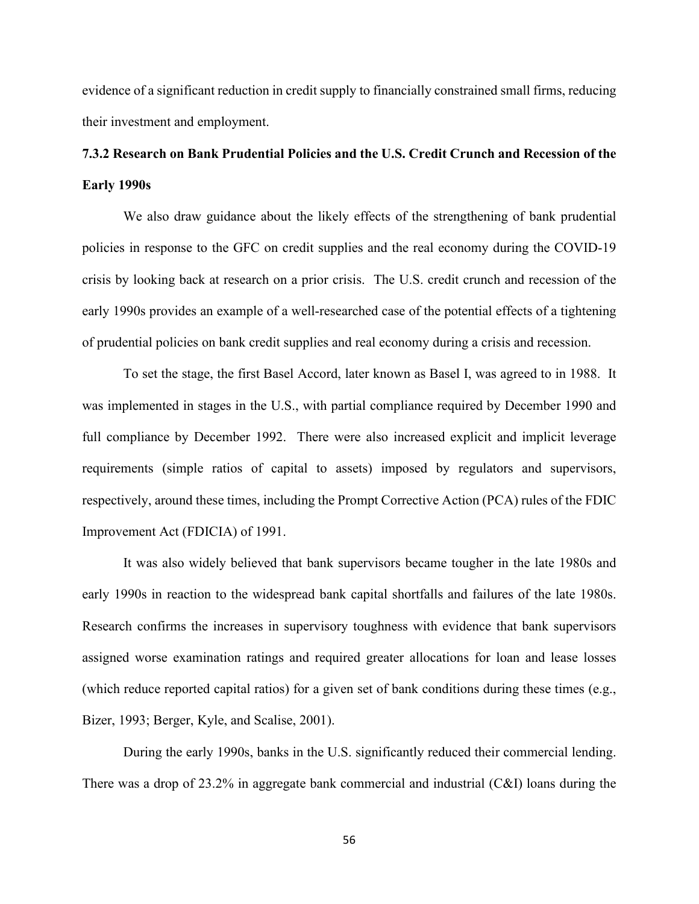evidence of a significant reduction in credit supply to financially constrained small firms, reducing their investment and employment.

### 7.3.2 Research on Bank Prudential Policies and the U.S. Credit Crunch and Recession of the Early 1990s

We also draw guidance about the likely effects of the strengthening of bank prudential policies in response to the GFC on credit supplies and the real economy during the COVID-19 crisis by looking back at research on a prior crisis. The U.S. credit crunch and recession of the early 1990s provides an example of a well-researched case of the potential effects of a tightening of prudential policies on bank credit supplies and real economy during a crisis and recession.

To set the stage, the first Basel Accord, later known as Basel I, was agreed to in 1988. It was implemented in stages in the U.S., with partial compliance required by December 1990 and full compliance by December 1992. There were also increased explicit and implicit leverage requirements (simple ratios of capital to assets) imposed by regulators and supervisors, respectively, around these times, including the Prompt Corrective Action (PCA) rules of the FDIC Improvement Act (FDICIA) of 1991.

It was also widely believed that bank supervisors became tougher in the late 1980s and early 1990s in reaction to the widespread bank capital shortfalls and failures of the late 1980s. Research confirms the increases in supervisory toughness with evidence that bank supervisors assigned worse examination ratings and required greater allocations for loan and lease losses (which reduce reported capital ratios) for a given set of bank conditions during these times (e.g., Bizer, 1993; Berger, Kyle, and Scalise, 2001).

During the early 1990s, banks in the U.S. significantly reduced their commercial lending. There was a drop of 23.2% in aggregate bank commercial and industrial (C&I) loans during the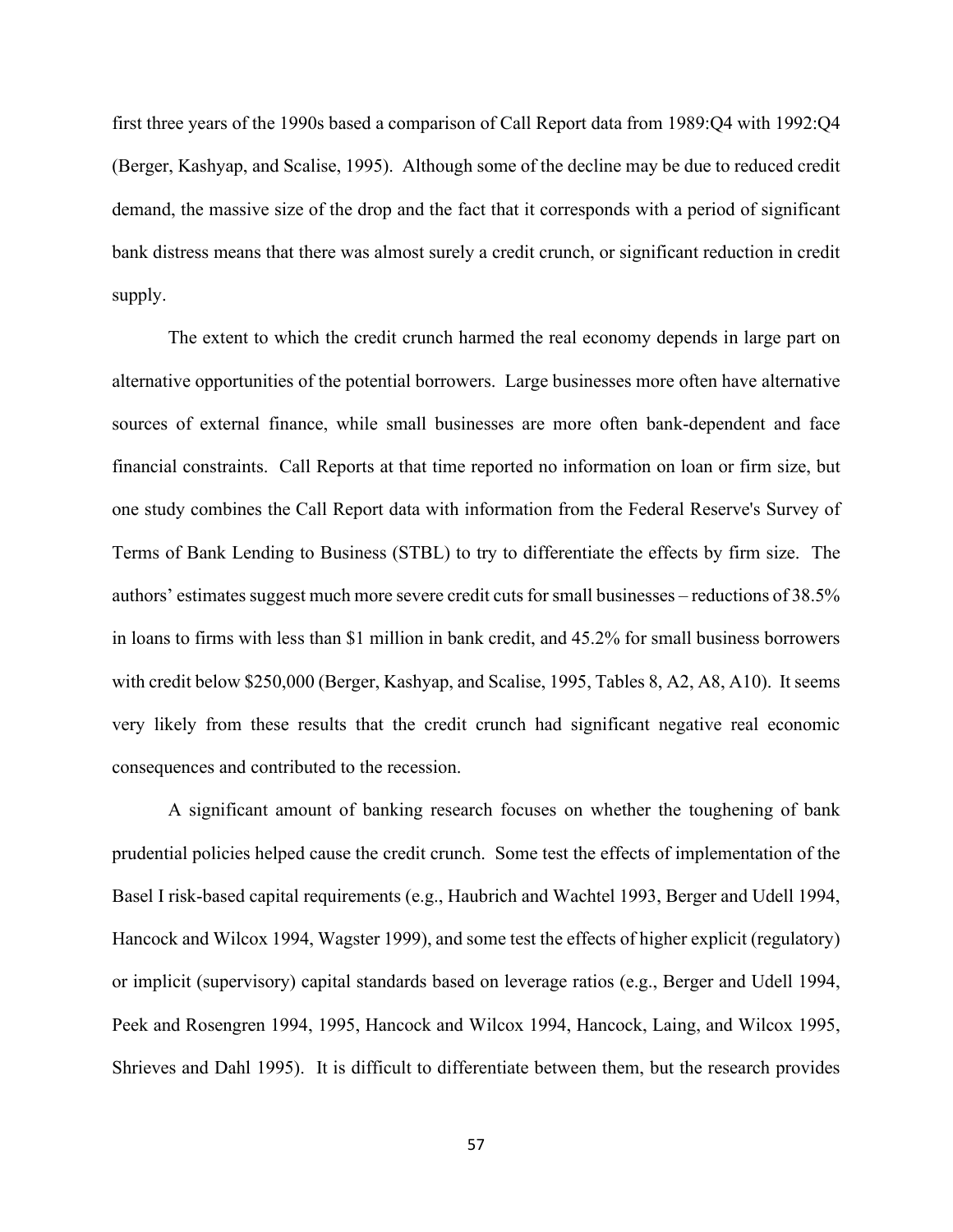first three years of the 1990s based a comparison of Call Report data from 1989:Q4 with 1992:Q4 (Berger, Kashyap, and Scalise, 1995). Although some of the decline may be due to reduced credit demand, the massive size of the drop and the fact that it corresponds with a period of significant bank distress means that there was almost surely a credit crunch, or significant reduction in credit supply.

The extent to which the credit crunch harmed the real economy depends in large part on alternative opportunities of the potential borrowers. Large businesses more often have alternative sources of external finance, while small businesses are more often bank-dependent and face financial constraints. Call Reports at that time reported no information on loan or firm size, but one study combines the Call Report data with information from the Federal Reserve's Survey of Terms of Bank Lending to Business (STBL) to try to differentiate the effects by firm size. The authors' estimates suggest much more severe credit cuts for small businesses – reductions of 38.5% in loans to firms with less than $1 million in bank credit, and 45.2% for small business borrowers with credit below $250,000 (Berger, Kashyap, and Scalise, 1995, Tables 8, A2, A8, A10). It seems very likely from these results that the credit crunch had significant negative real economic consequences and contributed to the recession.

A significant amount of banking research focuses on whether the toughening of bank prudential policies helped cause the credit crunch. Some test the effects of implementation of the Basel I risk-based capital requirements (e.g., Haubrich and Wachtel 1993, Berger and Udell 1994, Hancock and Wilcox 1994, Wagster 1999), and some test the effects of higher explicit (regulatory) or implicit (supervisory) capital standards based on leverage ratios (e.g., Berger and Udell 1994, Peek and Rosengren 1994, 1995, Hancock and Wilcox 1994, Hancock, Laing, and Wilcox 1995, Shrieves and Dahl 1995). It is difficult to differentiate between them, but the research provides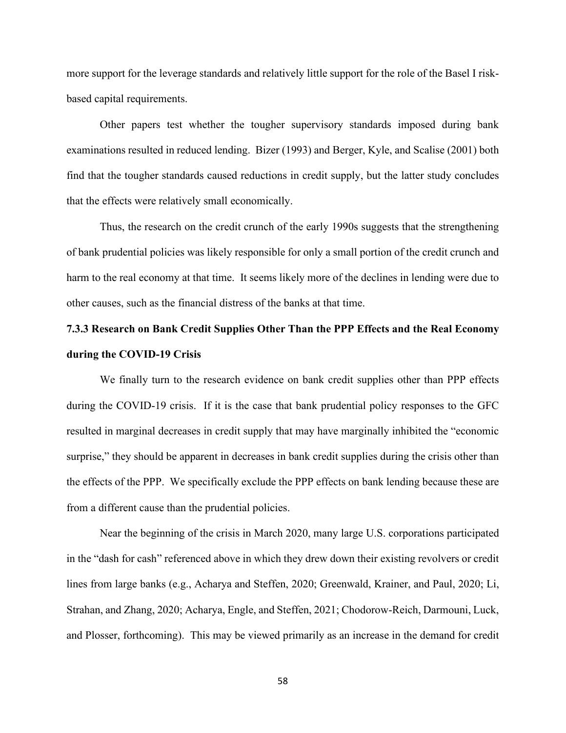more support for the leverage standards and relatively little support for the role of the Basel I risk-based capital requirements.

Other papers test whether the tougher supervisory standards imposed during bank examinations resulted in reduced lending. Bizer (1993) and Berger, Kyle, and Scalise (2001) both find that the tougher standards caused reductions in credit supply, but the latter study concludes that the effects were relatively small economically.

Thus, the research on the credit crunch of the early 1990s suggests that the strengthening of bank prudential policies was likely responsible for only a small portion of the credit crunch and harm to the real economy at that time. It seems likely more of the declines in lending were due to other causes, such as the financial distress of the banks at that time.

### 7.3.3 Research on Bank Credit Supplies Other Than the PPP Effects and the Real Economy during the COVID-19 Crisis

We finally turn to the research evidence on bank credit supplies other than PPP effects during the COVID-19 crisis. If it is the case that bank prudential policy responses to the GFC resulted in marginal decreases in credit supply that may have marginally inhibited the "economic surprise," they should be apparent in decreases in bank credit supplies during the crisis other than the effects of the PPP. We specifically exclude the PPP effects on bank lending because these are from a different cause than the prudential policies.

Near the beginning of the crisis in March 2020, many large U.S. corporations participated in the "dash for cash" referenced above in which they drew down their existing revolvers or credit lines from large banks (e.g., Acharya and Steffen, 2020; Greenwald, Krainer, and Paul, 2020; Li, Strahan, and Zhang, 2020; Acharya, Engle, and Steffen, 2021; Chodorow-Reich, Darmouni, Luck, and Plosser, forthcoming). This may be viewed primarily as an increase in the demand for credit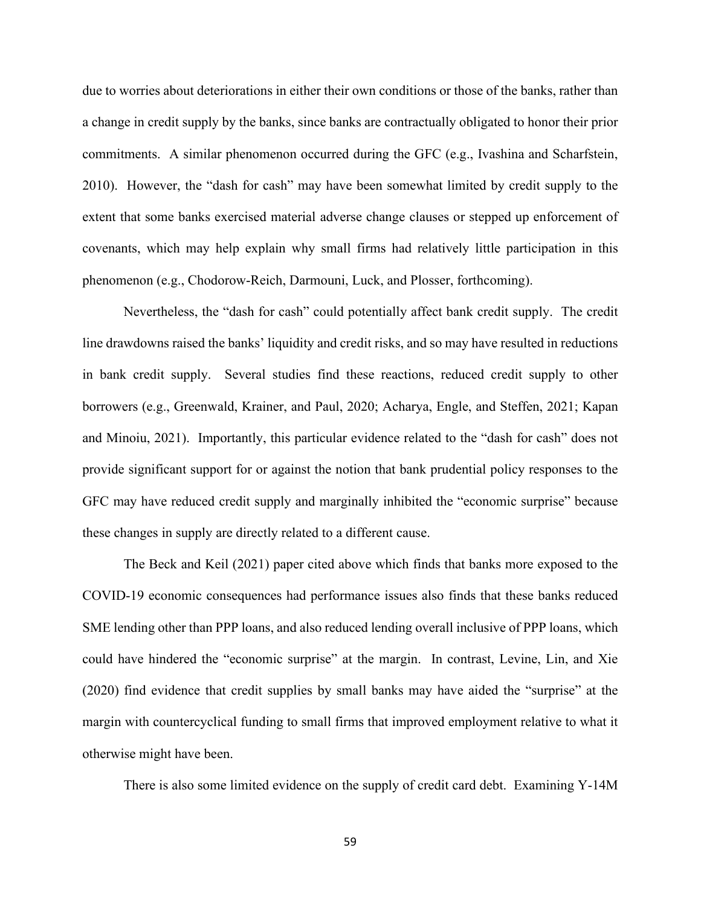due to worries about deteriorations in either their own conditions or those of the banks, rather than a change in credit supply by the banks, since banks are contractually obligated to honor their prior commitments. A similar phenomenon occurred during the GFC (e.g., Ivashina and Scharfstein, 2010). However, the "dash for cash" may have been somewhat limited by credit supply to the extent that some banks exercised material adverse change clauses or stepped up enforcement of covenants, which may help explain why small firms had relatively little participation in this phenomenon (e.g., Chodorow-Reich, Darmouni, Luck, and Plosser, forthcoming).

Nevertheless, the "dash for cash" could potentially affect bank credit supply. The credit line drawdowns raised the banks' liquidity and credit risks, and so may have resulted in reductions in bank credit supply. Several studies find these reactions, reduced credit supply to other borrowers (e.g., Greenwald, Krainer, and Paul, 2020; Acharya, Engle, and Steffen, 2021; Kapan and Minoiu, 2021). Importantly, this particular evidence related to the "dash for cash" does not provide significant support for or against the notion that bank prudential policy responses to the GFC may have reduced credit supply and marginally inhibited the "economic surprise" because these changes in supply are directly related to a different cause.

The Beck and Keil (2021) paper cited above which finds that banks more exposed to the COVID-19 economic consequences had performance issues also finds that these banks reduced SME lending other than PPP loans, and also reduced lending overall inclusive of PPP loans, which could have hindered the "economic surprise" at the margin. In contrast, Levine, Lin, and Xie (2020) find evidence that credit supplies by small banks may have aided the "surprise" at the margin with countercyclical funding to small firms that improved employment relative to what it otherwise might have been.

There is also some limited evidence on the supply of credit card debt. Examining Y-14M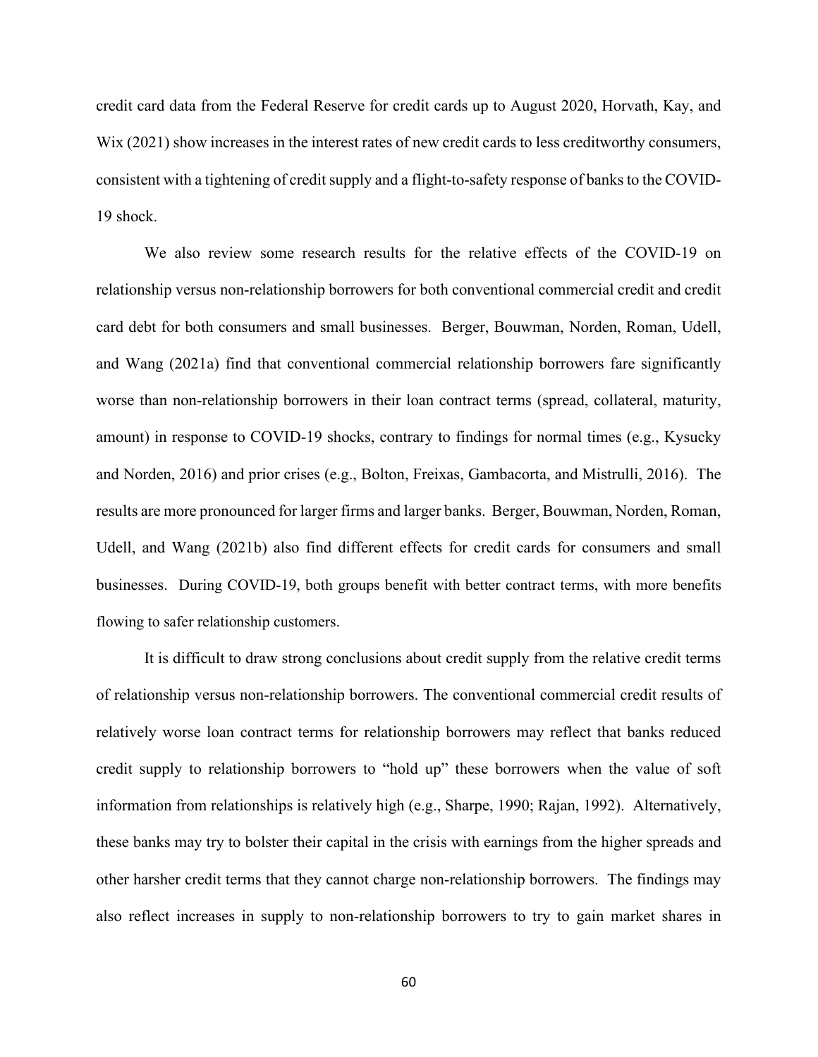credit card data from the Federal Reserve for credit cards up to August 2020, Horvath, Kay, and Wix (2021) show increases in the interest rates of new credit cards to less creditworthy consumers, consistent with a tightening of credit supply and a flight-to-safety response of banks to the COVID-19 shock.

We also review some research results for the relative effects of the COVID-19 on relationship versus non-relationship borrowers for both conventional commercial credit and credit card debt for both consumers and small businesses. Berger, Bouwman, Norden, Roman, Udell, and Wang (2021a) find that conventional commercial relationship borrowers fare significantly worse than non-relationship borrowers in their loan contract terms (spread, collateral, maturity, amount) in response to COVID-19 shocks, contrary to findings for normal times (e.g., Kysucky and Norden, 2016) and prior crises (e.g., Bolton, Freixas, Gambacorta, and Mistrulli, 2016). The results are more pronounced for larger firms and larger banks. Berger, Bouwman, Norden, Roman, Udell, and Wang (2021b) also find different effects for credit cards for consumers and small businesses. During COVID-19, both groups benefit with better contract terms, with more benefits flowing to safer relationship customers.

It is difficult to draw strong conclusions about credit supply from the relative credit terms of relationship versus non-relationship borrowers. The conventional commercial credit results of relatively worse loan contract terms for relationship borrowers may reflect that banks reduced credit supply to relationship borrowers to "hold up" these borrowers when the value of soft information from relationships is relatively high (e.g., Sharpe, 1990; Rajan, 1992). Alternatively, these banks may try to bolster their capital in the crisis with earnings from the higher spreads and other harsher credit terms that they cannot charge non-relationship borrowers. The findings may also reflect increases in supply to non-relationship borrowers to try to gain market shares in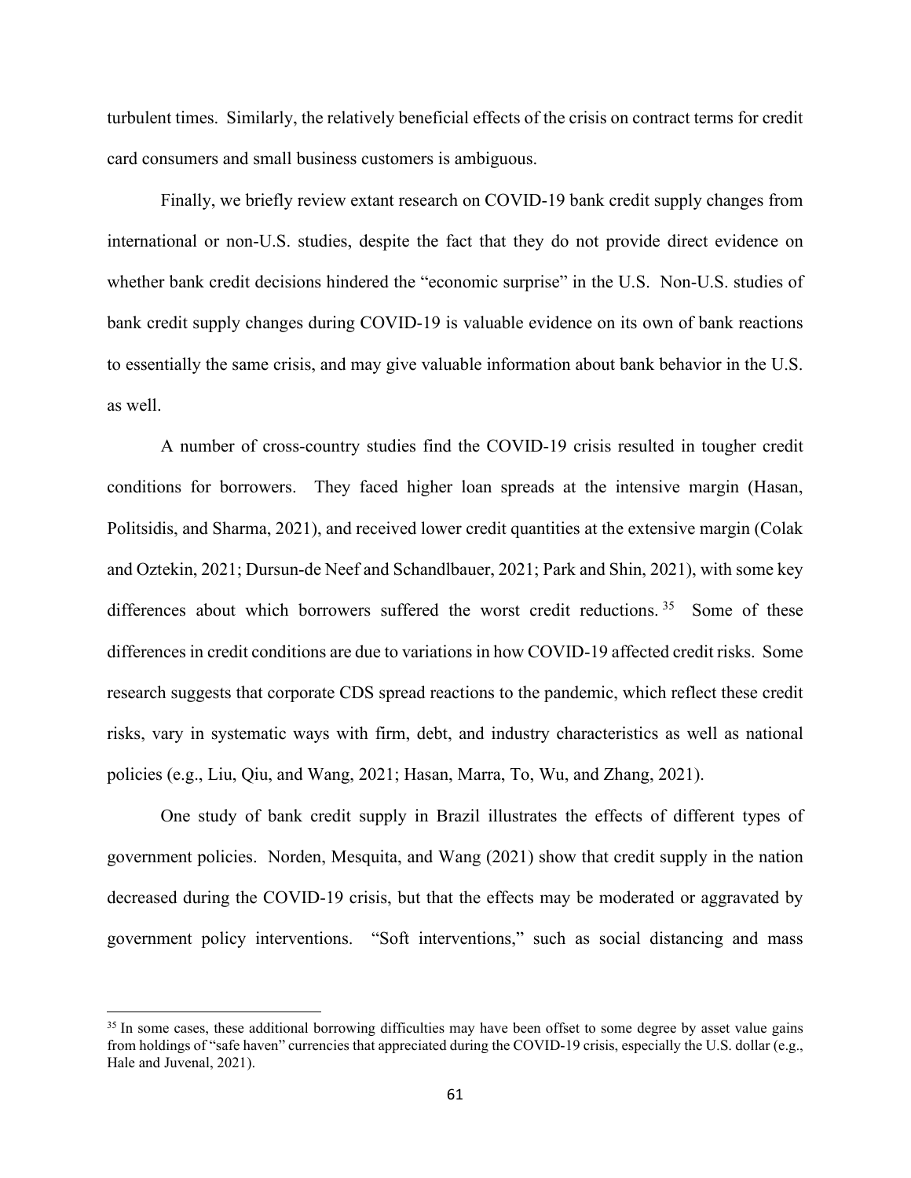turbulent times. Similarly, the relatively beneficial effects of the crisis on contract terms for credit card consumers and small business customers is ambiguous.

Finally, we briefly review extant research on COVID-19 bank credit supply changes from international or non-U.S. studies, despite the fact that they do not provide direct evidence on whether bank credit decisions hindered the "economic surprise" in the U.S. Non-U.S. studies of bank credit supply changes during COVID-19 is valuable evidence on its own of bank reactions to essentially the same crisis, and may give valuable information about bank behavior in the U.S. as well.

A number of cross-country studies find the COVID-19 crisis resulted in tougher credit conditions for borrowers. They faced higher loan spreads at the intensive margin (Hasan, Politsidis, and Sharma, 2021), and received lower credit quantities at the extensive margin (Colak and Oztekin, 2021; Dursun-de Neef and Schandlbauer, 2021; Park and Shin, 2021), with some key differences about which borrowers suffered the worst credit reductions.[35] Some of these differences in credit conditions are due to variations in how COVID-19 affected credit risks. Some research suggests that corporate CDS spread reactions to the pandemic, which reflect these credit risks, vary in systematic ways with firm, debt, and industry characteristics as well as national policies (e.g., Liu, Qiu, and Wang, 2021; Hasan, Marra, To, Wu, and Zhang, 2021).

One study of bank credit supply in Brazil illustrates the effects of different types of government policies. Norden, Mesquita, and Wang (2021) show that credit supply in the nation decreased during the COVID-19 crisis, but that the effects may be moderated or aggravated by government policy interventions. "Soft interventions," such as social distancing and mass

[35] In some cases, these additional borrowing difficulties may have been offset to some degree by asset value gains from holdings of "safe haven" currencies that appreciated during the COVID-19 crisis, especially the U.S. dollar (e.g., Hale and Juvenal, 2021).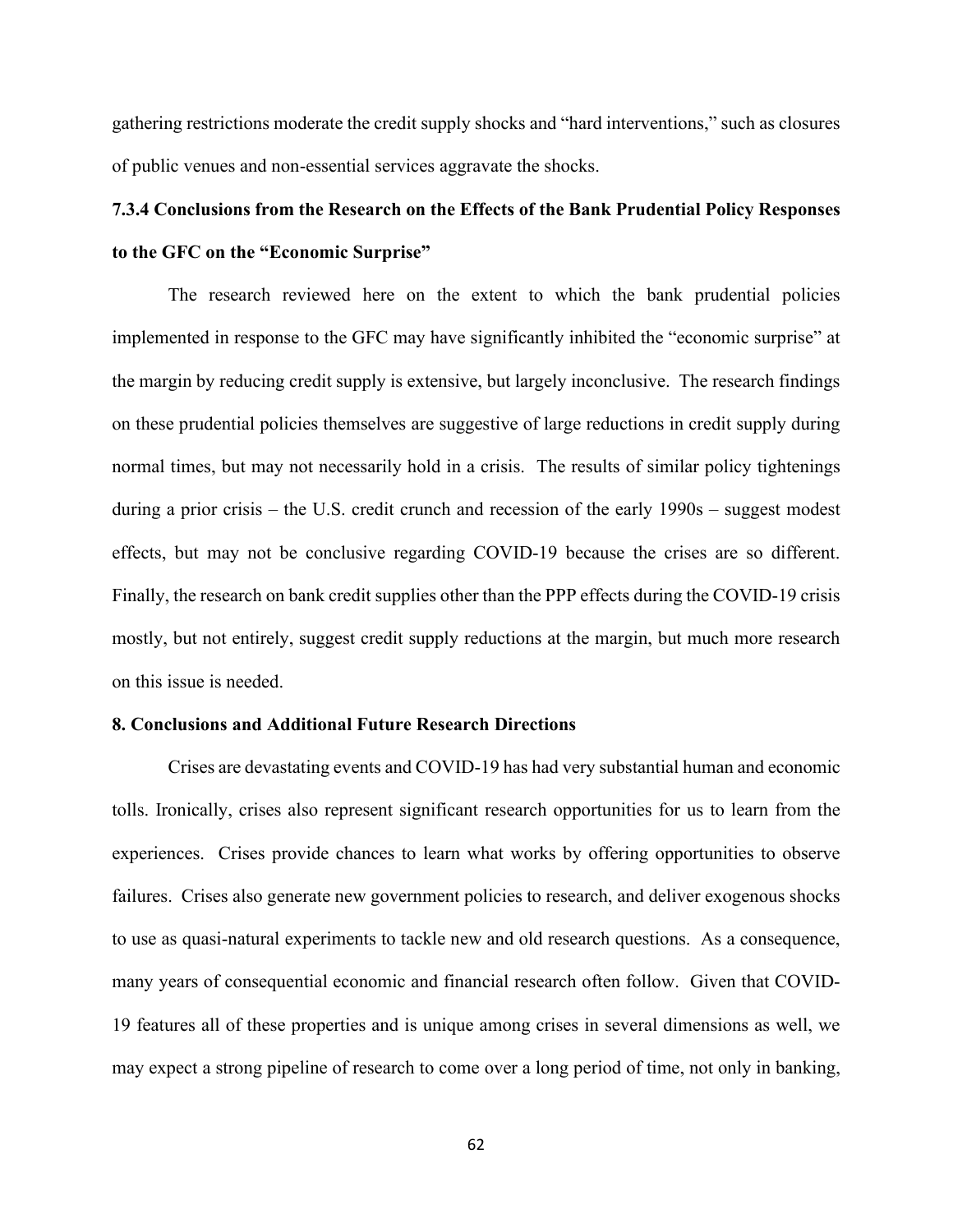gathering restrictions moderate the credit supply shocks and "hard interventions," such as closures of public venues and non-essential services aggravate the shocks.

### 7.3.4 Conclusions from the Research on the Effects of the Bank Prudential Policy Responses to the GFC on the "Economic Surprise"

The research reviewed here on the extent to which the bank prudential policies implemented in response to the GFC may have significantly inhibited the "economic surprise" at the margin by reducing credit supply is extensive, but largely inconclusive. The research findings on these prudential policies themselves are suggestive of large reductions in credit supply during normal times, but may not necessarily hold in a crisis. The results of similar policy tightenings during a prior crisis – the U.S. credit crunch and recession of the early 1990s – suggest modest effects, but may not be conclusive regarding COVID-19 because the crises are so different. Finally, the research on bank credit supplies other than the PPP effects during the COVID-19 crisis mostly, but not entirely, suggest credit supply reductions at the margin, but much more research on this issue is needed.

## 8. Conclusions and Additional Future Research Directions

Crises are devastating events and COVID-19 has had very substantial human and economic tolls. Ironically, crises also represent significant research opportunities for us to learn from the experiences. Crises provide chances to learn what works by offering opportunities to observe failures. Crises also generate new government policies to research, and deliver exogenous shocks to use as quasi-natural experiments to tackle new and old research questions. As a consequence, many years of consequential economic and financial research often follow. Given that COVID-19 features all of these properties and is unique among crises in several dimensions as well, we may expect a strong pipeline of research to come over a long period of time, not only in banking,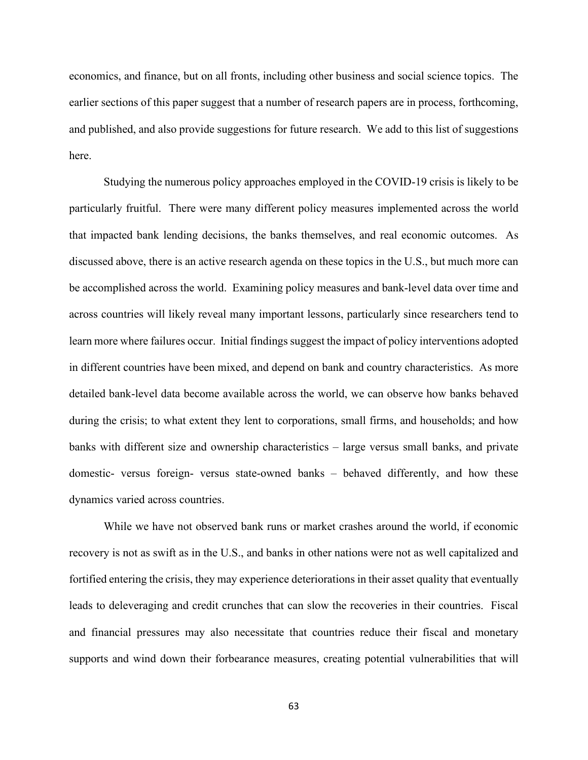economics, and finance, but on all fronts, including other business and social science topics. The earlier sections of this paper suggest that a number of research papers are in process, forthcoming, and published, and also provide suggestions for future research. We add to this list of suggestions here.

Studying the numerous policy approaches employed in the COVID-19 crisis is likely to be particularly fruitful. There were many different policy measures implemented across the world that impacted bank lending decisions, the banks themselves, and real economic outcomes. As discussed above, there is an active research agenda on these topics in the U.S., but much more can be accomplished across the world. Examining policy measures and bank-level data over time and across countries will likely reveal many important lessons, particularly since researchers tend to learn more where failures occur. Initial findings suggest the impact of policy interventions adopted in different countries have been mixed, and depend on bank and country characteristics. As more detailed bank-level data become available across the world, we can observe how banks behaved during the crisis; to what extent they lent to corporations, small firms, and households; and how banks with different size and ownership characteristics – large versus small banks, and private domestic- versus foreign- versus state-owned banks – behaved differently, and how these dynamics varied across countries.

While we have not observed bank runs or market crashes around the world, if economic recovery is not as swift as in the U.S., and banks in other nations were not as well capitalized and fortified entering the crisis, they may experience deteriorations in their asset quality that eventually leads to deleveraging and credit crunches that can slow the recoveries in their countries. Fiscal and financial pressures may also necessitate that countries reduce their fiscal and monetary supports and wind down their forbearance measures, creating potential vulnerabilities that will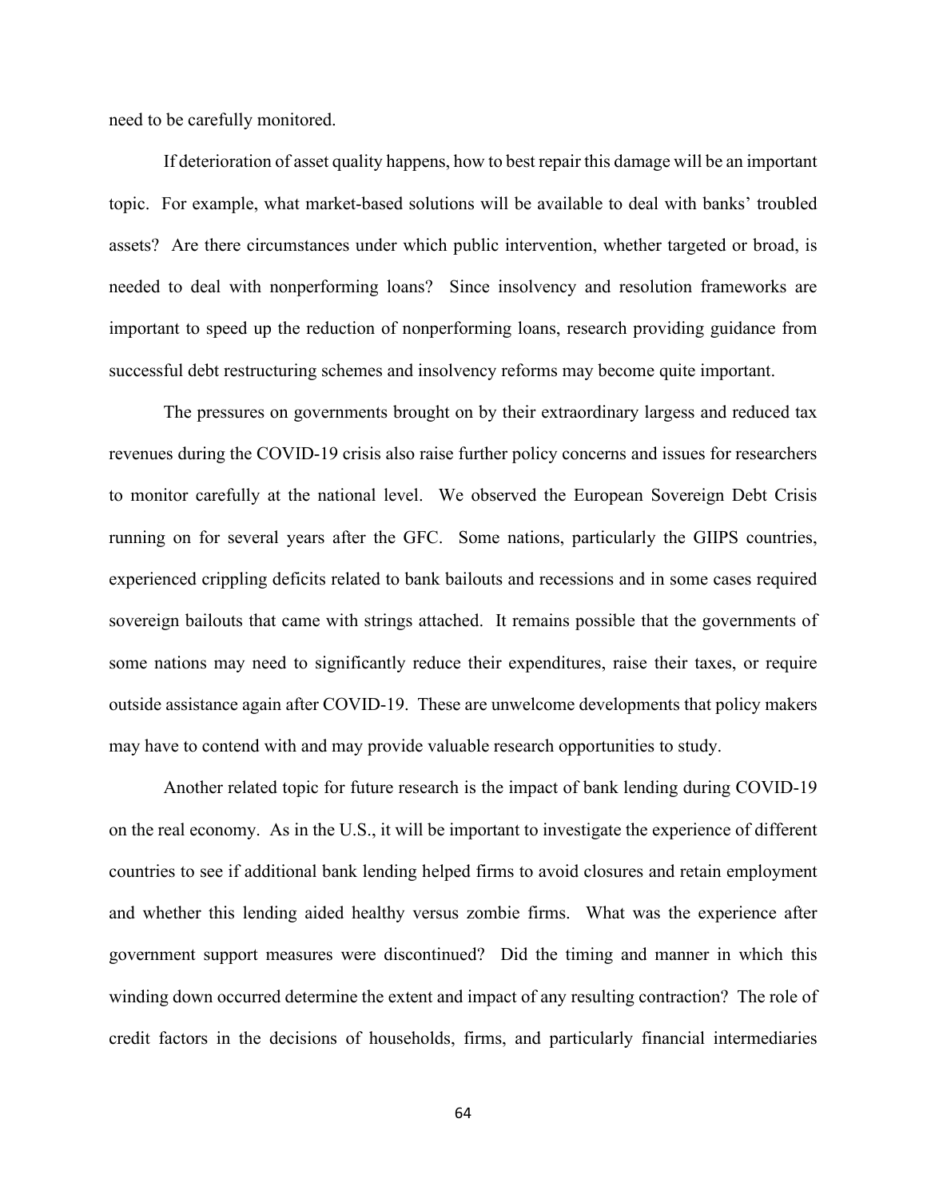need to be carefully monitored.

If deterioration of asset quality happens, how to best repair this damage will be an important topic. For example, what market-based solutions will be available to deal with banks' troubled assets? Are there circumstances under which public intervention, whether targeted or broad, is needed to deal with nonperforming loans? Since insolvency and resolution frameworks are important to speed up the reduction of nonperforming loans, research providing guidance from successful debt restructuring schemes and insolvency reforms may become quite important.

The pressures on governments brought on by their extraordinary largess and reduced tax revenues during the COVID-19 crisis also raise further policy concerns and issues for researchers to monitor carefully at the national level. We observed the European Sovereign Debt Crisis running on for several years after the GFC. Some nations, particularly the GIIPS countries, experienced crippling deficits related to bank bailouts and recessions and in some cases required sovereign bailouts that came with strings attached. It remains possible that the governments of some nations may need to significantly reduce their expenditures, raise their taxes, or require outside assistance again after COVID-19. These are unwelcome developments that policy makers may have to contend with and may provide valuable research opportunities to study.

Another related topic for future research is the impact of bank lending during COVID-19 on the real economy. As in the U.S., it will be important to investigate the experience of different countries to see if additional bank lending helped firms to avoid closures and retain employment and whether this lending aided healthy versus zombie firms. What was the experience after government support measures were discontinued? Did the timing and manner in which this winding down occurred determine the extent and impact of any resulting contraction? The role of credit factors in the decisions of households, firms, and particularly financial intermediaries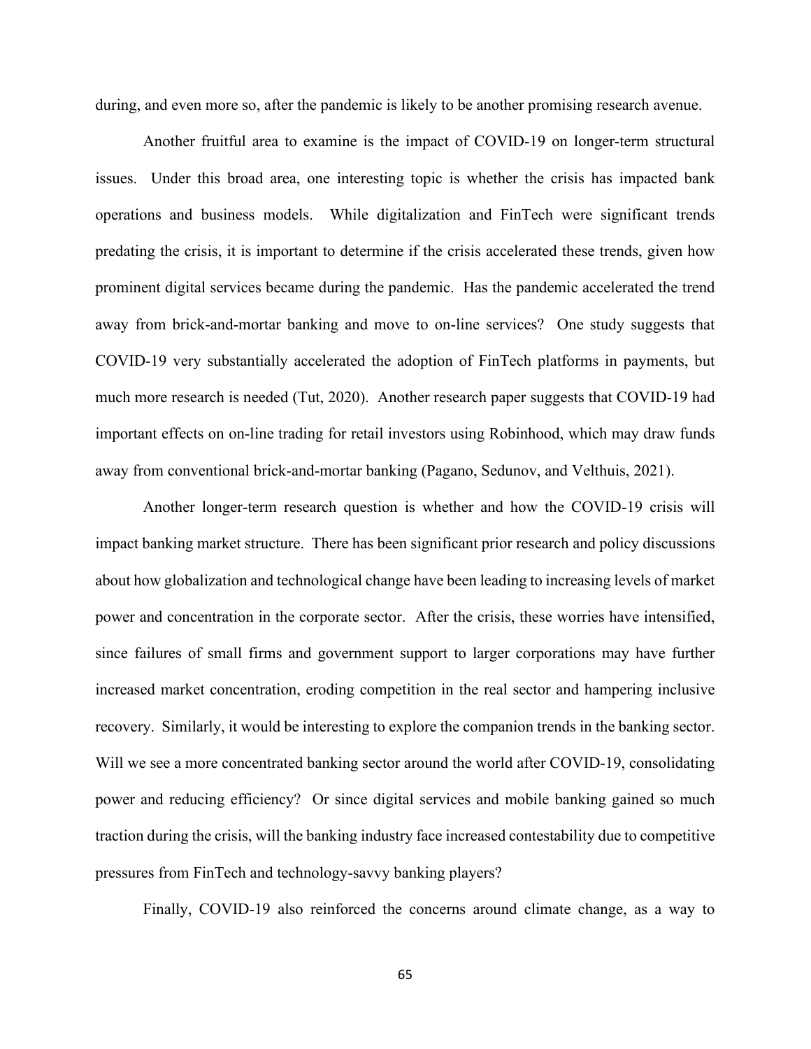during, and even more so, after the pandemic is likely to be another promising research avenue.

Another fruitful area to examine is the impact of COVID-19 on longer-term structural issues. Under this broad area, one interesting topic is whether the crisis has impacted bank operations and business models. While digitalization and FinTech were significant trends predating the crisis, it is important to determine if the crisis accelerated these trends, given how prominent digital services became during the pandemic. Has the pandemic accelerated the trend away from brick-and-mortar banking and move to on-line services? One study suggests that COVID-19 very substantially accelerated the adoption of FinTech platforms in payments, but much more research is needed (Tut, 2020). Another research paper suggests that COVID-19 had important effects on on-line trading for retail investors using Robinhood, which may draw funds away from conventional brick-and-mortar banking (Pagano, Sedunov, and Velthuis, 2021).

Another longer-term research question is whether and how the COVID-19 crisis will impact banking market structure. There has been significant prior research and policy discussions about how globalization and technological change have been leading to increasing levels of market power and concentration in the corporate sector. After the crisis, these worries have intensified, since failures of small firms and government support to larger corporations may have further increased market concentration, eroding competition in the real sector and hampering inclusive recovery. Similarly, it would be interesting to explore the companion trends in the banking sector. Will we see a more concentrated banking sector around the world after COVID-19, consolidating power and reducing efficiency? Or since digital services and mobile banking gained so much traction during the crisis, will the banking industry face increased contestability due to competitive pressures from FinTech and technology-savvy banking players?

Finally, COVID-19 also reinforced the concerns around climate change, as a way to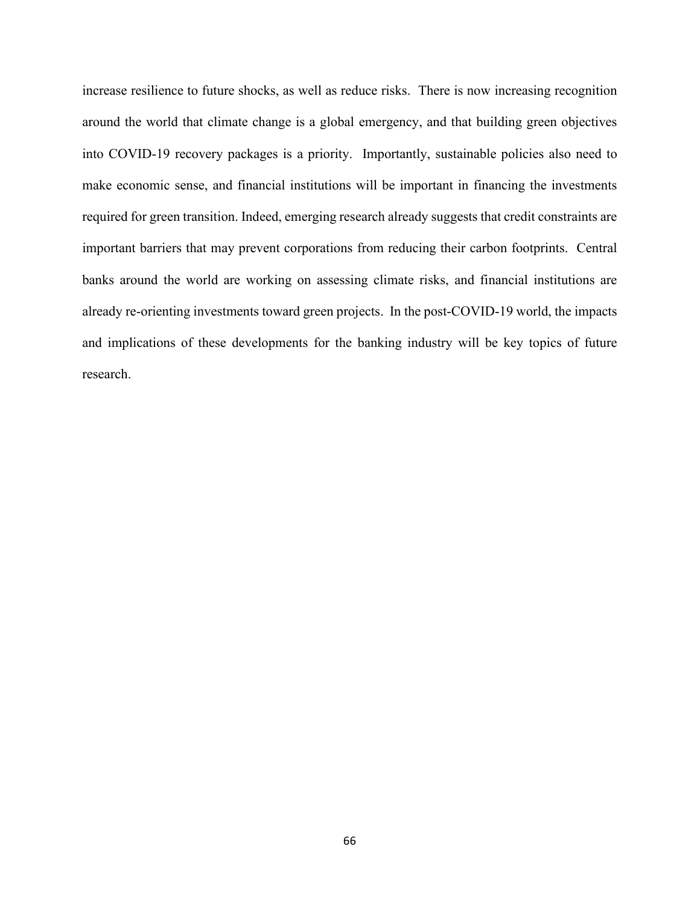increase resilience to future shocks, as well as reduce risks. There is now increasing recognition around the world that climate change is a global emergency, and that building green objectives into COVID-19 recovery packages is a priority. Importantly, sustainable policies also need to make economic sense, and financial institutions will be important in financing the investments required for green transition. Indeed, emerging research already suggests that credit constraints are important barriers that may prevent corporations from reducing their carbon footprints. Central banks around the world are working on assessing climate risks, and financial institutions are already re-orienting investments toward green projects. In the post-COVID-19 world, the impacts and implications of these developments for the banking industry will be key topics of future research.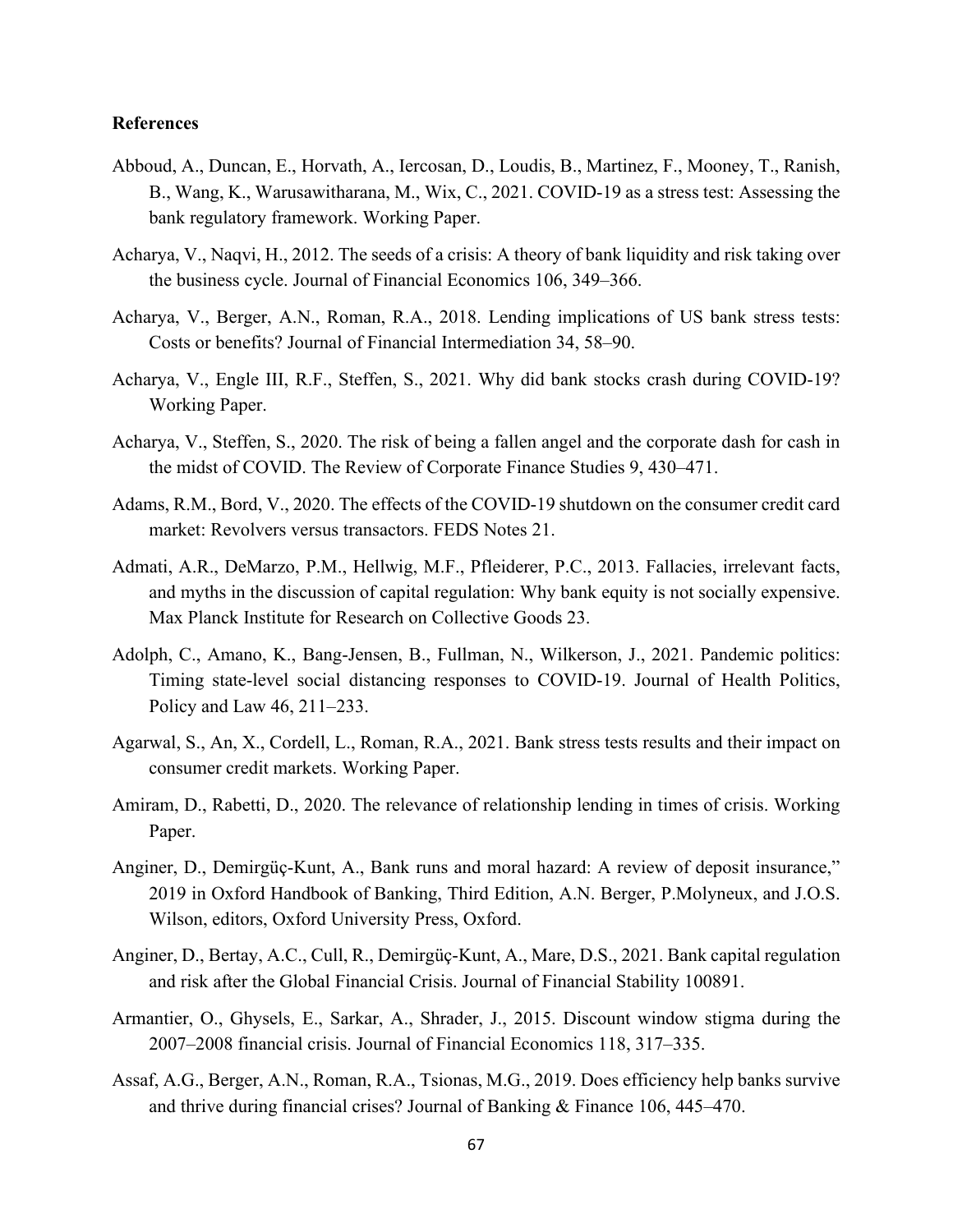**References**

Abboud, A., Duncan, E., Horvath, A., Iercosan, D., Loudis, B., Martinez, F., Mooney, T., Ranish, B., Wang, K., Warusawitharana, M., Wix, C., 2021. COVID-19 as a stress test: Assessing the bank regulatory framework. Working Paper.

Acharya, V., Naqvi, H., 2012. The seeds of a crisis: A theory of bank liquidity and risk taking over the business cycle. Journal of Financial Economics 106, 349–366.

Acharya, V., Berger, A.N., Roman, R.A., 2018. Lending implications of US bank stress tests: Costs or benefits? Journal of Financial Intermediation 34, 58–90.

Acharya, V., Engle III, R.F., Steffen, S., 2021. Why did bank stocks crash during COVID-19? Working Paper.

Acharya, V., Steffen, S., 2020. The risk of being a fallen angel and the corporate dash for cash in the midst of COVID. The Review of Corporate Finance Studies 9, 430–471.

Adams, R.M., Bord, V., 2020. The effects of the COVID-19 shutdown on the consumer credit card market: Revolvers versus transactors. FEDS Notes 21.

Admati, A.R., DeMarzo, P.M., Hellwig, M.F., Pfleiderer, P.C., 2013. Fallacies, irrelevant facts, and myths in the discussion of capital regulation: Why bank equity is not socially expensive. Max Planck Institute for Research on Collective Goods 23.

Adolph, C., Amano, K., Bang-Jensen, B., Fullman, N., Wilkerson, J., 2021. Pandemic politics: Timing state-level social distancing responses to COVID-19. Journal of Health Politics, Policy and Law 46, 211–233.

Agarwal, S., An, X., Cordell, L., Roman, R.A., 2021. Bank stress tests results and their impact on consumer credit markets. Working Paper.

Amiram, D., Rabetti, D., 2020. The relevance of relationship lending in times of crisis. Working Paper.

Anginer, D., Demirgüç-Kunt, A., Bank runs and moral hazard: A review of deposit insurance," 2019 in Oxford Handbook of Banking, Third Edition, A.N. Berger, P.Molyneux, and J.O.S. Wilson, editors, Oxford University Press, Oxford.

Anginer, D., Bertay, A.C., Cull, R., Demirgüç-Kunt, A., Mare, D.S., 2021. Bank capital regulation and risk after the Global Financial Crisis. Journal of Financial Stability 100891.

Armantier, O., Ghysels, E., Sarkar, A., Shrader, J., 2015. Discount window stigma during the 2007–2008 financial crisis. Journal of Financial Economics 118, 317–335.

Assaf, A.G., Berger, A.N., Roman, R.A., Tsionas, M.G., 2019. Does efficiency help banks survive and thrive during financial crises? Journal of Banking & Finance 106, 445–470.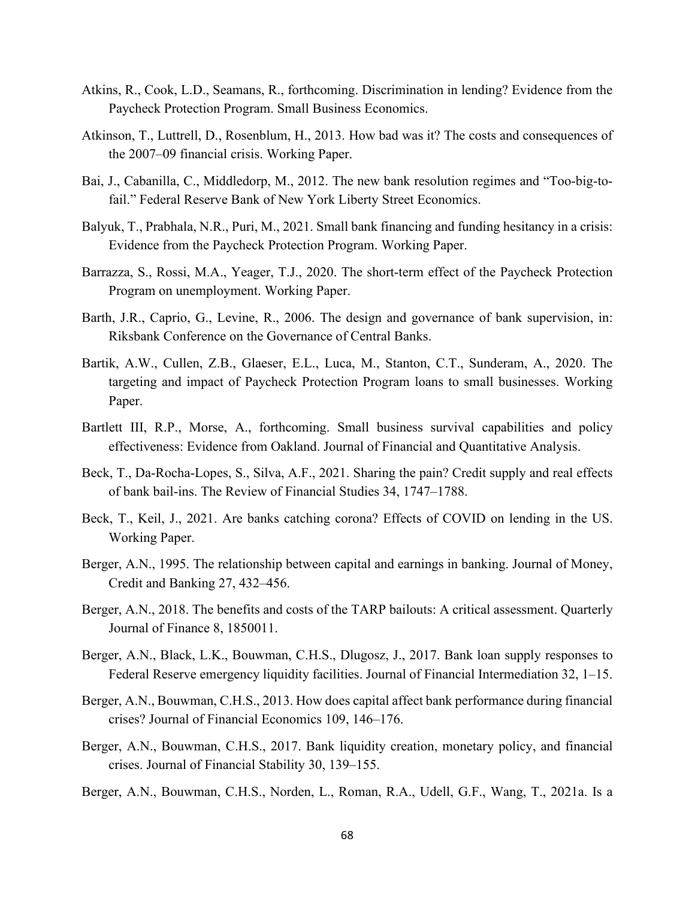Atkins, R., Cook, L.D., Seamans, R., forthcoming. Discrimination in lending? Evidence from the Paycheck Protection Program. Small Business Economics.

Atkinson, T., Luttrell, D., Rosenblum, H., 2013. How bad was it? The costs and consequences of the 2007–09 financial crisis. Working Paper.

Bai, J., Cabanilla, C., Middledorp, M., 2012. The new bank resolution regimes and "Too-big-to-fail." Federal Reserve Bank of New York Liberty Street Economics.

Balyuk, T., Prabhala, N.R., Puri, M., 2021. Small bank financing and funding hesitancy in a crisis: Evidence from the Paycheck Protection Program. Working Paper.

Barrazza, S., Rossi, M.A., Yeager, T.J., 2020. The short-term effect of the Paycheck Protection Program on unemployment. Working Paper.

Barth, J.R., Caprio, G., Levine, R., 2006. The design and governance of bank supervision, in: Riksbank Conference on the Governance of Central Banks.

Bartik, A.W., Cullen, Z.B., Glaeser, E.L., Luca, M., Stanton, C.T., Sunderam, A., 2020. The targeting and impact of Paycheck Protection Program loans to small businesses. Working Paper.

Bartlett III, R.P., Morse, A., forthcoming. Small business survival capabilities and policy effectiveness: Evidence from Oakland. Journal of Financial and Quantitative Analysis.

Beck, T., Da-Rocha-Lopes, S., Silva, A.F., 2021. Sharing the pain? Credit supply and real effects of bank bail-ins. The Review of Financial Studies 34, 1747–1788.

Beck, T., Keil, J., 2021. Are banks catching corona? Effects of COVID on lending in the US. Working Paper.

Berger, A.N., 1995. The relationship between capital and earnings in banking. Journal of Money, Credit and Banking 27, 432–456.

Berger, A.N., 2018. The benefits and costs of the TARP bailouts: A critical assessment. Quarterly Journal of Finance 8, 1850011.

Berger, A.N., Black, L.K., Bouwman, C.H.S., Dlugosz, J., 2017. Bank loan supply responses to Federal Reserve emergency liquidity facilities. Journal of Financial Intermediation 32, 1–15.

Berger, A.N., Bouwman, C.H.S., 2013. How does capital affect bank performance during financial crises? Journal of Financial Economics 109, 146–176.

Berger, A.N., Bouwman, C.H.S., 2017. Bank liquidity creation, monetary policy, and financial crises. Journal of Financial Stability 30, 139–155.

Berger, A.N., Bouwman, C.H.S., Norden, L., Roman, R.A., Udell, G.F., Wang, T., 2021a. Is a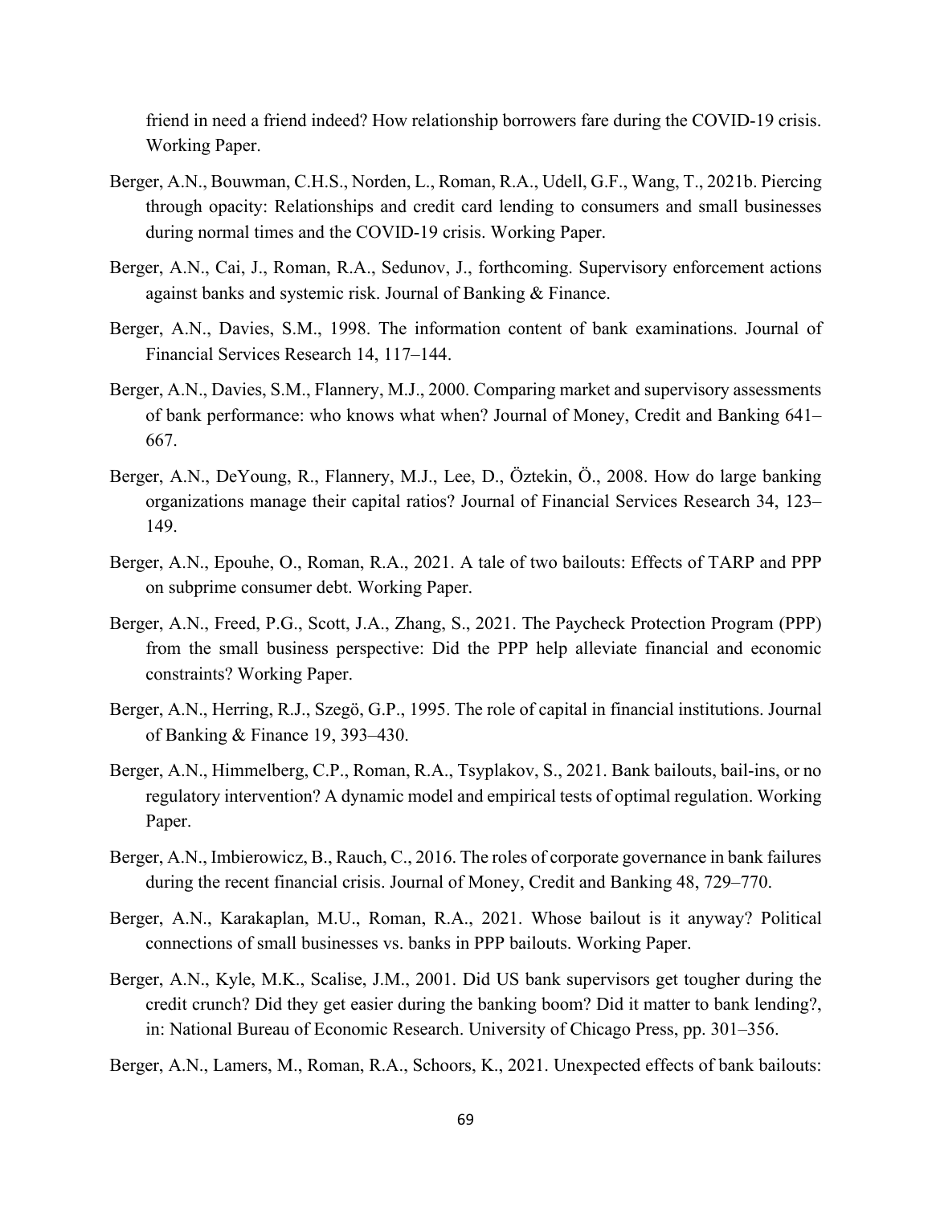friend in need a friend indeed? How relationship borrowers fare during the COVID-19 crisis. Working Paper.

Berger, A.N., Bouwman, C.H.S., Norden, L., Roman, R.A., Udell, G.F., Wang, T., 2021b. Piercing through opacity: Relationships and credit card lending to consumers and small businesses during normal times and the COVID-19 crisis. Working Paper.

Berger, A.N., Cai, J., Roman, R.A., Sedunov, J., forthcoming. Supervisory enforcement actions against banks and systemic risk. Journal of Banking & Finance.

Berger, A.N., Davies, S.M., 1998. The information content of bank examinations. Journal of Financial Services Research 14, 117–144.

Berger, A.N., Davies, S.M., Flannery, M.J., 2000. Comparing market and supervisory assessments of bank performance: who knows what when? Journal of Money, Credit and Banking 641–667.

Berger, A.N., DeYoung, R., Flannery, M.J., Lee, D., Öztekin, Ö., 2008. How do large banking organizations manage their capital ratios? Journal of Financial Services Research 34, 123–149.

Berger, A.N., Epouhe, O., Roman, R.A., 2021. A tale of two bailouts: Effects of TARP and PPP on subprime consumer debt. Working Paper.

Berger, A.N., Freed, P.G., Scott, J.A., Zhang, S., 2021. The Paycheck Protection Program (PPP) from the small business perspective: Did the PPP help alleviate financial and economic constraints? Working Paper.

Berger, A.N., Herring, R.J., Szegö, G.P., 1995. The role of capital in financial institutions. Journal of Banking & Finance 19, 393–430.

Berger, A.N., Himmelberg, C.P., Roman, R.A., Tsyplakov, S., 2021. Bank bailouts, bail-ins, or no regulatory intervention? A dynamic model and empirical tests of optimal regulation. Working Paper.

Berger, A.N., Imbierowicz, B., Rauch, C., 2016. The roles of corporate governance in bank failures during the recent financial crisis. Journal of Money, Credit and Banking 48, 729–770.

Berger, A.N., Karakaplan, M.U., Roman, R.A., 2021. Whose bailout is it anyway? Political connections of small businesses vs. banks in PPP bailouts. Working Paper.

Berger, A.N., Kyle, M.K., Scalise, J.M., 2001. Did US bank supervisors get tougher during the credit crunch? Did they get easier during the banking boom? Did it matter to bank lending?, in: National Bureau of Economic Research. University of Chicago Press, pp. 301–356.

Berger, A.N., Lamers, M., Roman, R.A., Schoors, K., 2021. Unexpected effects of bank bailouts: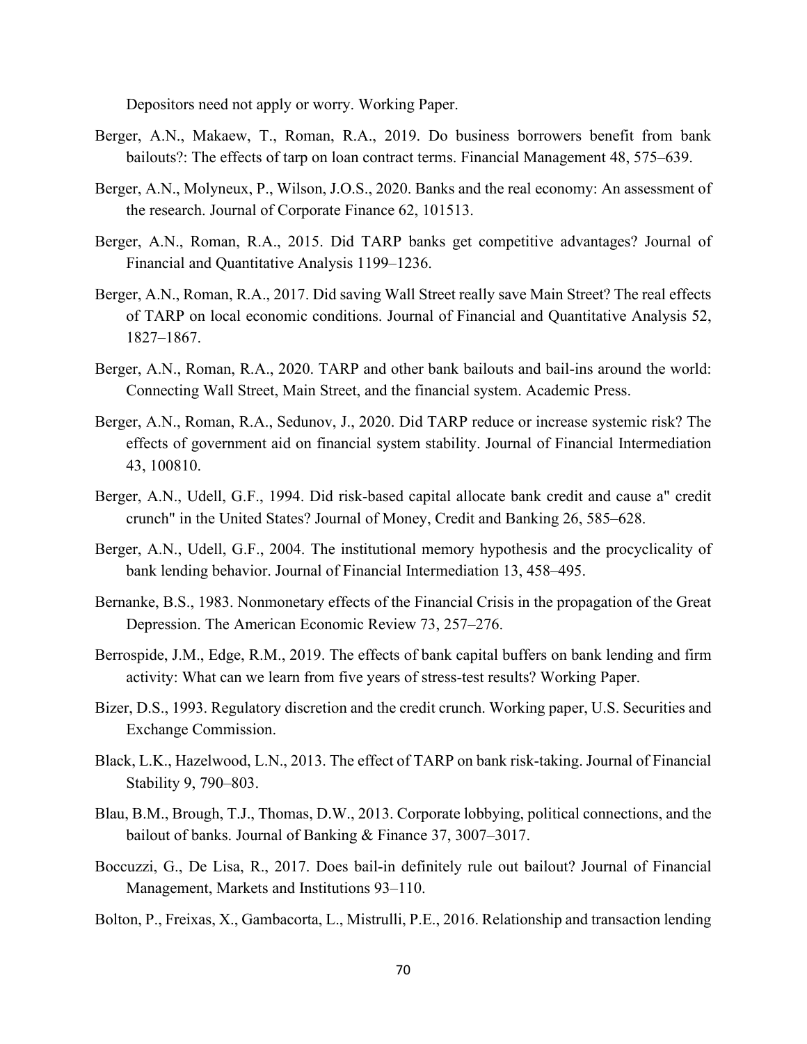Depositors need not apply or worry. Working Paper.

Berger, A.N., Makaew, T., Roman, R.A., 2019. Do business borrowers benefit from bank bailouts?: The effects of tarp on loan contract terms. Financial Management 48, 575–639.

Berger, A.N., Molyneux, P., Wilson, J.O.S., 2020. Banks and the real economy: An assessment of the research. Journal of Corporate Finance 62, 101513.

Berger, A.N., Roman, R.A., 2015. Did TARP banks get competitive advantages? Journal of Financial and Quantitative Analysis 1199–1236.

Berger, A.N., Roman, R.A., 2017. Did saving Wall Street really save Main Street? The real effects of TARP on local economic conditions. Journal of Financial and Quantitative Analysis 52, 1827–1867.

Berger, A.N., Roman, R.A., 2020. TARP and other bank bailouts and bail-ins around the world: Connecting Wall Street, Main Street, and the financial system. Academic Press.

Berger, A.N., Roman, R.A., Sedunov, J., 2020. Did TARP reduce or increase systemic risk? The effects of government aid on financial system stability. Journal of Financial Intermediation 43, 100810.

Berger, A.N., Udell, G.F., 1994. Did risk-based capital allocate bank credit and cause a" credit crunch" in the United States? Journal of Money, Credit and Banking 26, 585–628.

Berger, A.N., Udell, G.F., 2004. The institutional memory hypothesis and the procyclicality of bank lending behavior. Journal of Financial Intermediation 13, 458–495.

Bernanke, B.S., 1983. Nonmonetary effects of the Financial Crisis in the propagation of the Great Depression. The American Economic Review 73, 257–276.

Berrospide, J.M., Edge, R.M., 2019. The effects of bank capital buffers on bank lending and firm activity: What can we learn from five years of stress-test results? Working Paper.

Bizer, D.S., 1993. Regulatory discretion and the credit crunch. Working paper, U.S. Securities and Exchange Commission.

Black, L.K., Hazelwood, L.N., 2013. The effect of TARP on bank risk-taking. Journal of Financial Stability 9, 790–803.

Blau, B.M., Brough, T.J., Thomas, D.W., 2013. Corporate lobbying, political connections, and the bailout of banks. Journal of Banking & Finance 37, 3007–3017.

Boccuzzi, G., De Lisa, R., 2017. Does bail-in definitely rule out bailout? Journal of Financial Management, Markets and Institutions 93–110.

Bolton, P., Freixas, X., Gambacorta, L., Mistrulli, P.E., 2016. Relationship and transaction lending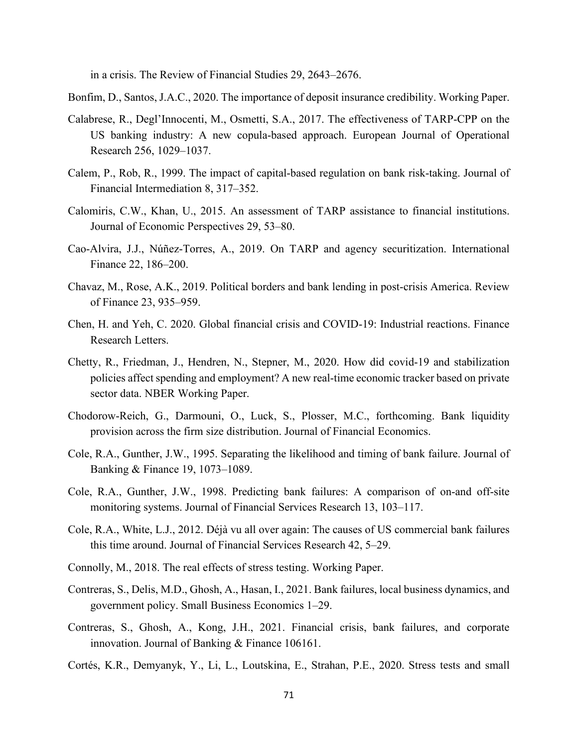in a crisis. The Review of Financial Studies 29, 2643–2676.

Bonfim, D., Santos, J.A.C., 2020. The importance of deposit insurance credibility. Working Paper.

Calabrese, R., Degl'Innocenti, M., Osmetti, S.A., 2017. The effectiveness of TARP-CPP on the US banking industry: A new copula-based approach. European Journal of Operational Research 256, 1029–1037.

Calem, P., Rob, R., 1999. The impact of capital-based regulation on bank risk-taking. Journal of Financial Intermediation 8, 317–352.

Calomiris, C.W., Khan, U., 2015. An assessment of TARP assistance to financial institutions. Journal of Economic Perspectives 29, 53–80.

Cao-Alvira, J.J., Núñez-Torres, A., 2019. On TARP and agency securitization. International Finance 22, 186–200.

Chavaz, M., Rose, A.K., 2019. Political borders and bank lending in post-crisis America. Review of Finance 23, 935–959.

Chen, H. and Yeh, C. 2020. Global financial crisis and COVID-19: Industrial reactions. Finance Research Letters.

Chetty, R., Friedman, J., Hendren, N., Stepner, M., 2020. How did covid-19 and stabilization policies affect spending and employment? A new real-time economic tracker based on private sector data. NBER Working Paper.

Chodorow-Reich, G., Darmouni, O., Luck, S., Plosser, M.C., forthcoming. Bank liquidity provision across the firm size distribution. Journal of Financial Economics.

Cole, R.A., Gunther, J.W., 1995. Separating the likelihood and timing of bank failure. Journal of Banking & Finance 19, 1073–1089.

Cole, R.A., Gunther, J.W., 1998. Predicting bank failures: A comparison of on-and off-site monitoring systems. Journal of Financial Services Research 13, 103–117.

Cole, R.A., White, L.J., 2012. Déjà vu all over again: The causes of US commercial bank failures this time around. Journal of Financial Services Research 42, 5–29.

Connolly, M., 2018. The real effects of stress testing. Working Paper.

Contreras, S., Delis, M.D., Ghosh, A., Hasan, I., 2021. Bank failures, local business dynamics, and government policy. Small Business Economics 1–29.

Contreras, S., Ghosh, A., Kong, J.H., 2021. Financial crisis, bank failures, and corporate innovation. Journal of Banking & Finance 106161.

Cortés, K.R., Demyanyk, Y., Li, L., Loutskina, E., Strahan, P.E., 2020. Stress tests and small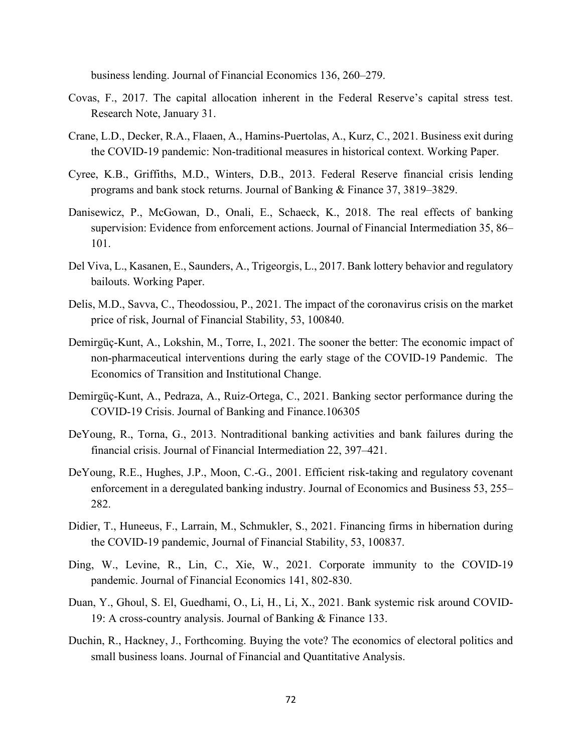business lending. Journal of Financial Economics 136, 260–279.

Covas, F., 2017. The capital allocation inherent in the Federal Reserve's capital stress test. Research Note, January 31.

Crane, L.D., Decker, R.A., Flaaen, A., Hamins-Puertolas, A., Kurz, C., 2021. Business exit during the COVID-19 pandemic: Non-traditional measures in historical context. Working Paper.

Cyree, K.B., Griffiths, M.D., Winters, D.B., 2013. Federal Reserve financial crisis lending programs and bank stock returns. Journal of Banking & Finance 37, 3819–3829.

Danisewicz, P., McGowan, D., Onali, E., Schaeck, K., 2018. The real effects of banking supervision: Evidence from enforcement actions. Journal of Financial Intermediation 35, 86–101.

Del Viva, L., Kasanen, E., Saunders, A., Trigeorgis, L., 2017. Bank lottery behavior and regulatory bailouts. Working Paper.

Delis, M.D., Savva, C., Theodossiou, P., 2021. The impact of the coronavirus crisis on the market price of risk, Journal of Financial Stability, 53, 100840.

Demirgüç-Kunt, A., Lokshin, M., Torre, I., 2021. The sooner the better: The economic impact of non-pharmaceutical interventions during the early stage of the COVID-19 Pandemic. The Economics of Transition and Institutional Change.

Demirgüç-Kunt, A., Pedraza, A., Ruiz-Ortega, C., 2021. Banking sector performance during the COVID-19 Crisis. Journal of Banking and Finance.106305

DeYoung, R., Torna, G., 2013. Nontraditional banking activities and bank failures during the financial crisis. Journal of Financial Intermediation 22, 397–421.

DeYoung, R.E., Hughes, J.P., Moon, C.-G., 2001. Efficient risk-taking and regulatory covenant enforcement in a deregulated banking industry. Journal of Economics and Business 53, 255–282.

Didier, T., Huneeus, F., Larrain, M., Schmukler, S., 2021. Financing firms in hibernation during the COVID-19 pandemic, Journal of Financial Stability, 53, 100837.

Ding, W., Levine, R., Lin, C., Xie, W., 2021. Corporate immunity to the COVID-19 pandemic. Journal of Financial Economics 141, 802-830.

Duan, Y., Ghoul, S. El, Guedhami, O., Li, H., Li, X., 2021. Bank systemic risk around COVID-19: A cross-country analysis. Journal of Banking & Finance 133.

Duchin, R., Hackney, J., Forthcoming. Buying the vote? The economics of electoral politics and small business loans. Journal of Financial and Quantitative Analysis.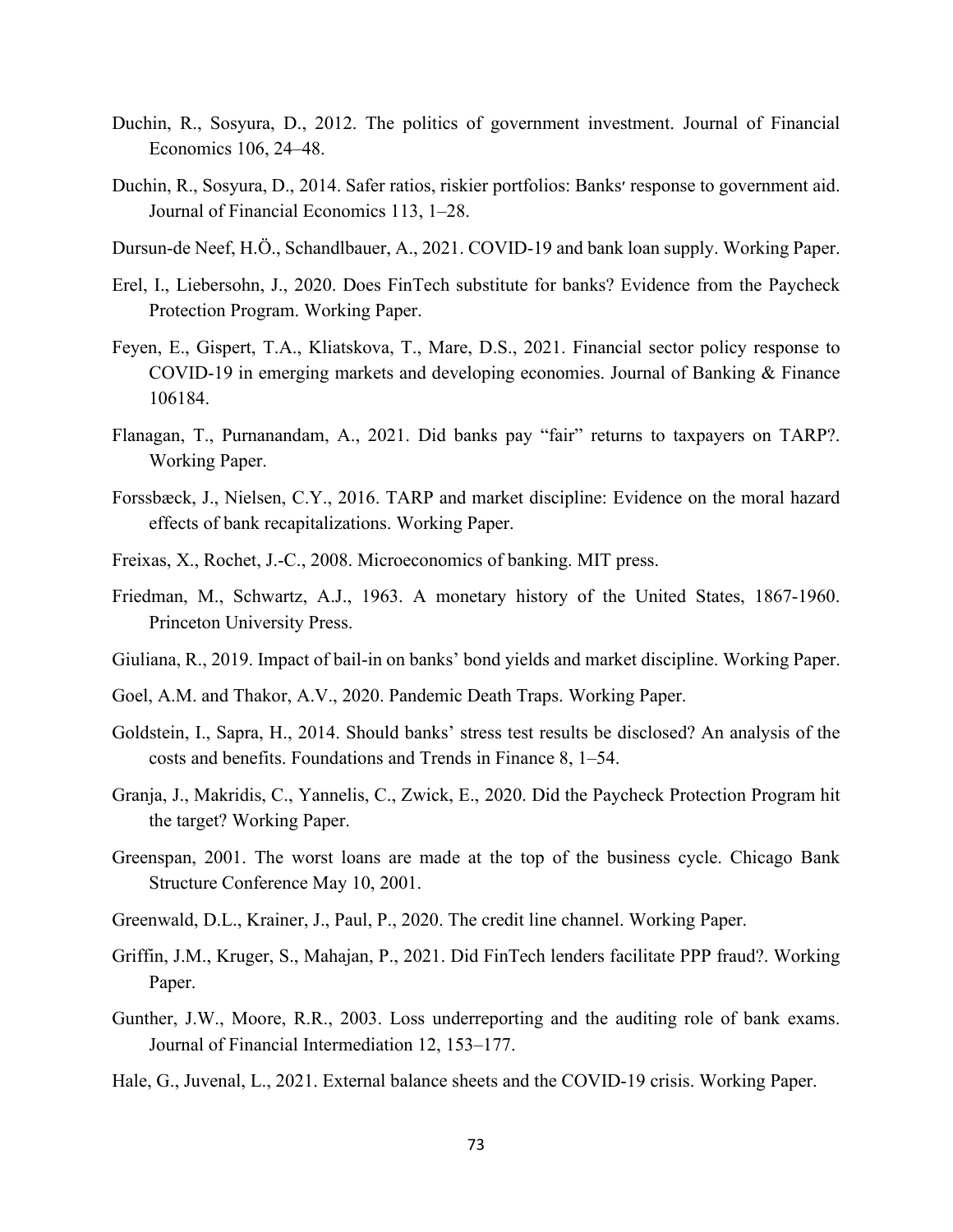Duchin, R., Sosyura, D., 2012. The politics of government investment. Journal of Financial Economics 106, 24–48.

Duchin, R., Sosyura, D., 2014. Safer ratios, riskier portfolios: Banksʼ response to government aid. Journal of Financial Economics 113, 1–28.

Dursun-de Neef, H.Ö., Schandlbauer, A., 2021. COVID-19 and bank loan supply. Working Paper.

Erel, I., Liebersohn, J., 2020. Does FinTech substitute for banks? Evidence from the Paycheck Protection Program. Working Paper.

Feyen, E., Gispert, T.A., Kliatskova, T., Mare, D.S., 2021. Financial sector policy response to COVID-19 in emerging markets and developing economies. Journal of Banking & Finance 106184.

Flanagan, T., Purnanandam, A., 2021. Did banks pay "fair" returns to taxpayers on TARP?. Working Paper.

Forssbæck, J., Nielsen, C.Y., 2016. TARP and market discipline: Evidence on the moral hazard effects of bank recapitalizations. Working Paper.

Freixas, X., Rochet, J.-C., 2008. Microeconomics of banking. MIT press.

Friedman, M., Schwartz, A.J., 1963. A monetary history of the United States, 1867-1960. Princeton University Press.

Giuliana, R., 2019. Impact of bail-in on banks' bond yields and market discipline. Working Paper.

Goel, A.M. and Thakor, A.V., 2020. Pandemic Death Traps. Working Paper.

Goldstein, I., Sapra, H., 2014. Should banks' stress test results be disclosed? An analysis of the costs and benefits. Foundations and Trends in Finance 8, 1–54.

Granja, J., Makridis, C., Yannelis, C., Zwick, E., 2020. Did the Paycheck Protection Program hit the target? Working Paper.

Greenspan, 2001. The worst loans are made at the top of the business cycle. Chicago Bank Structure Conference May 10, 2001.

Greenwald, D.L., Krainer, J., Paul, P., 2020. The credit line channel. Working Paper.

Griffin, J.M., Kruger, S., Mahajan, P., 2021. Did FinTech lenders facilitate PPP fraud?. Working Paper.

Gunther, J.W., Moore, R.R., 2003. Loss underreporting and the auditing role of bank exams. Journal of Financial Intermediation 12, 153–177.

Hale, G., Juvenal, L., 2021. External balance sheets and the COVID-19 crisis. Working Paper.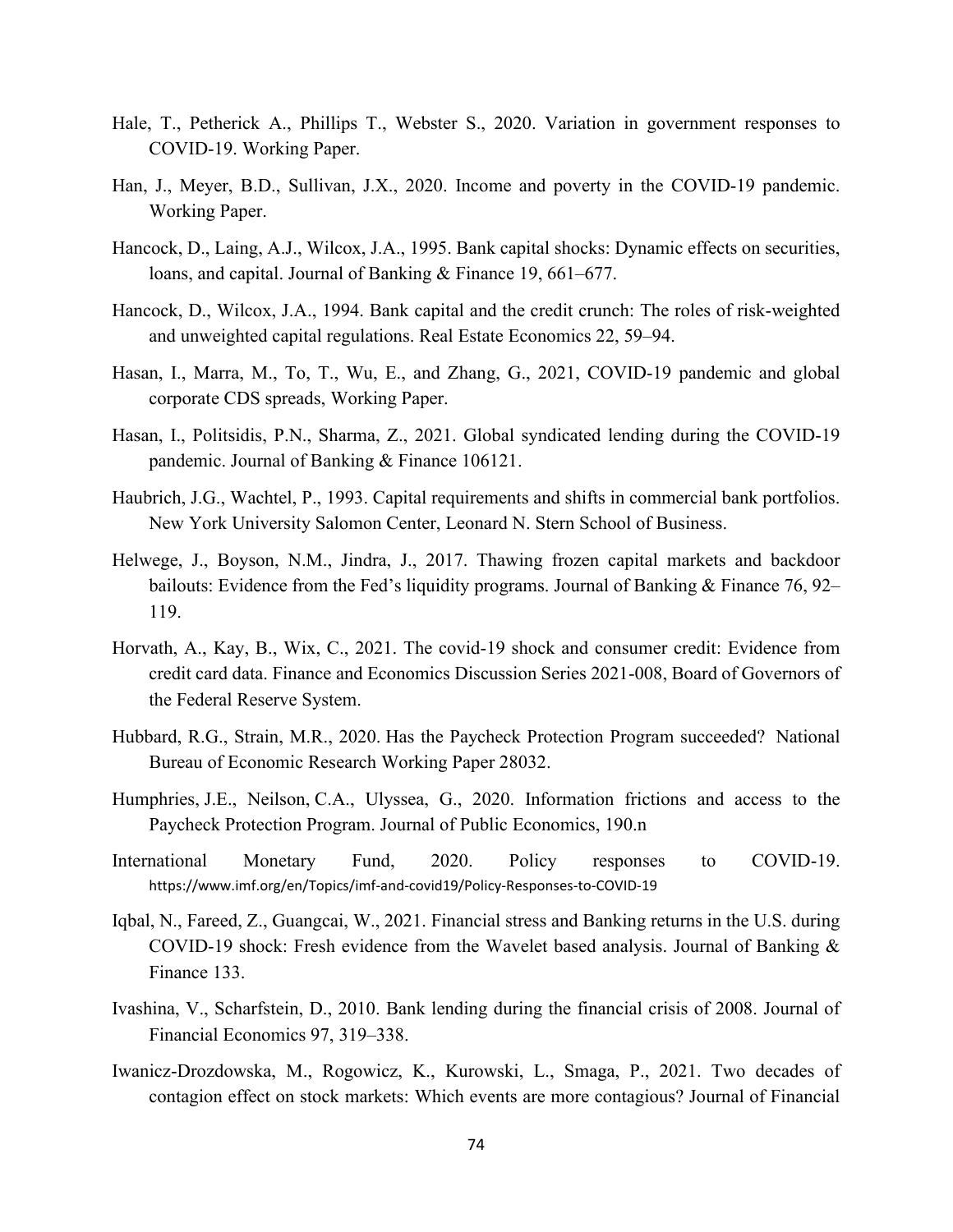Hale, T., Petherick A., Phillips T., Webster S., 2020. Variation in government responses to COVID-19. Working Paper.

Han, J., Meyer, B.D., Sullivan, J.X., 2020. Income and poverty in the COVID-19 pandemic. Working Paper.

Hancock, D., Laing, A.J., Wilcox, J.A., 1995. Bank capital shocks: Dynamic effects on securities, loans, and capital. Journal of Banking & Finance 19, 661–677.

Hancock, D., Wilcox, J.A., 1994. Bank capital and the credit crunch: The roles of risk-weighted and unweighted capital regulations. Real Estate Economics 22, 59–94.

Hasan, I., Marra, M., To, T., Wu, E., and Zhang, G., 2021, COVID-19 pandemic and global corporate CDS spreads, Working Paper.

Hasan, I., Politsidis, P.N., Sharma, Z., 2021. Global syndicated lending during the COVID-19 pandemic. Journal of Banking & Finance 106121.

Haubrich, J.G., Wachtel, P., 1993. Capital requirements and shifts in commercial bank portfolios. New York University Salomon Center, Leonard N. Stern School of Business.

Helwege, J., Boyson, N.M., Jindra, J., 2017. Thawing frozen capital markets and backdoor bailouts: Evidence from the Fed's liquidity programs. Journal of Banking & Finance 76, 92–119.

Horvath, A., Kay, B., Wix, C., 2021. The covid-19 shock and consumer credit: Evidence from credit card data. Finance and Economics Discussion Series 2021-008, Board of Governors of the Federal Reserve System.

Hubbard, R.G., Strain, M.R., 2020. Has the Paycheck Protection Program succeeded? National Bureau of Economic Research Working Paper 28032.

Humphries, J.E., Neilson, C.A., Ulyssea, G., 2020. Information frictions and access to the Paycheck Protection Program. Journal of Public Economics, 190.n

International Monetary Fund, 2020. Policy responses to COVID-19. https://www.imf.org/en/Topics/imf-and-covid19/Policy-Responses-to-COVID-19

Iqbal, N., Fareed, Z., Guangcai, W., 2021. Financial stress and Banking returns in the U.S. during COVID-19 shock: Fresh evidence from the Wavelet based analysis. Journal of Banking & Finance 133.

Ivashina, V., Scharfstein, D., 2010. Bank lending during the financial crisis of 2008. Journal of Financial Economics 97, 319–338.

Iwanicz-Drozdowska, M., Rogowicz, K., Kurowski, L., Smaga, P., 2021. Two decades of contagion effect on stock markets: Which events are more contagious? Journal of Financial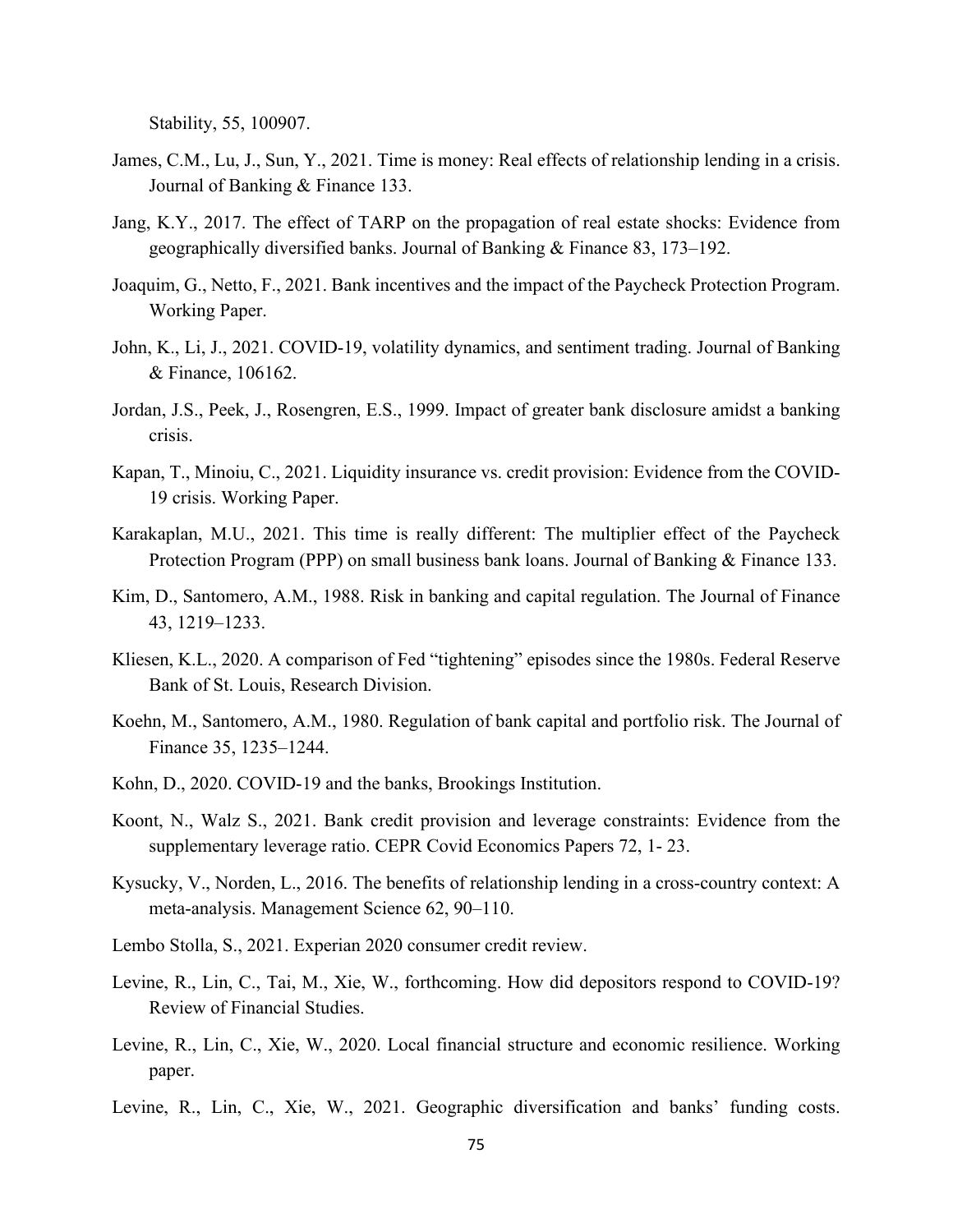Stability, 55, 100907.

James, C.M., Lu, J., Sun, Y., 2021. Time is money: Real effects of relationship lending in a crisis. Journal of Banking & Finance 133.

Jang, K.Y., 2017. The effect of TARP on the propagation of real estate shocks: Evidence from geographically diversified banks. Journal of Banking & Finance 83, 173–192.

Joaquim, G., Netto, F., 2021. Bank incentives and the impact of the Paycheck Protection Program. Working Paper.

John, K., Li, J., 2021. COVID-19, volatility dynamics, and sentiment trading. Journal of Banking & Finance, 106162.

Jordan, J.S., Peek, J., Rosengren, E.S., 1999. Impact of greater bank disclosure amidst a banking crisis.

Kapan, T., Minoiu, C., 2021. Liquidity insurance vs. credit provision: Evidence from the COVID-19 crisis. Working Paper.

Karakaplan, M.U., 2021. This time is really different: The multiplier effect of the Paycheck Protection Program (PPP) on small business bank loans. Journal of Banking & Finance 133.

Kim, D., Santomero, A.M., 1988. Risk in banking and capital regulation. The Journal of Finance 43, 1219–1233.

Kliesen, K.L., 2020. A comparison of Fed "tightening" episodes since the 1980s. Federal Reserve Bank of St. Louis, Research Division.

Koehn, M., Santomero, A.M., 1980. Regulation of bank capital and portfolio risk. The Journal of Finance 35, 1235–1244.

Kohn, D., 2020. COVID-19 and the banks, Brookings Institution.

Koont, N., Walz S., 2021. Bank credit provision and leverage constraints: Evidence from the supplementary leverage ratio. CEPR Covid Economics Papers 72, 1- 23.

Kysucky, V., Norden, L., 2016. The benefits of relationship lending in a cross-country context: A meta-analysis. Management Science 62, 90–110.

Lembo Stolla, S., 2021. Experian 2020 consumer credit review.

Levine, R., Lin, C., Tai, M., Xie, W., forthcoming. How did depositors respond to COVID-19? Review of Financial Studies.

Levine, R., Lin, C., Xie, W., 2020. Local financial structure and economic resilience. Working paper.

Levine, R., Lin, C., Xie, W., 2021. Geographic diversification and banks' funding costs.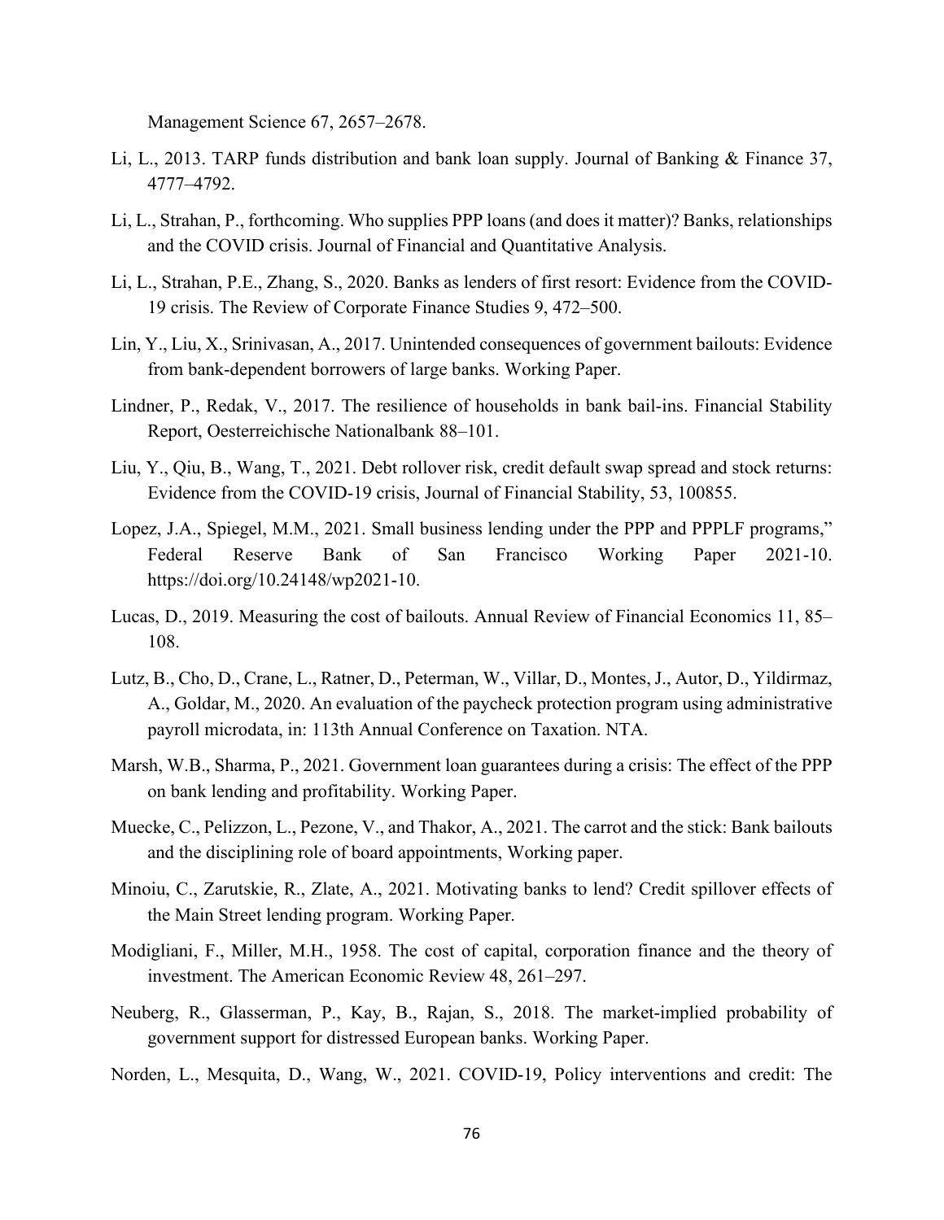Management Science 67, 2657–2678.

Li, L., 2013. TARP funds distribution and bank loan supply. Journal of Banking & Finance 37, 4777–4792.

Li, L., Strahan, P., forthcoming. Who supplies PPP loans (and does it matter)? Banks, relationships and the COVID crisis. Journal of Financial and Quantitative Analysis.

Li, L., Strahan, P.E., Zhang, S., 2020. Banks as lenders of first resort: Evidence from the COVID-19 crisis. The Review of Corporate Finance Studies 9, 472–500.

Lin, Y., Liu, X., Srinivasan, A., 2017. Unintended consequences of government bailouts: Evidence from bank-dependent borrowers of large banks. Working Paper.

Lindner, P., Redak, V., 2017. The resilience of households in bank bail-ins. Financial Stability Report, Oesterreichische Nationalbank 88–101.

Liu, Y., Qiu, B., Wang, T., 2021. Debt rollover risk, credit default swap spread and stock returns: Evidence from the COVID-19 crisis, Journal of Financial Stability, 53, 100855.

Lopez, J.A., Spiegel, M.M., 2021. Small business lending under the PPP and PPPLF programs," Federal Reserve Bank of San Francisco Working Paper 2021-10. https://doi.org/10.24148/wp2021-10.

Lucas, D., 2019. Measuring the cost of bailouts. Annual Review of Financial Economics 11, 85–108.

Lutz, B., Cho, D., Crane, L., Ratner, D., Peterman, W., Villar, D., Montes, J., Autor, D., Yildirmaz, A., Goldar, M., 2020. An evaluation of the paycheck protection program using administrative payroll microdata, in: 113th Annual Conference on Taxation. NTA.

Marsh, W.B., Sharma, P., 2021. Government loan guarantees during a crisis: The effect of the PPP on bank lending and profitability. Working Paper.

Muecke, C., Pelizzon, L., Pezone, V., and Thakor, A., 2021. The carrot and the stick: Bank bailouts and the disciplining role of board appointments, Working paper.

Minoiu, C., Zarutskie, R., Zlate, A., 2021. Motivating banks to lend? Credit spillover effects of the Main Street lending program. Working Paper.

Modigliani, F., Miller, M.H., 1958. The cost of capital, corporation finance and the theory of investment. The American Economic Review 48, 261–297.

Neuberg, R., Glasserman, P., Kay, B., Rajan, S., 2018. The market-implied probability of government support for distressed European banks. Working Paper.

Norden, L., Mesquita, D., Wang, W., 2021. COVID-19, Policy interventions and credit: The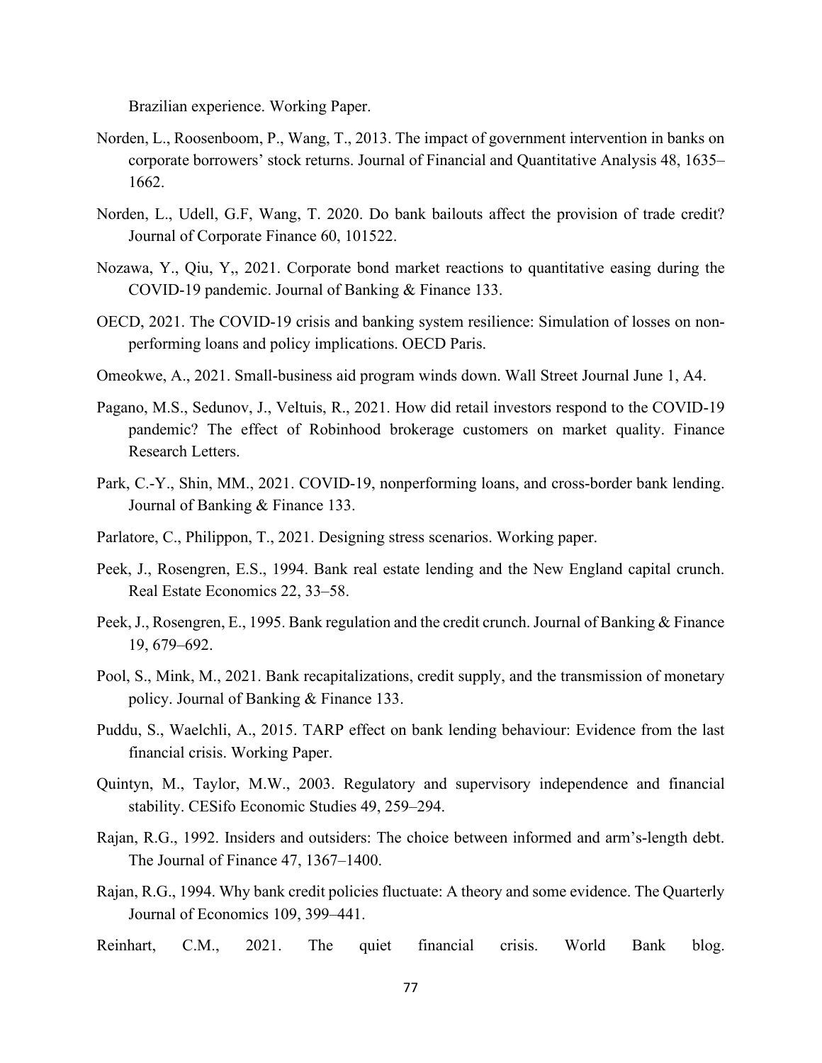Brazilian experience. Working Paper.

Norden, L., Roosenboom, P., Wang, T., 2013. The impact of government intervention in banks on corporate borrowers' stock returns. Journal of Financial and Quantitative Analysis 48, 1635–1662.

Norden, L., Udell, G.F, Wang, T. 2020. Do bank bailouts affect the provision of trade credit? Journal of Corporate Finance 60, 101522.

Nozawa, Y., Qiu, Y,, 2021. Corporate bond market reactions to quantitative easing during the COVID-19 pandemic. Journal of Banking & Finance 133.

OECD, 2021. The COVID-19 crisis and banking system resilience: Simulation of losses on non-performing loans and policy implications. OECD Paris.

Omeokwe, A., 2021. Small-business aid program winds down. Wall Street Journal June 1, A4.

Pagano, M.S., Sedunov, J., Veltuis, R., 2021. How did retail investors respond to the COVID-19 pandemic? The effect of Robinhood brokerage customers on market quality. Finance Research Letters.

Park, C.-Y., Shin, MM., 2021. COVID-19, nonperforming loans, and cross-border bank lending. Journal of Banking & Finance 133.

Parlatore, C., Philippon, T., 2021. Designing stress scenarios. Working paper.

Peek, J., Rosengren, E.S., 1994. Bank real estate lending and the New England capital crunch. Real Estate Economics 22, 33–58.

Peek, J., Rosengren, E., 1995. Bank regulation and the credit crunch. Journal of Banking & Finance 19, 679–692.

Pool, S., Mink, M., 2021. Bank recapitalizations, credit supply, and the transmission of monetary policy. Journal of Banking & Finance 133.

Puddu, S., Waelchli, A., 2015. TARP effect on bank lending behaviour: Evidence from the last financial crisis. Working Paper.

Quintyn, M., Taylor, M.W., 2003. Regulatory and supervisory independence and financial stability. CESifo Economic Studies 49, 259–294.

Rajan, R.G., 1992. Insiders and outsiders: The choice between informed and arm's-length debt. The Journal of Finance 47, 1367–1400.

Rajan, R.G., 1994. Why bank credit policies fluctuate: A theory and some evidence. The Quarterly Journal of Economics 109, 399–441.

Reinhart, C.M., 2021. The quiet financial crisis. World Bank blog.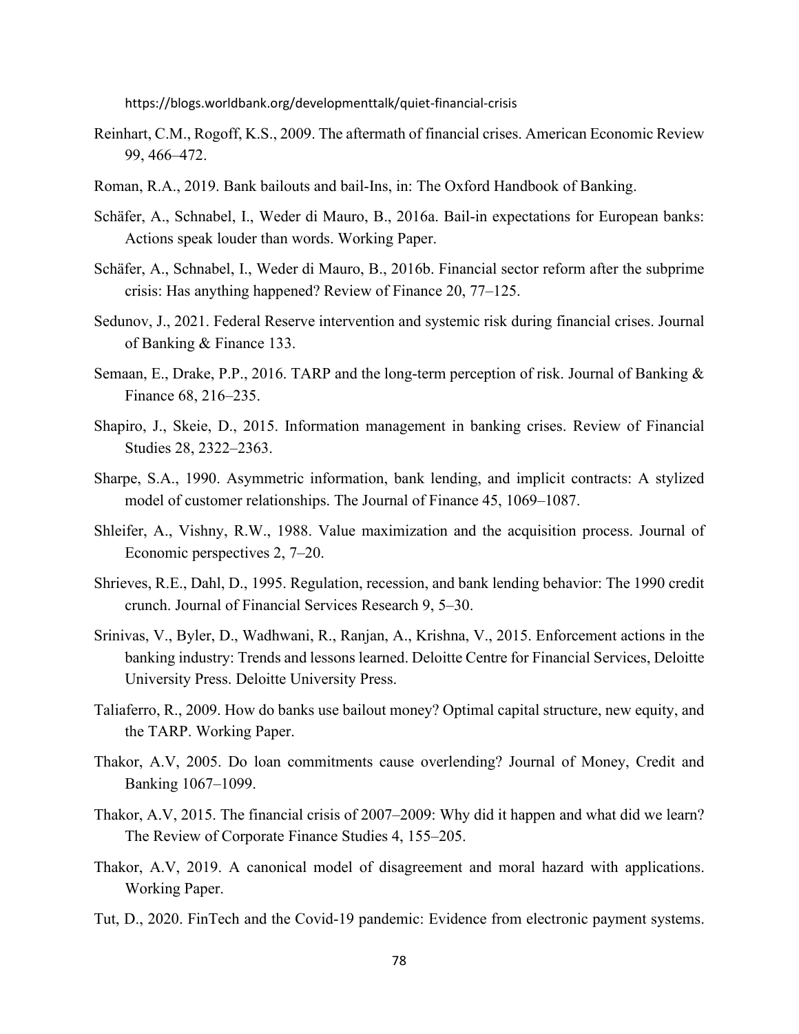https://blogs.worldbank.org/developmenttalk/quiet-financial-crisis

Reinhart, C.M., Rogoff, K.S., 2009. The aftermath of financial crises. American Economic Review 99, 466–472.

Roman, R.A., 2019. Bank bailouts and bail-Ins, in: The Oxford Handbook of Banking.

Schäfer, A., Schnabel, I., Weder di Mauro, B., 2016a. Bail-in expectations for European banks: Actions speak louder than words. Working Paper.

Schäfer, A., Schnabel, I., Weder di Mauro, B., 2016b. Financial sector reform after the subprime crisis: Has anything happened? Review of Finance 20, 77–125.

Sedunov, J., 2021. Federal Reserve intervention and systemic risk during financial crises. Journal of Banking & Finance 133.

Semaan, E., Drake, P.P., 2016. TARP and the long-term perception of risk. Journal of Banking & Finance 68, 216–235.

Shapiro, J., Skeie, D., 2015. Information management in banking crises. Review of Financial Studies 28, 2322–2363.

Sharpe, S.A., 1990. Asymmetric information, bank lending, and implicit contracts: A stylized model of customer relationships. The Journal of Finance 45, 1069–1087.

Shleifer, A., Vishny, R.W., 1988. Value maximization and the acquisition process. Journal of Economic perspectives 2, 7–20.

Shrieves, R.E., Dahl, D., 1995. Regulation, recession, and bank lending behavior: The 1990 credit crunch. Journal of Financial Services Research 9, 5–30.

Srinivas, V., Byler, D., Wadhwani, R., Ranjan, A., Krishna, V., 2015. Enforcement actions in the banking industry: Trends and lessons learned. Deloitte Centre for Financial Services, Deloitte University Press. Deloitte University Press.

Taliaferro, R., 2009. How do banks use bailout money? Optimal capital structure, new equity, and the TARP. Working Paper.

Thakor, A.V, 2005. Do loan commitments cause overlending? Journal of Money, Credit and Banking 1067–1099.

Thakor, A.V, 2015. The financial crisis of 2007–2009: Why did it happen and what did we learn? The Review of Corporate Finance Studies 4, 155–205.

Thakor, A.V, 2019. A canonical model of disagreement and moral hazard with applications. Working Paper.

Tut, D., 2020. FinTech and the Covid-19 pandemic: Evidence from electronic payment systems.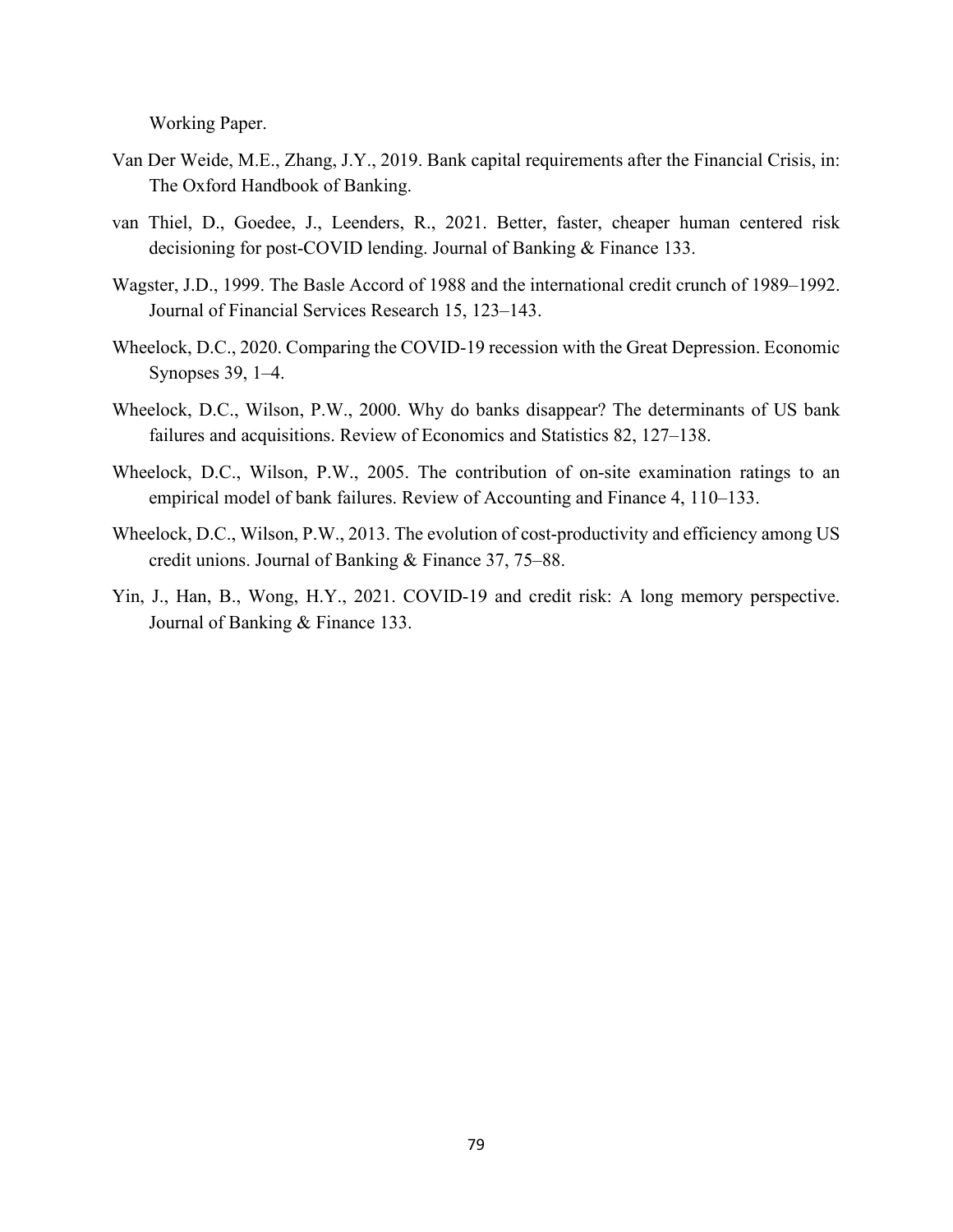Working Paper.

Van Der Weide, M.E., Zhang, J.Y., 2019. Bank capital requirements after the Financial Crisis, in: The Oxford Handbook of Banking.

van Thiel, D., Goedee, J., Leenders, R., 2021. Better, faster, cheaper human centered risk decisioning for post-COVID lending. Journal of Banking & Finance 133.

Wagster, J.D., 1999. The Basle Accord of 1988 and the international credit crunch of 1989–1992. Journal of Financial Services Research 15, 123–143.

Wheelock, D.C., 2020. Comparing the COVID-19 recession with the Great Depression. Economic Synopses 39, 1–4.

Wheelock, D.C., Wilson, P.W., 2000. Why do banks disappear? The determinants of US bank failures and acquisitions. Review of Economics and Statistics 82, 127–138.

Wheelock, D.C., Wilson, P.W., 2005. The contribution of on-site examination ratings to an empirical model of bank failures. Review of Accounting and Finance 4, 110–133.

Wheelock, D.C., Wilson, P.W., 2013. The evolution of cost-productivity and efficiency among US credit unions. Journal of Banking & Finance 37, 75–88.

Yin, J., Han, B., Wong, H.Y., 2021. COVID-19 and credit risk: A long memory perspective. Journal of Banking & Finance 133.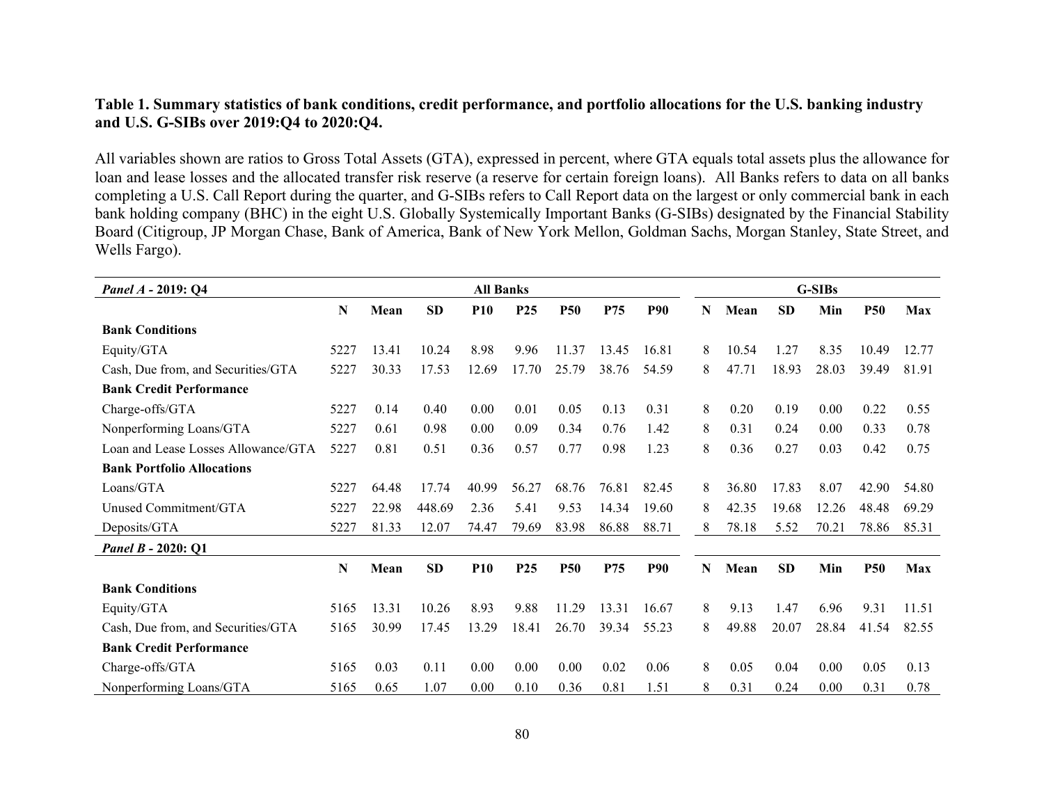**Table 1. Summary statistics of bank conditions, credit performance, and portfolio allocations for the U.S. banking industry and U.S. G-SIBs over 2019:Q4 to 2020:Q4.**

All variables shown are ratios to Gross Total Assets (GTA), expressed in percent, where GTA equals total assets plus the allowance for loan and lease losses and the allocated transfer risk reserve (a reserve for certain foreign loans). All Banks refers to data on all banks completing a U.S. Call Report during the quarter, and G-SIBs refers to Call Report data on the largest or only commercial bank in each bank holding company (BHC) in the eight U.S. Globally Systemically Important Banks (G-SIBs) designated by the Financial Stability Board (Citigroup, JP Morgan Chase, Bank of America, Bank of New York Mellon, Goldman Sachs, Morgan Stanley, State Street, and Wells Fargo).

| *Panel A* - 2019: Q4 | All Banks | | | | | | | | G-SIBs | | | | | |
|---|---|---|---|---|---|---|---|---|---|---|---|---|---|---|
| | **N** | **Mean** | **SD** | **P10** | **P25** | **P50** | **P75** | **P90** | **N** | **Mean** | **SD** | **Min** | **P50** | **Max** |
| **Bank Conditions** | | | | | | | | | | | | | | |
| Equity/GTA | 5227 | 13.41 | 10.24 | 8.98 | 9.96 | 11.37 | 13.45 | 16.81 | 8 | 10.54 | 1.27 | 8.35 | 10.49 | 12.77 |
| Cash, Due from, and Securities/GTA | 5227 | 30.33 | 17.53 | 12.69 | 17.70 | 25.79 | 38.76 | 54.59 | 8 | 47.71 | 18.93 | 28.03 | 39.49 | 81.91 |
| **Bank Credit Performance** | | | | | | | | | | | | | | |
| Charge-offs/GTA | 5227 | 0.14 | 0.40 | 0.00 | 0.01 | 0.05 | 0.13 | 0.31 | 8 | 0.20 | 0.19 | 0.00 | 0.22 | 0.55 |
| Nonperforming Loans/GTA | 5227 | 0.61 | 0.98 | 0.00 | 0.09 | 0.34 | 0.76 | 1.42 | 8 | 0.31 | 0.24 | 0.00 | 0.33 | 0.78 |
| Loan and Lease Losses Allowance/GTA | 5227 | 0.81 | 0.51 | 0.36 | 0.57 | 0.77 | 0.98 | 1.23 | 8 | 0.36 | 0.27 | 0.03 | 0.42 | 0.75 |
| **Bank Portfolio Allocations** | | | | | | | | | | | | | | |
| Loans/GTA | 5227 | 64.48 | 17.74 | 40.99 | 56.27 | 68.76 | 76.81 | 82.45 | 8 | 36.80 | 17.83 | 8.07 | 42.90 | 54.80 |
| Unused Commitment/GTA | 5227 | 22.98 | 448.69 | 2.36 | 5.41 | 9.53 | 14.34 | 19.60 | 8 | 42.35 | 19.68 | 12.26 | 48.48 | 69.29 |
| Deposits/GTA | 5227 | 81.33 | 12.07 | 74.47 | 79.69 | 83.98 | 86.88 | 88.71 | 8 | 78.18 | 5.52 | 70.21 | 78.86 | 85.31 |
| *Panel B* - 2020: Q1 | | | | | | | | | | | | | | |
| | **N** | **Mean** | **SD** | **P10** | **P25** | **P50** | **P75** | **P90** | **N** | **Mean** | **SD** | **Min** | **P50** | **Max** |
| **Bank Conditions** | | | | | | | | | | | | | | |
| Equity/GTA | 5165 | 13.31 | 10.26 | 8.93 | 9.88 | 11.29 | 13.31 | 16.67 | 8 | 9.13 | 1.47 | 6.96 | 9.31 | 11.51 |
| Cash, Due from, and Securities/GTA | 5165 | 30.99 | 17.45 | 13.29 | 18.41 | 26.70 | 39.34 | 55.23 | 8 | 49.88 | 20.07 | 28.84 | 41.54 | 82.55 |
| **Bank Credit Performance** | | | | | | | | | | | | | | |
| Charge-offs/GTA | 5165 | 0.03 | 0.11 | 0.00 | 0.00 | 0.00 | 0.02 | 0.06 | 8 | 0.05 | 0.04 | 0.00 | 0.05 | 0.13 |
| Nonperforming Loans/GTA | 5165 | 0.65 | 1.07 | 0.00 | 0.10 | 0.36 | 0.81 | 1.51 | 8 | 0.31 | 0.24 | 0.00 | 0.31 | 0.78 |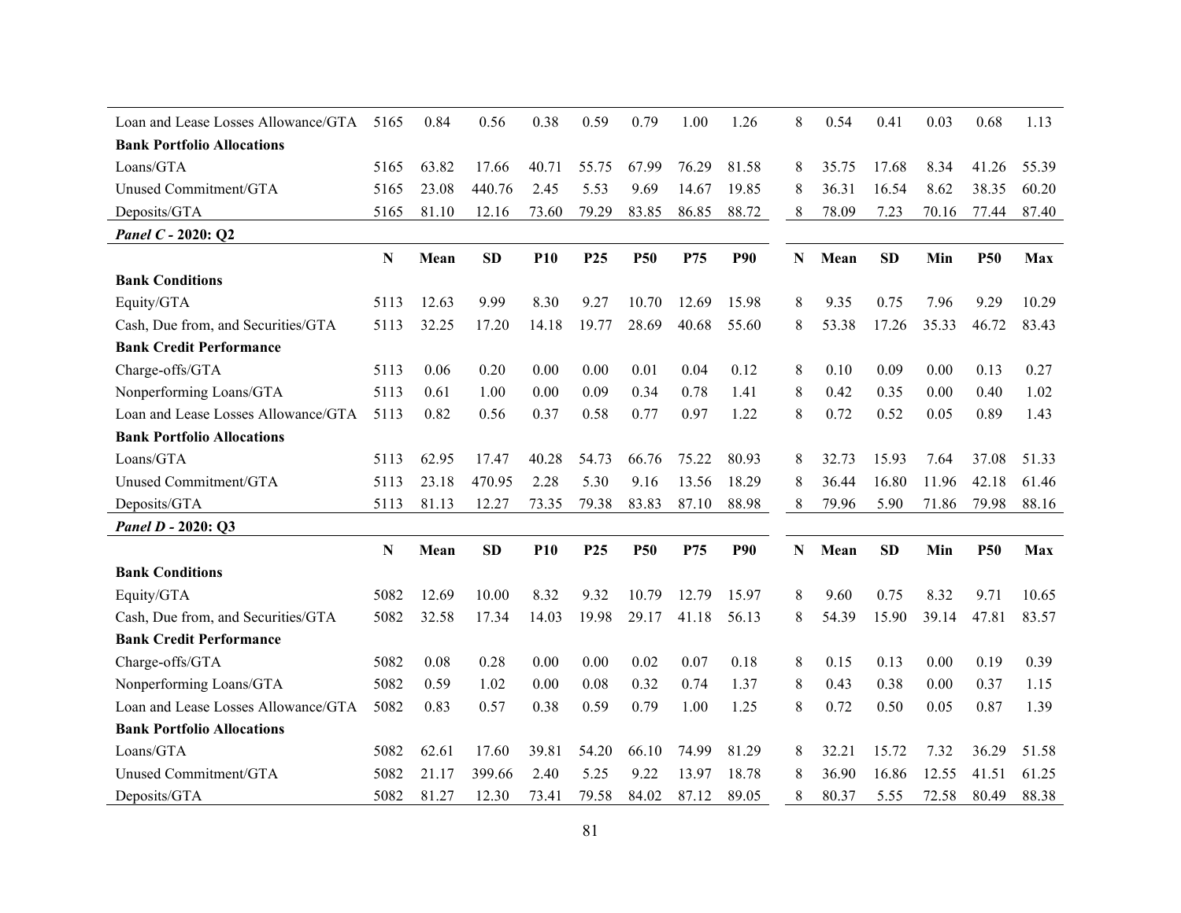| | N | Mean | SD | P10 | P25 | P50 | P75 | P90 | N | Mean | SD | Min | P50 | Max |
|---|---|---|---|---|---|---|---|---|---|---|---|---|---|---|
| Loan and Lease Losses Allowance/GTA | 5165 | 0.84 | 0.56 | 0.38 | 0.59 | 0.79 | 1.00 | 1.26 | 8 | 0.54 | 0.41 | 0.03 | 0.68 | 1.13 |
| **Bank Portfolio Allocations** | | | | | | | | | | | | | | |
| Loans/GTA | 5165 | 63.82 | 17.66 | 40.71 | 55.75 | 67.99 | 76.29 | 81.58 | 8 | 35.75 | 17.68 | 8.34 | 41.26 | 55.39 |
| Unused Commitment/GTA | 5165 | 23.08 | 440.76 | 2.45 | 5.53 | 9.69 | 14.67 | 19.85 | 8 | 36.31 | 16.54 | 8.62 | 38.35 | 60.20 |
| Deposits/GTA | 5165 | 81.10 | 12.16 | 73.60 | 79.29 | 83.85 | 86.85 | 88.72 | 8 | 78.09 | 7.23 | 70.16 | 77.44 | 87.40 |

***Panel C* - 2020: Q2**

| | N | Mean | SD | P10 | P25 | P50 | P75 | P90 | N | Mean | SD | Min | P50 | Max |
|---|---|---|---|---|---|---|---|---|---|---|---|---|---|---|
| **Bank Conditions** | | | | | | | | | | | | | | |
| Equity/GTA | 5113 | 12.63 | 9.99 | 8.30 | 9.27 | 10.70 | 12.69 | 15.98 | 8 | 9.35 | 0.75 | 7.96 | 9.29 | 10.29 |
| Cash, Due from, and Securities/GTA | 5113 | 32.25 | 17.20 | 14.18 | 19.77 | 28.69 | 40.68 | 55.60 | 8 | 53.38 | 17.26 | 35.33 | 46.72 | 83.43 |
| **Bank Credit Performance** | | | | | | | | | | | | | | |
| Charge-offs/GTA | 5113 | 0.06 | 0.20 | 0.00 | 0.00 | 0.01 | 0.04 | 0.12 | 8 | 0.10 | 0.09 | 0.00 | 0.13 | 0.27 |
| Nonperforming Loans/GTA | 5113 | 0.61 | 1.00 | 0.00 | 0.09 | 0.34 | 0.78 | 1.41 | 8 | 0.42 | 0.35 | 0.00 | 0.40 | 1.02 |
| Loan and Lease Losses Allowance/GTA | 5113 | 0.82 | 0.56 | 0.37 | 0.58 | 0.77 | 0.97 | 1.22 | 8 | 0.72 | 0.52 | 0.05 | 0.89 | 1.43 |
| **Bank Portfolio Allocations** | | | | | | | | | | | | | | |
| Loans/GTA | 5113 | 62.95 | 17.47 | 40.28 | 54.73 | 66.76 | 75.22 | 80.93 | 8 | 32.73 | 15.93 | 7.64 | 37.08 | 51.33 |
| Unused Commitment/GTA | 5113 | 23.18 | 470.95 | 2.28 | 5.30 | 9.16 | 13.56 | 18.29 | 8 | 36.44 | 16.80 | 11.96 | 42.18 | 61.46 |
| Deposits/GTA | 5113 | 81.13 | 12.27 | 73.35 | 79.38 | 83.83 | 87.10 | 88.98 | 8 | 79.96 | 5.90 | 71.86 | 79.98 | 88.16 |

***Panel D* - 2020: Q3**

| | N | Mean | SD | P10 | P25 | P50 | P75 | P90 | N | Mean | SD | Min | P50 | Max |
|---|---|---|---|---|---|---|---|---|---|---|---|---|---|---|
| **Bank Conditions** | | | | | | | | | | | | | | |
| Equity/GTA | 5082 | 12.69 | 10.00 | 8.32 | 9.32 | 10.79 | 12.79 | 15.97 | 8 | 9.60 | 0.75 | 8.32 | 9.71 | 10.65 |
| Cash, Due from, and Securities/GTA | 5082 | 32.58 | 17.34 | 14.03 | 19.98 | 29.17 | 41.18 | 56.13 | 8 | 54.39 | 15.90 | 39.14 | 47.81 | 83.57 |
| **Bank Credit Performance** | | | | | | | | | | | | | | |
| Charge-offs/GTA | 5082 | 0.08 | 0.28 | 0.00 | 0.00 | 0.02 | 0.07 | 0.18 | 8 | 0.15 | 0.13 | 0.00 | 0.19 | 0.39 |
| Nonperforming Loans/GTA | 5082 | 0.59 | 1.02 | 0.00 | 0.08 | 0.32 | 0.74 | 1.37 | 8 | 0.43 | 0.38 | 0.00 | 0.37 | 1.15 |
| Loan and Lease Losses Allowance/GTA | 5082 | 0.83 | 0.57 | 0.38 | 0.59 | 0.79 | 1.00 | 1.25 | 8 | 0.72 | 0.50 | 0.05 | 0.87 | 1.39 |
| **Bank Portfolio Allocations** | | | | | | | | | | | | | | |
| Loans/GTA | 5082 | 62.61 | 17.60 | 39.81 | 54.20 | 66.10 | 74.99 | 81.29 | 8 | 32.21 | 15.72 | 7.32 | 36.29 | 51.58 |
| Unused Commitment/GTA | 5082 | 21.17 | 399.66 | 2.40 | 5.25 | 9.22 | 13.97 | 18.78 | 8 | 36.90 | 16.86 | 12.55 | 41.51 | 61.25 |
| Deposits/GTA | 5082 | 81.27 | 12.30 | 73.41 | 79.58 | 84.02 | 87.12 | 89.05 | 8 | 80.37 | 5.55 | 72.58 | 80.49 | 88.38 |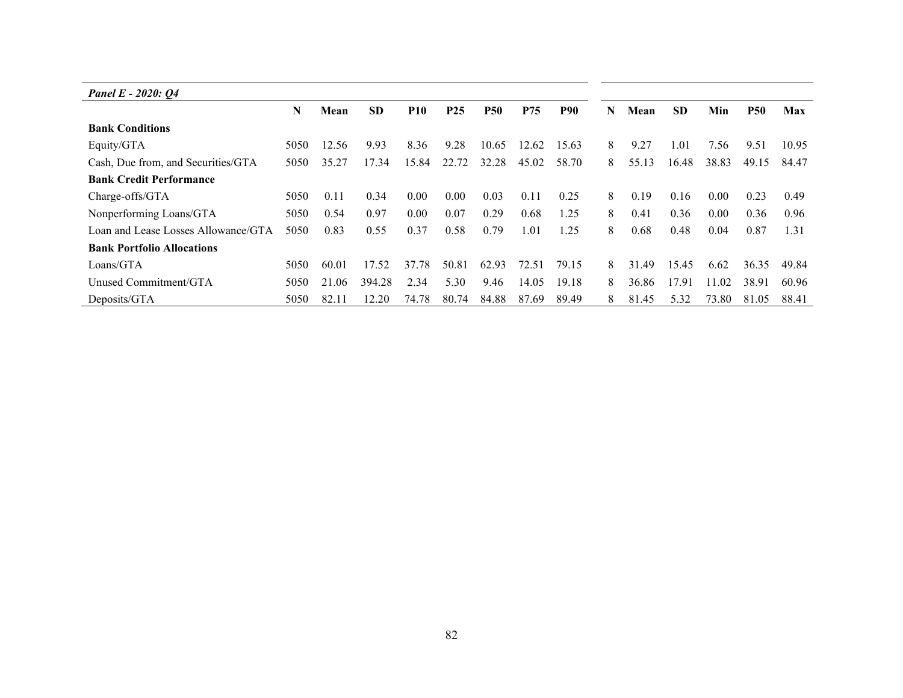| *Panel E - 2020: Q4* | | | | | | | | | | | | | | |
|---|---|---|---|---|---|---|---|---|---|---|---|---|---|---|
| | **N** | **Mean** | **SD** | **P10** | **P25** | **P50** | **P75** | **P90** | **N** | **Mean** | **SD** | **Min** | **P50** | **Max** |
| **Bank Conditions** | | | | | | | | | | | | | | |
| Equity/GTA | 5050 | 12.56 | 9.93 | 8.36 | 9.28 | 10.65 | 12.62 | 15.63 | 8 | 9.27 | 1.01 | 7.56 | 9.51 | 10.95 |
| Cash, Due from, and Securities/GTA | 5050 | 35.27 | 17.34 | 15.84 | 22.72 | 32.28 | 45.02 | 58.70 | 8 | 55.13 | 16.48 | 38.83 | 49.15 | 84.47 |
| **Bank Credit Performance** | | | | | | | | | | | | | | |
| Charge-offs/GTA | 5050 | 0.11 | 0.34 | 0.00 | 0.00 | 0.03 | 0.11 | 0.25 | 8 | 0.19 | 0.16 | 0.00 | 0.23 | 0.49 |
| Nonperforming Loans/GTA | 5050 | 0.54 | 0.97 | 0.00 | 0.07 | 0.29 | 0.68 | 1.25 | 8 | 0.41 | 0.36 | 0.00 | 0.36 | 0.96 |
| Loan and Lease Losses Allowance/GTA | 5050 | 0.83 | 0.55 | 0.37 | 0.58 | 0.79 | 1.01 | 1.25 | 8 | 0.68 | 0.48 | 0.04 | 0.87 | 1.31 |
| **Bank Portfolio Allocations** | | | | | | | | | | | | | | |
| Loans/GTA | 5050 | 60.01 | 17.52 | 37.78 | 50.81 | 62.93 | 72.51 | 79.15 | 8 | 31.49 | 15.45 | 6.62 | 36.35 | 49.84 |
| Unused Commitment/GTA | 5050 | 21.06 | 394.28 | 2.34 | 5.30 | 9.46 | 14.05 | 19.18 | 8 | 36.86 | 17.91 | 11.02 | 38.91 | 60.96 |
| Deposits/GTA | 5050 | 82.11 | 12.20 | 74.78 | 80.74 | 84.88 | 87.69 | 89.49 | 8 | 81.45 | 5.32 | 73.80 | 81.05 | 88.41 |